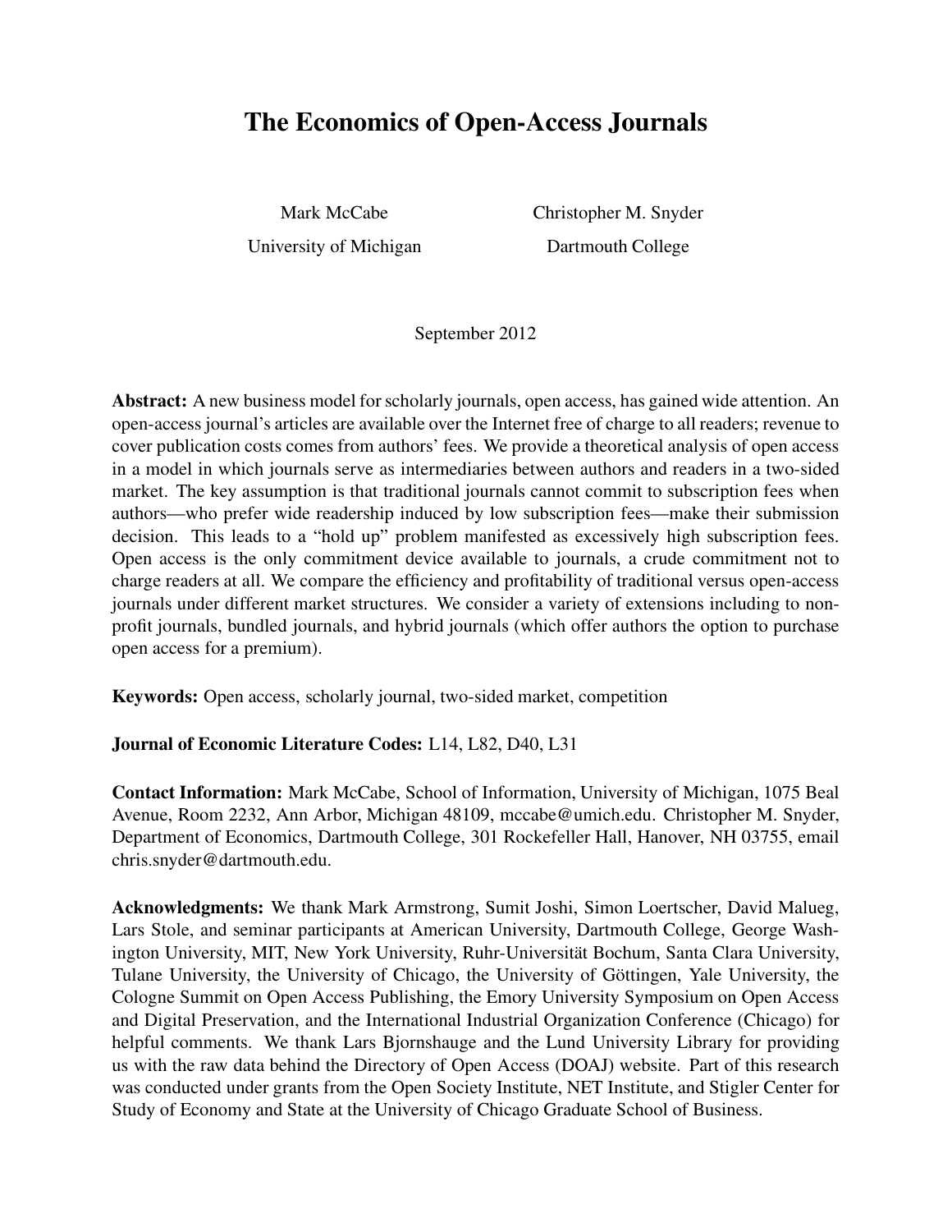# The Economics of Open-Access Journals

Mark McCabe
University of Michigan

Christopher M. Snyder
Dartmouth College

September 2012

**Abstract:** A new business model for scholarly journals, open access, has gained wide attention. An open-access journal's articles are available over the Internet free of charge to all readers; revenue to cover publication costs comes from authors' fees. We provide a theoretical analysis of open access in a model in which journals serve as intermediaries between authors and readers in a two-sided market. The key assumption is that traditional journals cannot commit to subscription fees when authors—who prefer wide readership induced by low subscription fees—make their submission decision. This leads to a "hold up" problem manifested as excessively high subscription fees. Open access is the only commitment device available to journals, a crude commitment not to charge readers at all. We compare the efficiency and profitability of traditional versus open-access journals under different market structures. We consider a variety of extensions including to non-profit journals, bundled journals, and hybrid journals (which offer authors the option to purchase open access for a premium).

**Keywords:** Open access, scholarly journal, two-sided market, competition

**Journal of Economic Literature Codes:** L14, L82, D40, L31

**Contact Information:** Mark McCabe, School of Information, University of Michigan, 1075 Beal Avenue, Room 2232, Ann Arbor, Michigan 48109, mccabe@umich.edu. Christopher M. Snyder, Department of Economics, Dartmouth College, 301 Rockefeller Hall, Hanover, NH 03755, email chris.snyder@dartmouth.edu.

**Acknowledgments:** We thank Mark Armstrong, Sumit Joshi, Simon Loertscher, David Malueg, Lars Stole, and seminar participants at American University, Dartmouth College, George Washington University, MIT, New York University, Ruhr-Universität Bochum, Santa Clara University, Tulane University, the University of Chicago, the University of Göttingen, Yale University, the Cologne Summit on Open Access Publishing, the Emory University Symposium on Open Access and Digital Preservation, and the International Industrial Organization Conference (Chicago) for helpful comments. We thank Lars Bjornshauge and the Lund University Library for providing us with the raw data behind the Directory of Open Access (DOAJ) website. Part of this research was conducted under grants from the Open Society Institute, NET Institute, and Stigler Center for Study of Economy and State at the University of Chicago Graduate School of Business.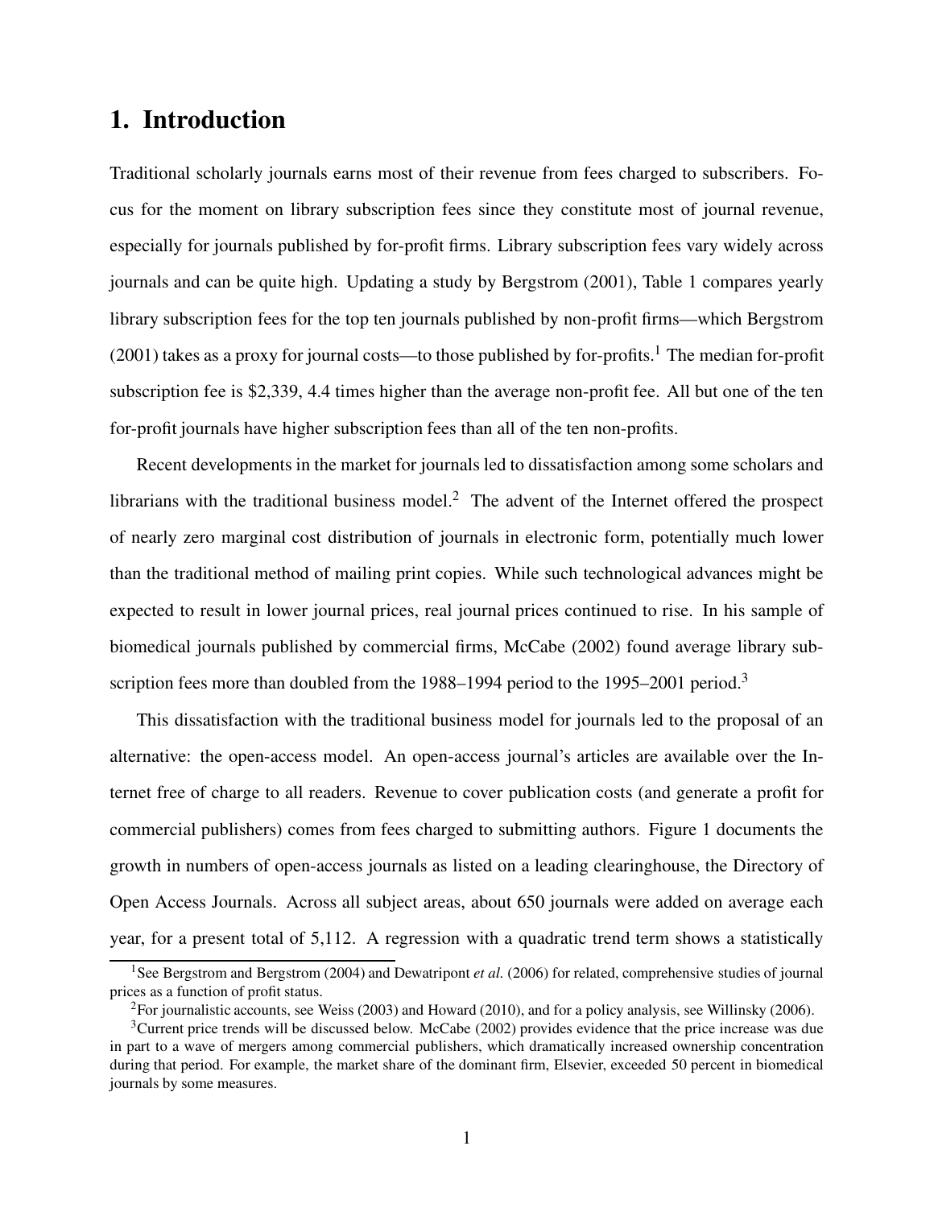# 1. Introduction

Traditional scholarly journals earns most of their revenue from fees charged to subscribers. Focus for the moment on library subscription fees since they constitute most of journal revenue, especially for journals published by for-profit firms. Library subscription fees vary widely across journals and can be quite high. Updating a study by Bergstrom (2001), Table 1 compares yearly library subscription fees for the top ten journals published by non-profit firms—which Bergstrom (2001) takes as a proxy for journal costs—to those published by for-profits.[1] The median for-profit subscription fee is $2,339, 4.4 times higher than the average non-profit fee. All but one of the ten for-profit journals have higher subscription fees than all of the ten non-profits.

Recent developments in the market for journals led to dissatisfaction among some scholars and librarians with the traditional business model.[2] The advent of the Internet offered the prospect of nearly zero marginal cost distribution of journals in electronic form, potentially much lower than the traditional method of mailing print copies. While such technological advances might be expected to result in lower journal prices, real journal prices continued to rise. In his sample of biomedical journals published by commercial firms, McCabe (2002) found average library subscription fees more than doubled from the 1988–1994 period to the 1995–2001 period.[3]

This dissatisfaction with the traditional business model for journals led to the proposal of an alternative: the open-access model. An open-access journal's articles are available over the Internet free of charge to all readers. Revenue to cover publication costs (and generate a profit for commercial publishers) comes from fees charged to submitting authors. Figure 1 documents the growth in numbers of open-access journals as listed on a leading clearinghouse, the Directory of Open Access Journals. Across all subject areas, about 650 journals were added on average each year, for a present total of 5,112. A regression with a quadratic trend term shows a statistically

[1] See Bergstrom and Bergstrom (2004) and Dewatripont *et al.* (2006) for related, comprehensive studies of journal prices as a function of profit status.

[2] For journalistic accounts, see Weiss (2003) and Howard (2010), and for a policy analysis, see Willinsky (2006).

[3] Current price trends will be discussed below. McCabe (2002) provides evidence that the price increase was due in part to a wave of mergers among commercial publishers, which dramatically increased ownership concentration during that period. For example, the market share of the dominant firm, Elsevier, exceeded 50 percent in biomedical journals by some measures.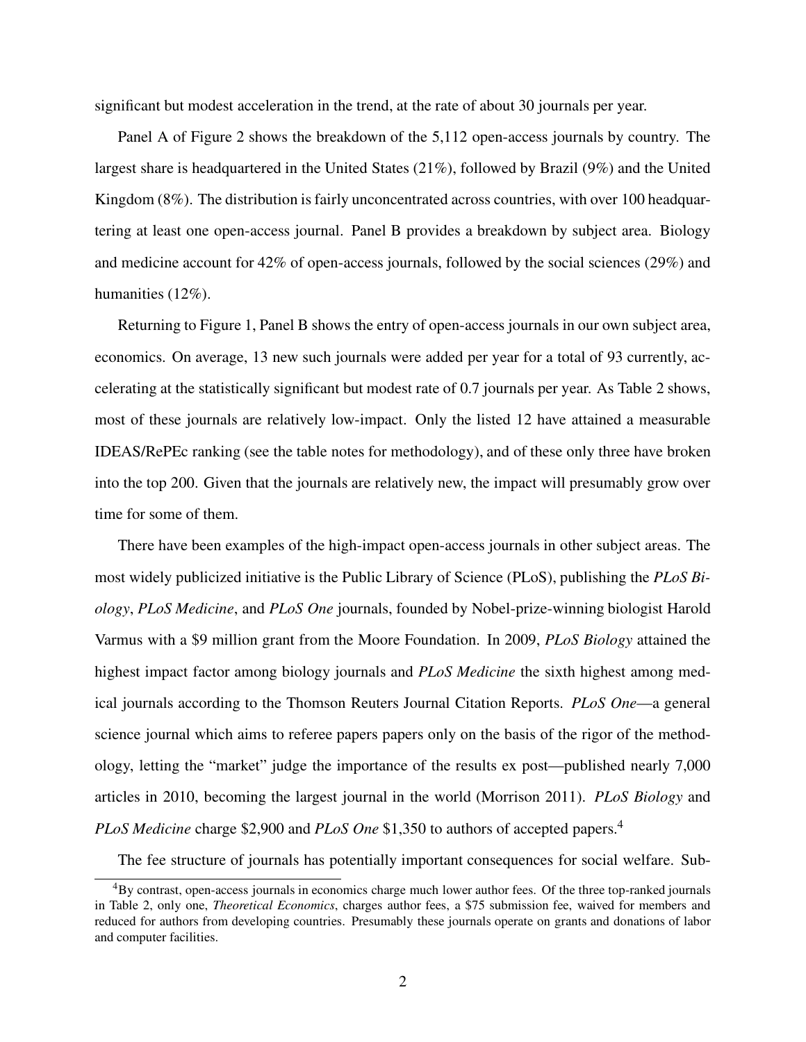significant but modest acceleration in the trend, at the rate of about 30 journals per year.

Panel A of Figure 2 shows the breakdown of the 5,112 open-access journals by country. The largest share is headquartered in the United States (21%), followed by Brazil (9%) and the United Kingdom (8%). The distribution is fairly unconcentrated across countries, with over 100 headquartering at least one open-access journal. Panel B provides a breakdown by subject area. Biology and medicine account for 42% of open-access journals, followed by the social sciences (29%) and humanities (12%).

Returning to Figure 1, Panel B shows the entry of open-access journals in our own subject area, economics. On average, 13 new such journals were added per year for a total of 93 currently, accelerating at the statistically significant but modest rate of 0.7 journals per year. As Table 2 shows, most of these journals are relatively low-impact. Only the listed 12 have attained a measurable IDEAS/RePEc ranking (see the table notes for methodology), and of these only three have broken into the top 200. Given that the journals are relatively new, the impact will presumably grow over time for some of them.

There have been examples of the high-impact open-access journals in other subject areas. The most widely publicized initiative is the Public Library of Science (PLoS), publishing the *PLoS Biology*, *PLoS Medicine*, and *PLoS One* journals, founded by Nobel-prize-winning biologist Harold Varmus with a $9 million grant from the Moore Foundation. In 2009, *PLoS Biology* attained the highest impact factor among biology journals and *PLoS Medicine* the sixth highest among medical journals according to the Thomson Reuters Journal Citation Reports. *PLoS One*—a general science journal which aims to referee papers papers only on the basis of the rigor of the methodology, letting the "market" judge the importance of the results ex post—published nearly 7,000 articles in 2010, becoming the largest journal in the world (Morrison 2011). *PLoS Biology* and *PLoS Medicine* charge $2,900 and *PLoS One* $1,350 to authors of accepted papers.[4]

The fee structure of journals has potentially important consequences for social welfare. Sub-

[4]By contrast, open-access journals in economics charge much lower author fees. Of the three top-ranked journals in Table 2, only one, *Theoretical Economics*, charges author fees, a $75 submission fee, waived for members and reduced for authors from developing countries. Presumably these journals operate on grants and donations of labor and computer facilities.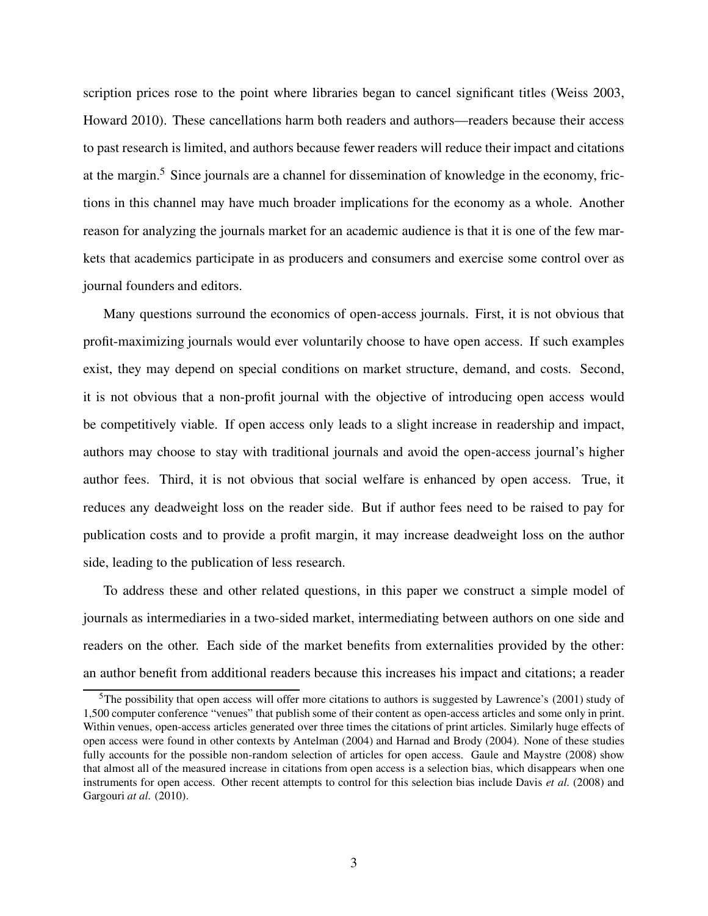scription prices rose to the point where libraries began to cancel significant titles (Weiss 2003, Howard 2010). These cancellations harm both readers and authors—readers because their access to past research is limited, and authors because fewer readers will reduce their impact and citations at the margin.[5] Since journals are a channel for dissemination of knowledge in the economy, frictions in this channel may have much broader implications for the economy as a whole. Another reason for analyzing the journals market for an academic audience is that it is one of the few markets that academics participate in as producers and consumers and exercise some control over as journal founders and editors.

Many questions surround the economics of open-access journals. First, it is not obvious that profit-maximizing journals would ever voluntarily choose to have open access. If such examples exist, they may depend on special conditions on market structure, demand, and costs. Second, it is not obvious that a non-profit journal with the objective of introducing open access would be competitively viable. If open access only leads to a slight increase in readership and impact, authors may choose to stay with traditional journals and avoid the open-access journal's higher author fees. Third, it is not obvious that social welfare is enhanced by open access. True, it reduces any deadweight loss on the reader side. But if author fees need to be raised to pay for publication costs and to provide a profit margin, it may increase deadweight loss on the author side, leading to the publication of less research.

To address these and other related questions, in this paper we construct a simple model of journals as intermediaries in a two-sided market, intermediating between authors on one side and readers on the other. Each side of the market benefits from externalities provided by the other: an author benefit from additional readers because this increases his impact and citations; a reader

[5] The possibility that open access will offer more citations to authors is suggested by Lawrence's (2001) study of 1,500 computer conference "venues" that publish some of their content as open-access articles and some only in print. Within venues, open-access articles generated over three times the citations of print articles. Similarly huge effects of open access were found in other contexts by Antelman (2004) and Harnad and Brody (2004). None of these studies fully accounts for the possible non-random selection of articles for open access. Gaule and Maystre (2008) show that almost all of the measured increase in citations from open access is a selection bias, which disappears when one instruments for open access. Other recent attempts to control for this selection bias include Davis *et al.* (2008) and Gargouri *at al.* (2010).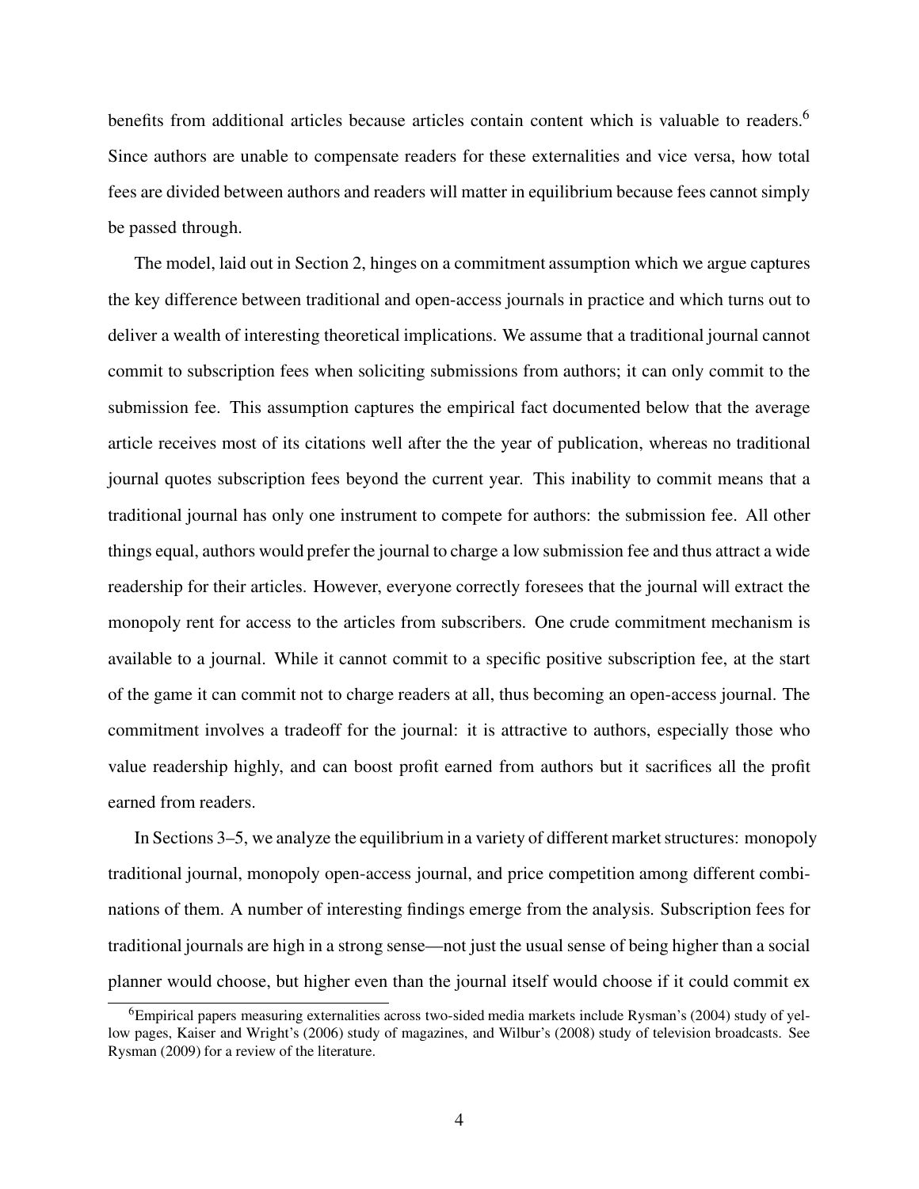benefits from additional articles because articles contain content which is valuable to readers.[6] Since authors are unable to compensate readers for these externalities and vice versa, how total fees are divided between authors and readers will matter in equilibrium because fees cannot simply be passed through.

The model, laid out in Section 2, hinges on a commitment assumption which we argue captures the key difference between traditional and open-access journals in practice and which turns out to deliver a wealth of interesting theoretical implications. We assume that a traditional journal cannot commit to subscription fees when soliciting submissions from authors; it can only commit to the submission fee. This assumption captures the empirical fact documented below that the average article receives most of its citations well after the the year of publication, whereas no traditional journal quotes subscription fees beyond the current year. This inability to commit means that a traditional journal has only one instrument to compete for authors: the submission fee. All other things equal, authors would prefer the journal to charge a low submission fee and thus attract a wide readership for their articles. However, everyone correctly foresees that the journal will extract the monopoly rent for access to the articles from subscribers. One crude commitment mechanism is available to a journal. While it cannot commit to a specific positive subscription fee, at the start of the game it can commit not to charge readers at all, thus becoming an open-access journal. The commitment involves a tradeoff for the journal: it is attractive to authors, especially those who value readership highly, and can boost profit earned from authors but it sacrifices all the profit earned from readers.

In Sections 3–5, we analyze the equilibrium in a variety of different market structures: monopoly traditional journal, monopoly open-access journal, and price competition among different combinations of them. A number of interesting findings emerge from the analysis. Subscription fees for traditional journals are high in a strong sense—not just the usual sense of being higher than a social planner would choose, but higher even than the journal itself would choose if it could commit ex

[6] Empirical papers measuring externalities across two-sided media markets include Rysman's (2004) study of yellow pages, Kaiser and Wright's (2006) study of magazines, and Wilbur's (2008) study of television broadcasts. See Rysman (2009) for a review of the literature.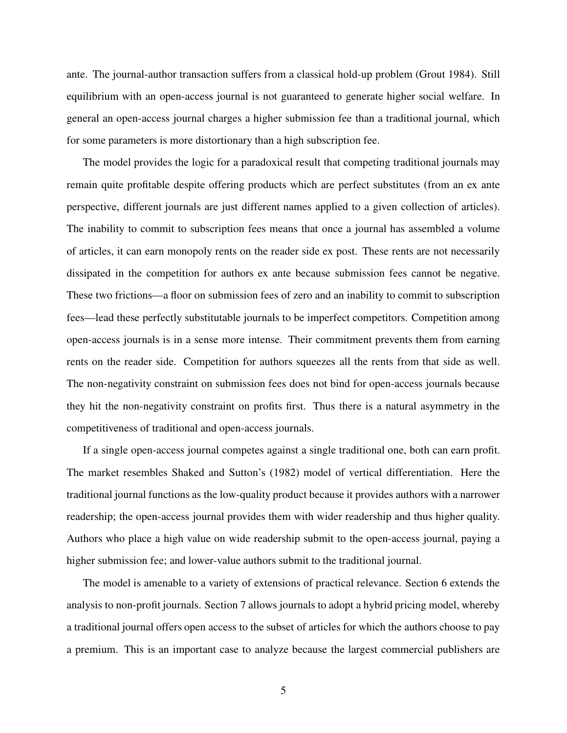ante. The journal-author transaction suffers from a classical hold-up problem (Grout 1984). Still equilibrium with an open-access journal is not guaranteed to generate higher social welfare. In general an open-access journal charges a higher submission fee than a traditional journal, which for some parameters is more distortionary than a high subscription fee.

The model provides the logic for a paradoxical result that competing traditional journals may remain quite profitable despite offering products which are perfect substitutes (from an ex ante perspective, different journals are just different names applied to a given collection of articles). The inability to commit to subscription fees means that once a journal has assembled a volume of articles, it can earn monopoly rents on the reader side ex post. These rents are not necessarily dissipated in the competition for authors ex ante because submission fees cannot be negative. These two frictions—a floor on submission fees of zero and an inability to commit to subscription fees—lead these perfectly substitutable journals to be imperfect competitors. Competition among open-access journals is in a sense more intense. Their commitment prevents them from earning rents on the reader side. Competition for authors squeezes all the rents from that side as well. The non-negativity constraint on submission fees does not bind for open-access journals because they hit the non-negativity constraint on profits first. Thus there is a natural asymmetry in the competitiveness of traditional and open-access journals.

If a single open-access journal competes against a single traditional one, both can earn profit. The market resembles Shaked and Sutton's (1982) model of vertical differentiation. Here the traditional journal functions as the low-quality product because it provides authors with a narrower readership; the open-access journal provides them with wider readership and thus higher quality. Authors who place a high value on wide readership submit to the open-access journal, paying a higher submission fee; and lower-value authors submit to the traditional journal.

The model is amenable to a variety of extensions of practical relevance. Section 6 extends the analysis to non-profit journals. Section 7 allows journals to adopt a hybrid pricing model, whereby a traditional journal offers open access to the subset of articles for which the authors choose to pay a premium. This is an important case to analyze because the largest commercial publishers are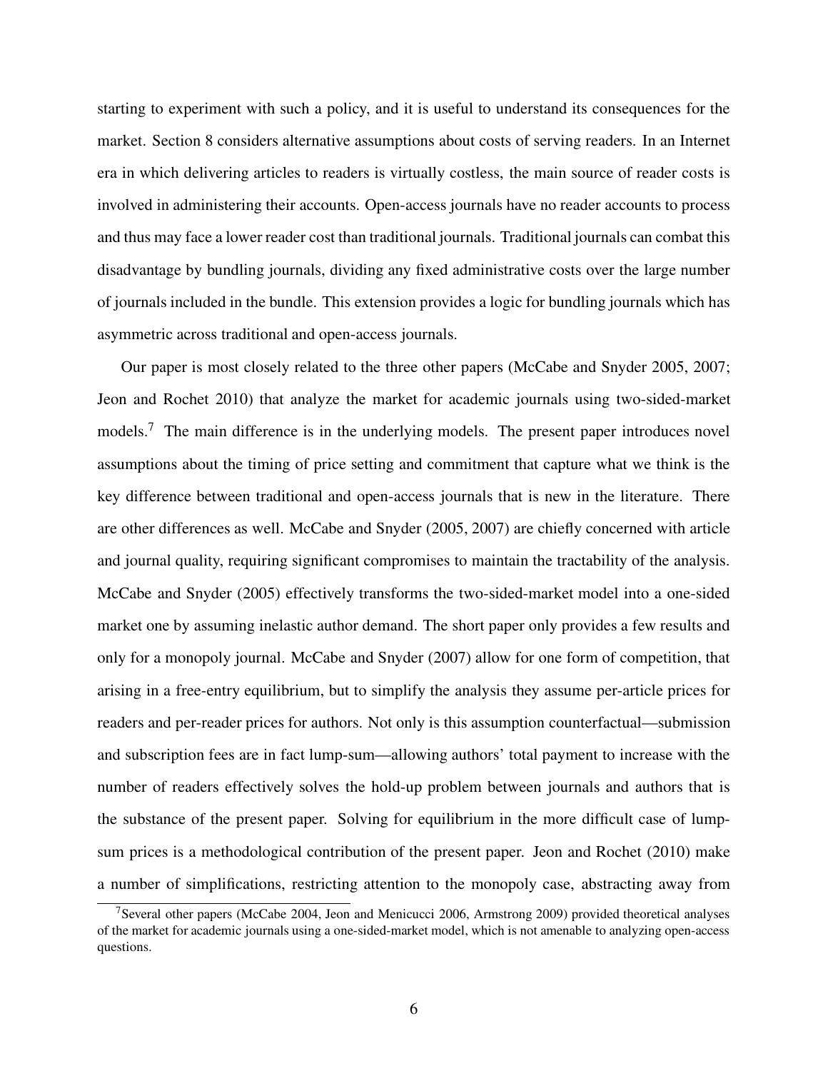starting to experiment with such a policy, and it is useful to understand its consequences for the market. Section 8 considers alternative assumptions about costs of serving readers. In an Internet era in which delivering articles to readers is virtually costless, the main source of reader costs is involved in administering their accounts. Open-access journals have no reader accounts to process and thus may face a lower reader cost than traditional journals. Traditional journals can combat this disadvantage by bundling journals, dividing any fixed administrative costs over the large number of journals included in the bundle. This extension provides a logic for bundling journals which has asymmetric across traditional and open-access journals.

Our paper is most closely related to the three other papers (McCabe and Snyder 2005, 2007; Jeon and Rochet 2010) that analyze the market for academic journals using two-sided-market models.[7] The main difference is in the underlying models. The present paper introduces novel assumptions about the timing of price setting and commitment that capture what we think is the key difference between traditional and open-access journals that is new in the literature. There are other differences as well. McCabe and Snyder (2005, 2007) are chiefly concerned with article and journal quality, requiring significant compromises to maintain the tractability of the analysis. McCabe and Snyder (2005) effectively transforms the two-sided-market model into a one-sided market one by assuming inelastic author demand. The short paper only provides a few results and only for a monopoly journal. McCabe and Snyder (2007) allow for one form of competition, that arising in a free-entry equilibrium, but to simplify the analysis they assume per-article prices for readers and per-reader prices for authors. Not only is this assumption counterfactual—submission and subscription fees are in fact lump-sum—allowing authors' total payment to increase with the number of readers effectively solves the hold-up problem between journals and authors that is the substance of the present paper. Solving for equilibrium in the more difficult case of lump-sum prices is a methodological contribution of the present paper. Jeon and Rochet (2010) make a number of simplifications, restricting attention to the monopoly case, abstracting away from

[7] Several other papers (McCabe 2004, Jeon and Menicucci 2006, Armstrong 2009) provided theoretical analyses of the market for academic journals using a one-sided-market model, which is not amenable to analyzing open-access questions.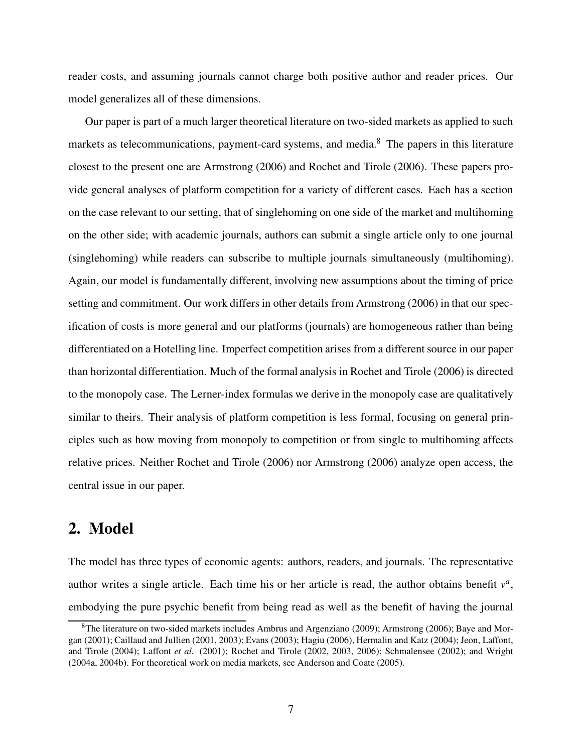reader costs, and assuming journals cannot charge both positive author and reader prices. Our model generalizes all of these dimensions.

Our paper is part of a much larger theoretical literature on two-sided markets as applied to such markets as telecommunications, payment-card systems, and media.[8] The papers in this literature closest to the present one are Armstrong (2006) and Rochet and Tirole (2006). These papers provide general analyses of platform competition for a variety of different cases. Each has a section on the case relevant to our setting, that of singlehoming on one side of the market and multihoming on the other side; with academic journals, authors can submit a single article only to one journal (singlehoming) while readers can subscribe to multiple journals simultaneously (multihoming). Again, our model is fundamentally different, involving new assumptions about the timing of price setting and commitment. Our work differs in other details from Armstrong (2006) in that our specification of costs is more general and our platforms (journals) are homogeneous rather than being differentiated on a Hotelling line. Imperfect competition arises from a different source in our paper than horizontal differentiation. Much of the formal analysis in Rochet and Tirole (2006) is directed to the monopoly case. The Lerner-index formulas we derive in the monopoly case are qualitatively similar to theirs. Their analysis of platform competition is less formal, focusing on general principles such as how moving from monopoly to competition or from single to multihoming affects relative prices. Neither Rochet and Tirole (2006) nor Armstrong (2006) analyze open access, the central issue in our paper.

## 2. Model

The model has three types of economic agents: authors, readers, and journals. The representative author writes a single article. Each time his or her article is read, the author obtains benefit $v^a$, embodying the pure psychic benefit from being read as well as the benefit of having the journal

[8] The literature on two-sided markets includes Ambrus and Argenziano (2009); Armstrong (2006); Baye and Morgan (2001); Caillaud and Jullien (2001, 2003); Evans (2003); Hagiu (2006), Hermalin and Katz (2004); Jeon, Laffont, and Tirole (2004); Laffont *et al.* (2001); Rochet and Tirole (2002, 2003, 2006); Schmalensee (2002); and Wright (2004a, 2004b). For theoretical work on media markets, see Anderson and Coate (2005).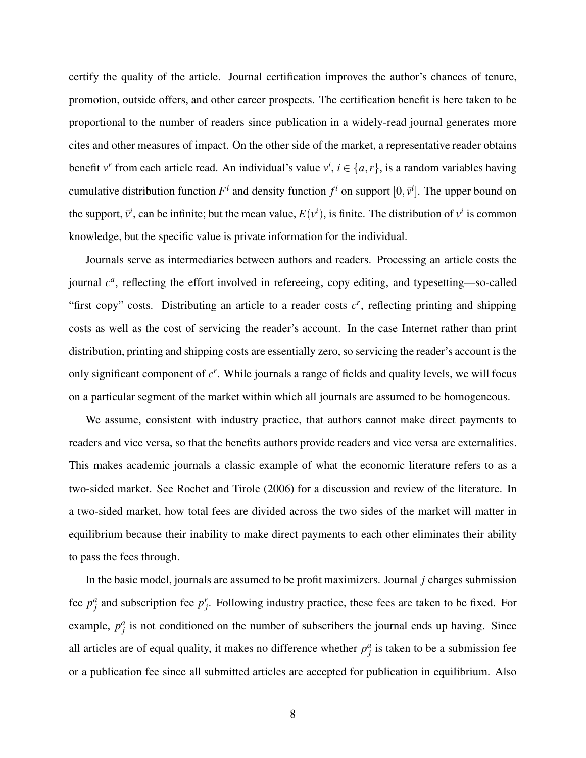certify the quality of the article. Journal certification improves the author's chances of tenure, promotion, outside offers, and other career prospects. The certification benefit is here taken to be proportional to the number of readers since publication in a widely-read journal generates more cites and other measures of impact. On the other side of the market, a representative reader obtains benefit $v^r$ from each article read. An individual's value $v^i$, $i \in \{a, r\}$, is a random variables having cumulative distribution function $F^i$ and density function $f^i$ on support $[0, \bar{v}^i]$. The upper bound on the support, $\bar{v}^i$, can be infinite; but the mean value, $E(v^i)$, is finite. The distribution of $v^i$ is common knowledge, but the specific value is private information for the individual.

Journals serve as intermediaries between authors and readers. Processing an article costs the journal $c^a$, reflecting the effort involved in refereeing, copy editing, and typesetting—so-called "first copy" costs. Distributing an article to a reader costs $c^r$, reflecting printing and shipping costs as well as the cost of servicing the reader's account. In the case Internet rather than print distribution, printing and shipping costs are essentially zero, so servicing the reader's account is the only significant component of $c^r$. While journals a range of fields and quality levels, we will focus on a particular segment of the market within which all journals are assumed to be homogeneous.

We assume, consistent with industry practice, that authors cannot make direct payments to readers and vice versa, so that the benefits authors provide readers and vice versa are externalities. This makes academic journals a classic example of what the economic literature refers to as a two-sided market. See Rochet and Tirole (2006) for a discussion and review of the literature. In a two-sided market, how total fees are divided across the two sides of the market will matter in equilibrium because their inability to make direct payments to each other eliminates their ability to pass the fees through.

In the basic model, journals are assumed to be profit maximizers. Journal $j$ charges submission fee $p^a_j$ and subscription fee $p^r_j$. Following industry practice, these fees are taken to be fixed. For example, $p^a_j$ is not conditioned on the number of subscribers the journal ends up having. Since all articles are of equal quality, it makes no difference whether $p^a_j$ is taken to be a submission fee or a publication fee since all submitted articles are accepted for publication in equilibrium. Also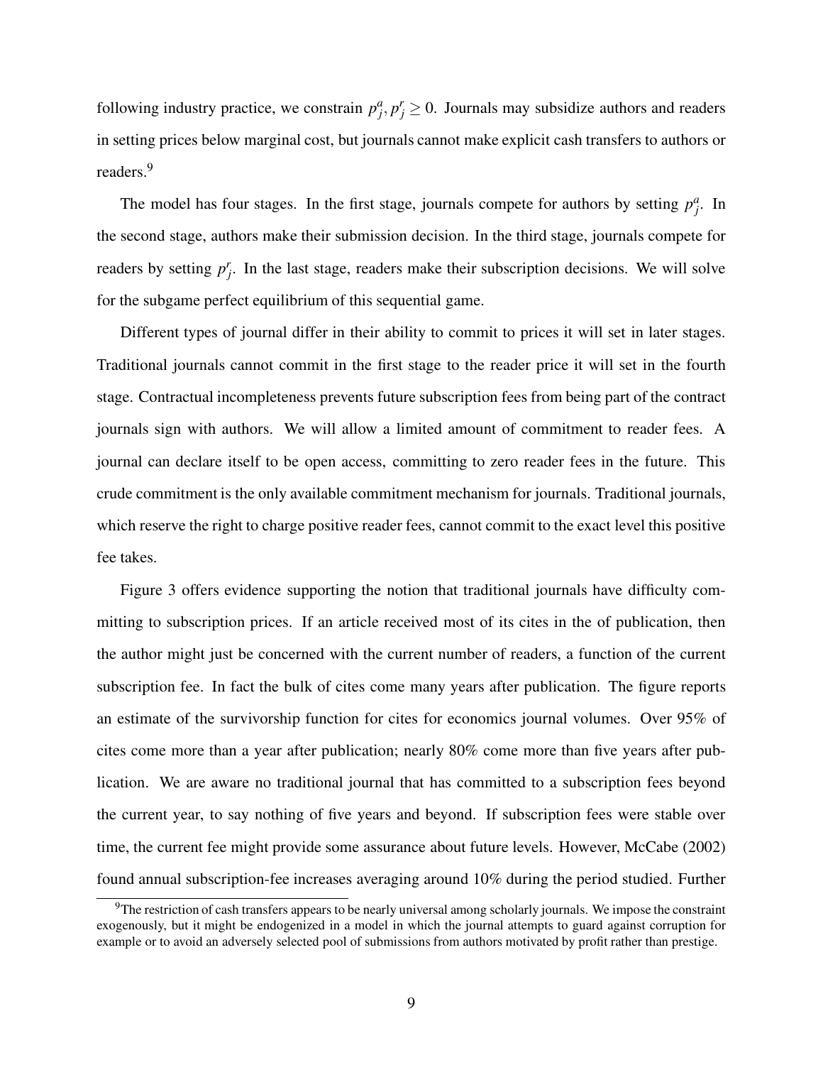following industry practice, we constrain $p^a_j, p^r_j \geq 0$. Journals may subsidize authors and readers in setting prices below marginal cost, but journals cannot make explicit cash transfers to authors or readers.[9]

The model has four stages. In the first stage, journals compete for authors by setting $p^a_j$. In the second stage, authors make their submission decision. In the third stage, journals compete for readers by setting $p^r_j$. In the last stage, readers make their subscription decisions. We will solve for the subgame perfect equilibrium of this sequential game.

Different types of journal differ in their ability to commit to prices it will set in later stages. Traditional journals cannot commit in the first stage to the reader price it will set in the fourth stage. Contractual incompleteness prevents future subscription fees from being part of the contract journals sign with authors. We will allow a limited amount of commitment to reader fees. A journal can declare itself to be open access, committing to zero reader fees in the future. This crude commitment is the only available commitment mechanism for journals. Traditional journals, which reserve the right to charge positive reader fees, cannot commit to the exact level this positive fee takes.

Figure 3 offers evidence supporting the notion that traditional journals have difficulty committing to subscription prices. If an article received most of its cites in the of publication, then the author might just be concerned with the current number of readers, a function of the current subscription fee. In fact the bulk of cites come many years after publication. The figure reports an estimate of the survivorship function for cites for economics journal volumes. Over 95% of cites come more than a year after publication; nearly 80% come more than five years after publication. We are aware no traditional journal that has committed to a subscription fees beyond the current year, to say nothing of five years and beyond. If subscription fees were stable over time, the current fee might provide some assurance about future levels. However, McCabe (2002) found annual subscription-fee increases averaging around 10% during the period studied. Further

[9]The restriction of cash transfers appears to be nearly universal among scholarly journals. We impose the constraint exogenously, but it might be endogenized in a model in which the journal attempts to guard against corruption for example or to avoid an adversely selected pool of submissions from authors motivated by profit rather than prestige.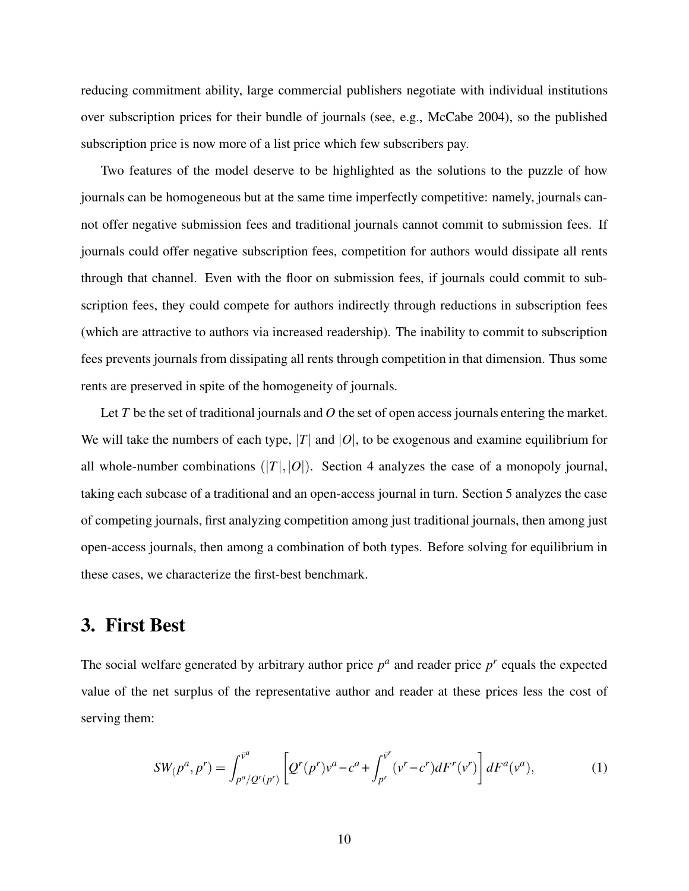reducing commitment ability, large commercial publishers negotiate with individual institutions over subscription prices for their bundle of journals (see, e.g., McCabe 2004), so the published subscription price is now more of a list price which few subscribers pay.

Two features of the model deserve to be highlighted as the solutions to the puzzle of how journals can be homogeneous but at the same time imperfectly competitive: namely, journals cannot offer negative submission fees and traditional journals cannot commit to submission fees. If journals could offer negative subscription fees, competition for authors would dissipate all rents through that channel. Even with the floor on submission fees, if journals could commit to subscription fees, they could compete for authors indirectly through reductions in subscription fees (which are attractive to authors via increased readership). The inability to commit to subscription fees prevents journals from dissipating all rents through competition in that dimension. Thus some rents are preserved in spite of the homogeneity of journals.

Let $T$ be the set of traditional journals and $O$ the set of open access journals entering the market. We will take the numbers of each type, $|T|$ and $|O|$, to be exogenous and examine equilibrium for all whole-number combinations $(|T|, |O|)$. Section 4 analyzes the case of a monopoly journal, taking each subcase of a traditional and an open-access journal in turn. Section 5 analyzes the case of competing journals, first analyzing competition among just traditional journals, then among just open-access journals, then among a combination of both types. Before solving for equilibrium in these cases, we characterize the first-best benchmark.

# 3. First Best

The social welfare generated by arbitrary author price $p^a$ and reader price $p^r$ equals the expected value of the net surplus of the representative author and reader at these prices less the cost of serving them:

$$SW_(p^a, p^r) = \int_{p^a/Q^r(p^r)}^{\bar{v}^a} \left[ Q^r(p^r)v^a - c^a + \int_{p^r}^{\bar{v}^r} (v^r - c^r) dF^r(v^r) \right] dF^a(v^a), \tag{1}$$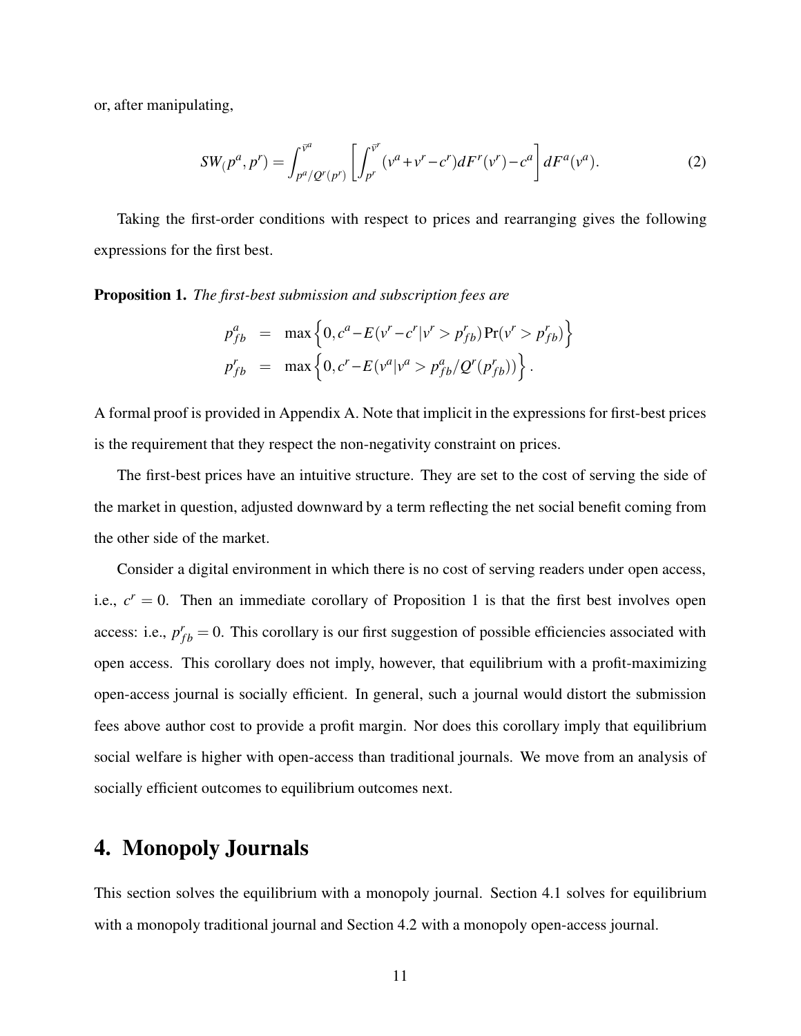or, after manipulating,

$$SW_(p^a, p^r) = \int_{p^a/Q^r(p^r)}^{\bar{v}^a} \left[ \int_{p^r}^{\bar{v}^r} (v^a + v^r - c^r) dF^r(v^r) - c^a \right] dF^a(v^a). \tag{2}$$

Taking the first-order conditions with respect to prices and rearranging gives the following expressions for the first best.

**Proposition 1.** *The first-best submission and subscription fees are*

$$\begin{aligned} p^a_{fb} &= \max\left\{0, c^a - E(v^r - c^r | v^r > p^r_{fb}) \Pr(v^r > p^r_{fb})\right\} \\ p^r_{fb} &= \max\left\{0, c^r - E(v^a | v^a > p^a_{fb}/Q^r(p^r_{fb}))\right\}. \end{aligned}$$

A formal proof is provided in Appendix A. Note that implicit in the expressions for first-best prices is the requirement that they respect the non-negativity constraint on prices.

The first-best prices have an intuitive structure. They are set to the cost of serving the side of the market in question, adjusted downward by a term reflecting the net social benefit coming from the other side of the market.

Consider a digital environment in which there is no cost of serving readers under open access, i.e., $c^r = 0$. Then an immediate corollary of Proposition 1 is that the first best involves open access: i.e., $p^r_{fb} = 0$. This corollary is our first suggestion of possible efficiencies associated with open access. This corollary does not imply, however, that equilibrium with a profit-maximizing open-access journal is socially efficient. In general, such a journal would distort the submission fees above author cost to provide a profit margin. Nor does this corollary imply that equilibrium social welfare is higher with open-access than traditional journals. We move from an analysis of socially efficient outcomes to equilibrium outcomes next.

# 4. Monopoly Journals

This section solves the equilibrium with a monopoly journal. Section 4.1 solves for equilibrium with a monopoly traditional journal and Section 4.2 with a monopoly open-access journal.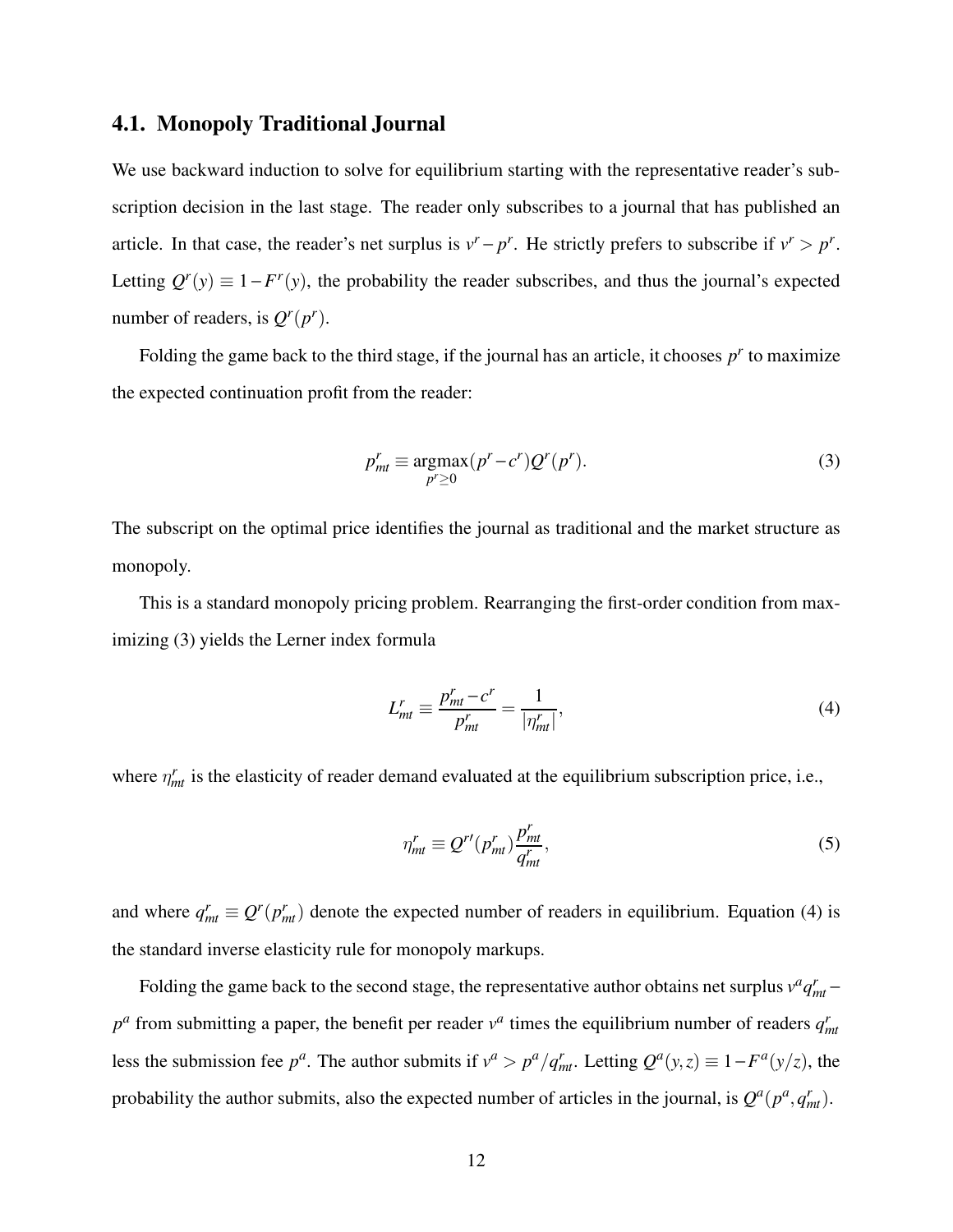### 4.1. Monopoly Traditional Journal

We use backward induction to solve for equilibrium starting with the representative reader's subscription decision in the last stage. The reader only subscribes to a journal that has published an article. In that case, the reader's net surplus is $v^r - p^r$. He strictly prefers to subscribe if $v^r > p^r$. Letting $Q^r(y) \equiv 1 - F^r(y)$, the probability the reader subscribes, and thus the journal's expected number of readers, is $Q^r(p^r)$.

Folding the game back to the third stage, if the journal has an article, it chooses $p^r$ to maximize the expected continuation profit from the reader:

$$p^r_{mt} \equiv \underset{p^r \geq 0}{\operatorname{argmax}} (p^r - c^r) Q^r(p^r). \tag{3}$$

The subscript on the optimal price identifies the journal as traditional and the market structure as monopoly.

This is a standard monopoly pricing problem. Rearranging the first-order condition from maximizing (3) yields the Lerner index formula

$$L^r_{mt} \equiv \frac{p^r_{mt} - c^r}{p^r_{mt}} = \frac{1}{|\eta^r_{mt}|}, \tag{4}$$

where $\eta^r_{mt}$ is the elasticity of reader demand evaluated at the equilibrium subscription price, i.e.,

$$\eta^r_{mt} \equiv Q^{r\prime}(p^r_{mt}) \frac{p^r_{mt}}{q^r_{mt}}, \tag{5}$$

and where $q^r_{mt} \equiv Q^r(p^r_{mt})$ denote the expected number of readers in equilibrium. Equation (4) is the standard inverse elasticity rule for monopoly markups.

Folding the game back to the second stage, the representative author obtains net surplus $v^a q^r_{mt} - p^a$ from submitting a paper, the benefit per reader $v^a$ times the equilibrium number of readers $q^r_{mt}$ less the submission fee $p^a$. The author submits if $v^a > p^a / q^r_{mt}$. Letting $Q^a(y,z) \equiv 1 - F^a(y/z)$, the probability the author submits, also the expected number of articles in the journal, is $Q^a(p^a, q^r_{mt})$.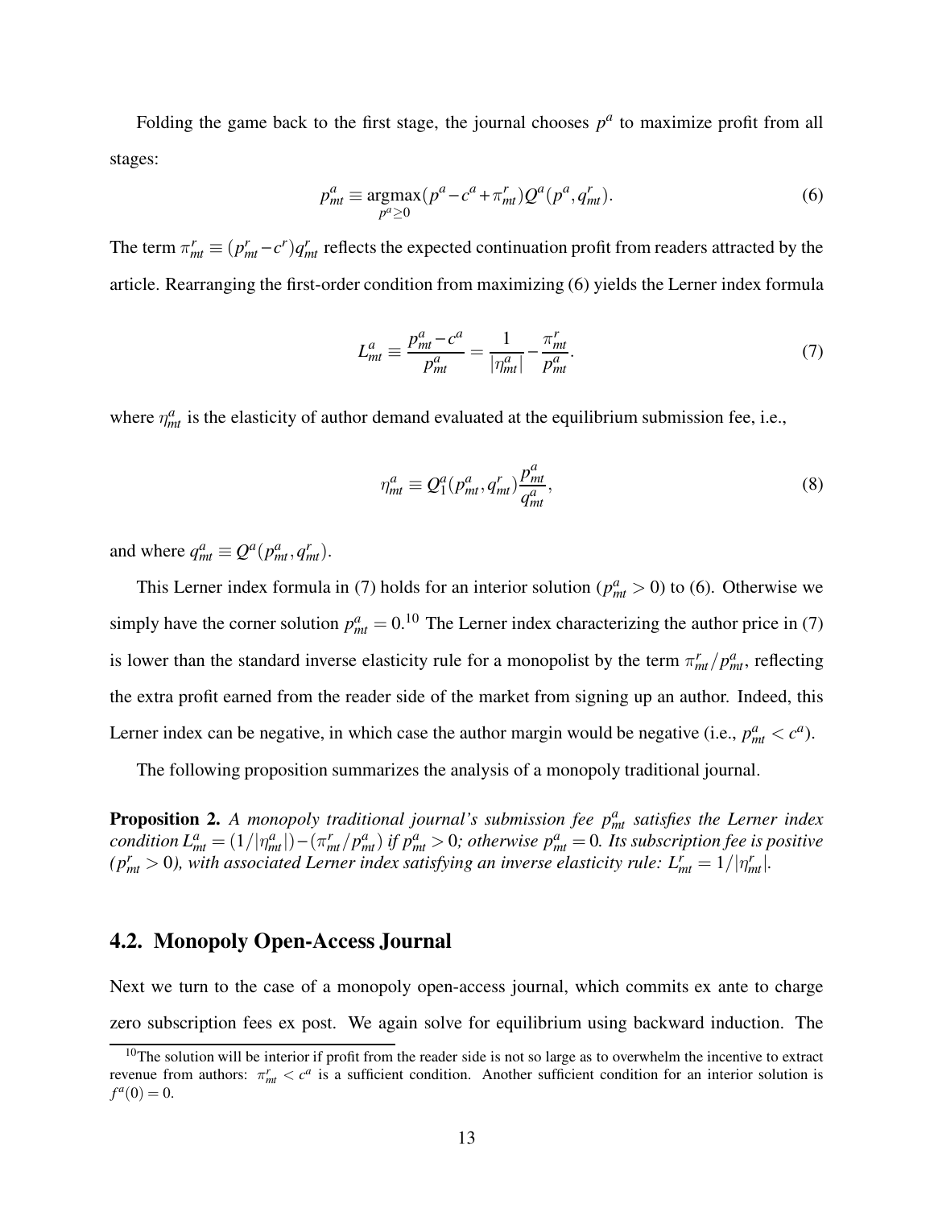Folding the game back to the first stage, the journal chooses $p^a$ to maximize profit from all stages:

$$p^a_{mt} \equiv \underset{p^a \geq 0}{\operatorname{argmax}} (p^a - c^a + \pi^r_{mt}) Q^a(p^a, q^r_{mt}). \tag{6}$$

The term $\pi^r_{mt} \equiv (p^r_{mt} - c^r) q^r_{mt}$ reflects the expected continuation profit from readers attracted by the article. Rearranging the first-order condition from maximizing (6) yields the Lerner index formula

$$L^a_{mt} \equiv \frac{p^a_{mt} - c^a}{p^a_{mt}} = \frac{1}{|\eta^a_{mt}|} - \frac{\pi^r_{mt}}{p^a_{mt}}. \tag{7}$$

where $\eta^a_{mt}$ is the elasticity of author demand evaluated at the equilibrium submission fee, i.e.,

$$\eta^a_{mt} \equiv Q^a_1(p^a_{mt}, q^r_{mt}) \frac{p^a_{mt}}{q^a_{mt}}, \tag{8}$$

and where $q^a_{mt} \equiv Q^a(p^a_{mt}, q^r_{mt})$.

This Lerner index formula in (7) holds for an interior solution ($p^a_{mt} > 0$) to (6). Otherwise we simply have the corner solution $p^a_{mt} = 0$.[10] The Lerner index characterizing the author price in (7) is lower than the standard inverse elasticity rule for a monopolist by the term $\pi^r_{mt}/p^a_{mt}$, reflecting the extra profit earned from the reader side of the market from signing up an author. Indeed, this Lerner index can be negative, in which case the author margin would be negative (i.e., $p^a_{mt} < c^a$).

The following proposition summarizes the analysis of a monopoly traditional journal.

**Proposition 2.** *A monopoly traditional journal's submission fee $p^a_{mt}$ satisfies the Lerner index condition $L^a_{mt} = (1/|\eta^a_{mt}|) - (\pi^r_{mt}/p^a_{mt})$ if $p^a_{mt} > 0$; otherwise $p^a_{mt} = 0$. Its subscription fee is positive ($p^r_{mt} > 0$), with associated Lerner index satisfying an inverse elasticity rule: $L^r_{mt} = 1/|\eta^r_{mt}|$.*

## 4.2. Monopoly Open-Access Journal

Next we turn to the case of a monopoly open-access journal, which commits ex ante to charge zero subscription fees ex post. We again solve for equilibrium using backward induction. The

[10] The solution will be interior if profit from the reader side is not so large as to overwhelm the incentive to extract revenue from authors: $\pi^r_{mt} < c^a$ is a sufficient condition. Another sufficient condition for an interior solution is $f^a(0) = 0$.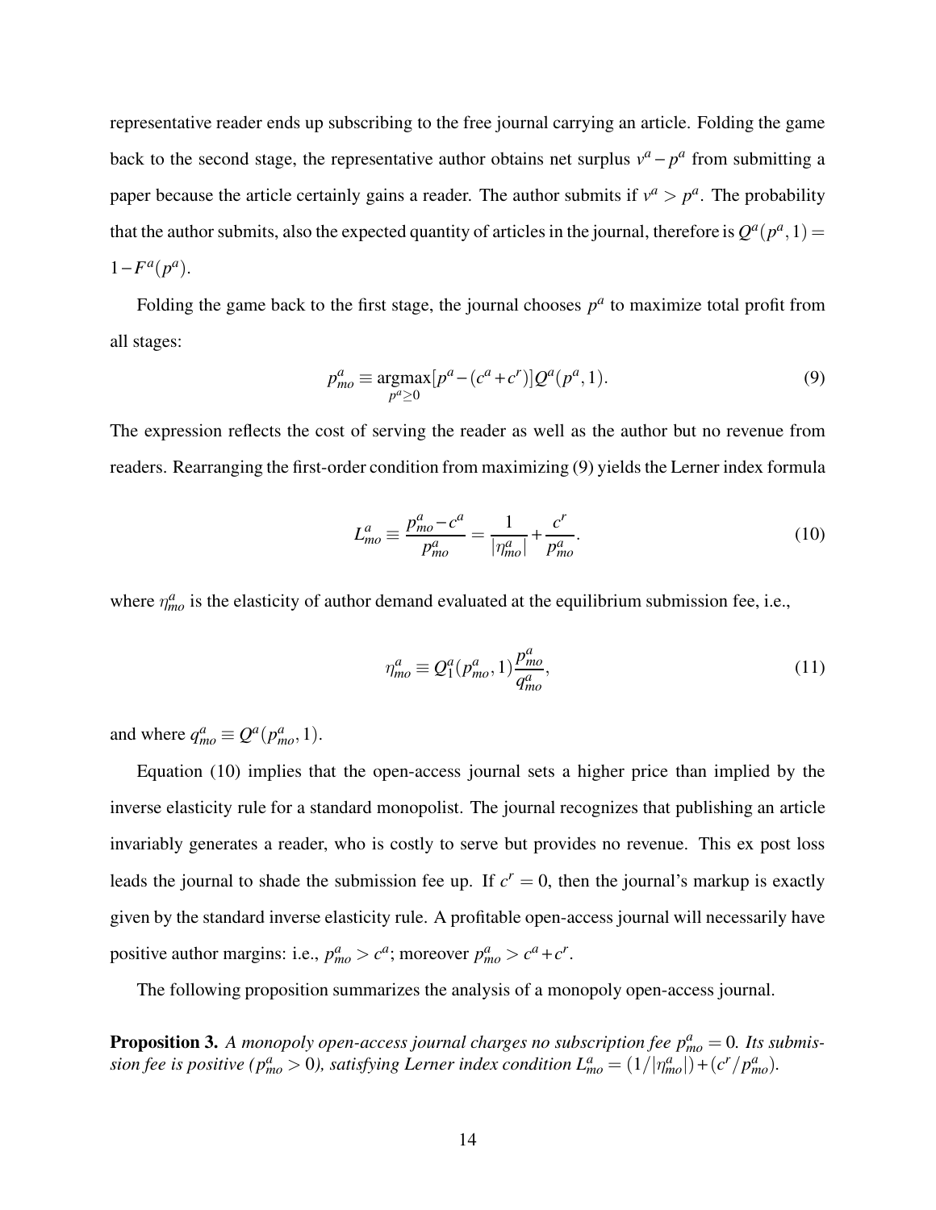representative reader ends up subscribing to the free journal carrying an article. Folding the game back to the second stage, the representative author obtains net surplus $v^a - p^a$ from submitting a paper because the article certainly gains a reader. The author submits if $v^a > p^a$. The probability that the author submits, also the expected quantity of articles in the journal, therefore is $Q^a(p^a, 1) = 1 - F^a(p^a)$.

Folding the game back to the first stage, the journal chooses $p^a$ to maximize total profit from all stages:

$$p^a_{mo} \equiv \underset{p^a \geq 0}{\operatorname{argmax}} [p^a - (c^a + c^r)] Q^a(p^a, 1). \tag{9}$$

The expression reflects the cost of serving the reader as well as the author but no revenue from readers. Rearranging the first-order condition from maximizing (9) yields the Lerner index formula

$$L^a_{mo} \equiv \frac{p^a_{mo} - c^a}{p^a_{mo}} = \frac{1}{|\eta^a_{mo}|} + \frac{c^r}{p^a_{mo}}. \tag{10}$$

where $\eta^a_{mo}$ is the elasticity of author demand evaluated at the equilibrium submission fee, i.e.,

$$\eta^a_{mo} \equiv Q^a_1(p^a_{mo}, 1) \frac{p^a_{mo}}{q^a_{mo}}, \tag{11}$$

and where $q^a_{mo} \equiv Q^a(p^a_{mo}, 1)$.

Equation (10) implies that the open-access journal sets a higher price than implied by the inverse elasticity rule for a standard monopolist. The journal recognizes that publishing an article invariably generates a reader, who is costly to serve but provides no revenue. This ex post loss leads the journal to shade the submission fee up. If $c^r = 0$, then the journal's markup is exactly given by the standard inverse elasticity rule. A profitable open-access journal will necessarily have positive author margins: i.e., $p^a_{mo} > c^a$; moreover $p^a_{mo} > c^a + c^r$.

The following proposition summarizes the analysis of a monopoly open-access journal.

**Proposition 3.** *A monopoly open-access journal charges no subscription fee $p^a_{mo} = 0$. Its submission fee is positive ($p^a_{mo} > 0$), satisfying Lerner index condition $L^a_{mo} = (1/|\eta^a_{mo}|) + (c^r/p^a_{mo})$.*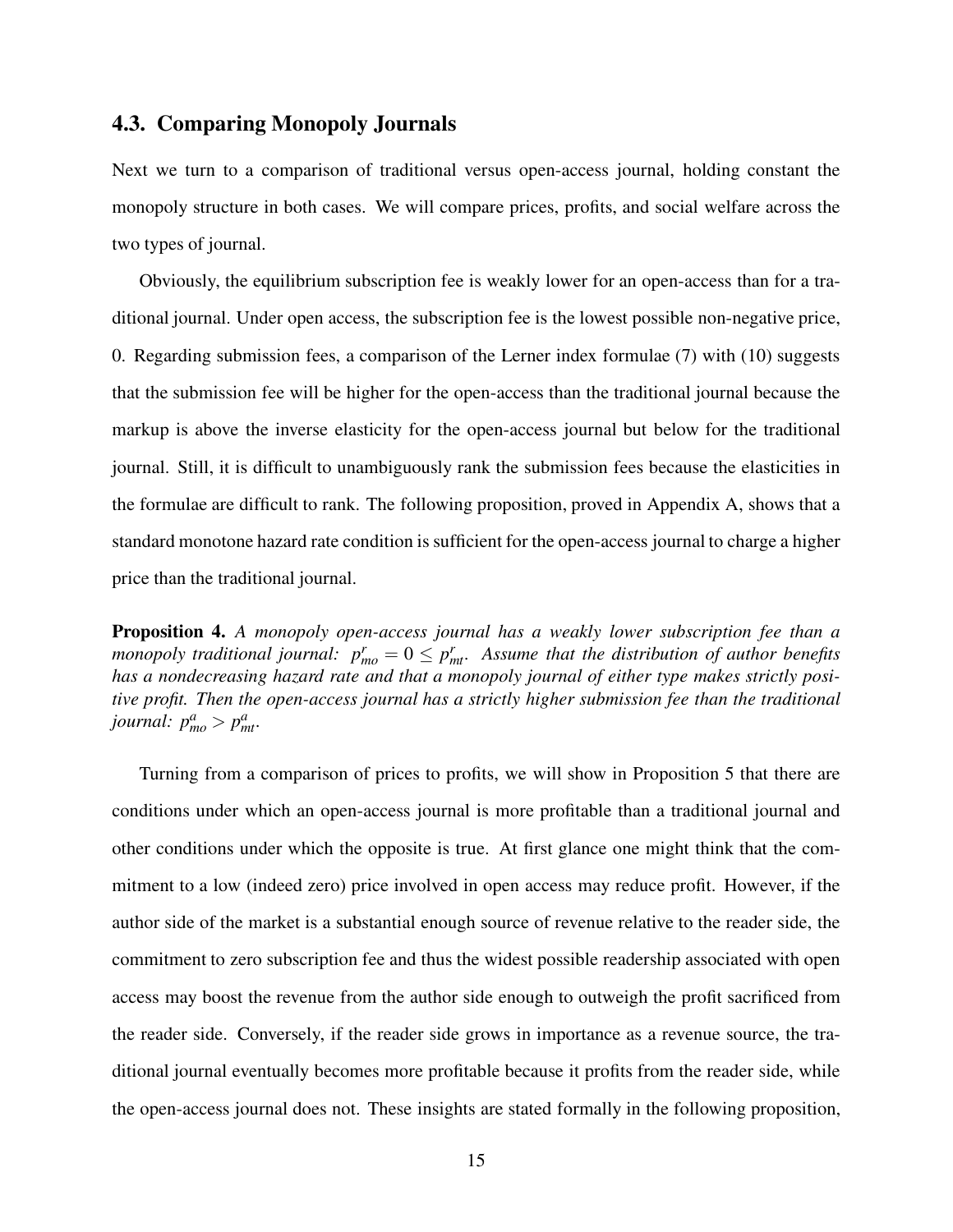### 4.3. Comparing Monopoly Journals

Next we turn to a comparison of traditional versus open-access journal, holding constant the monopoly structure in both cases. We will compare prices, profits, and social welfare across the two types of journal.

Obviously, the equilibrium subscription fee is weakly lower for an open-access than for a traditional journal. Under open access, the subscription fee is the lowest possible non-negative price, 0. Regarding submission fees, a comparison of the Lerner index formulae (7) with (10) suggests that the submission fee will be higher for the open-access than the traditional journal because the markup is above the inverse elasticity for the open-access journal but below for the traditional journal. Still, it is difficult to unambiguously rank the submission fees because the elasticities in the formulae are difficult to rank. The following proposition, proved in Appendix A, shows that a standard monotone hazard rate condition is sufficient for the open-access journal to charge a higher price than the traditional journal.

**Proposition 4.** *A monopoly open-access journal has a weakly lower subscription fee than a monopoly traditional journal: $p^r_{mo} = 0 \leq p^r_{mt}$. Assume that the distribution of author benefits has a nondecreasing hazard rate and that a monopoly journal of either type makes strictly positive profit. Then the open-access journal has a strictly higher submission fee than the traditional journal: $p^a_{mo} > p^a_{mt}$.*

Turning from a comparison of prices to profits, we will show in Proposition 5 that there are conditions under which an open-access journal is more profitable than a traditional journal and other conditions under which the opposite is true. At first glance one might think that the commitment to a low (indeed zero) price involved in open access may reduce profit. However, if the author side of the market is a substantial enough source of revenue relative to the reader side, the commitment to zero subscription fee and thus the widest possible readership associated with open access may boost the revenue from the author side enough to outweigh the profit sacrificed from the reader side. Conversely, if the reader side grows in importance as a revenue source, the traditional journal eventually becomes more profitable because it profits from the reader side, while the open-access journal does not. These insights are stated formally in the following proposition,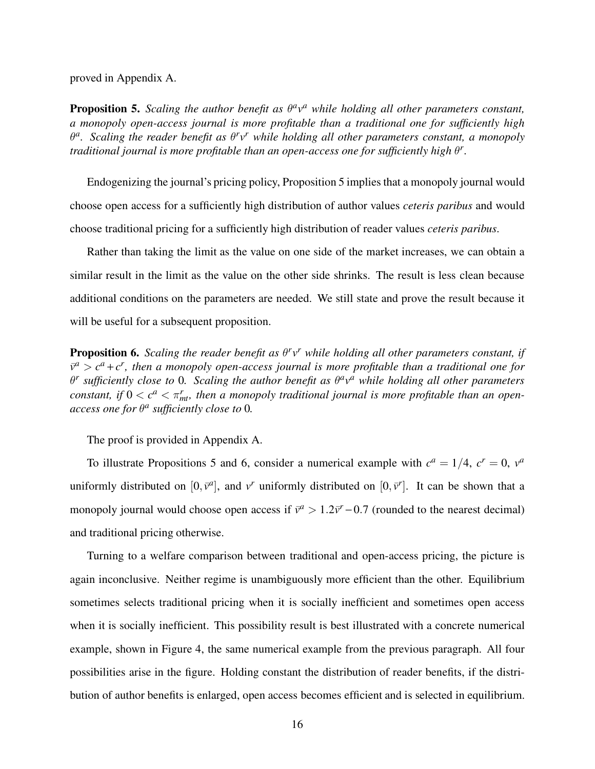proved in Appendix A.

**Proposition 5.** *Scaling the author benefit as $\theta^a v^a$ while holding all other parameters constant, a monopoly open-access journal is more profitable than a traditional one for sufficiently high $\theta^a$. Scaling the reader benefit as $\theta^r v^r$ while holding all other parameters constant, a monopoly traditional journal is more profitable than an open-access one for sufficiently high $\theta^r$.*

Endogenizing the journal's pricing policy, Proposition 5 implies that a monopoly journal would choose open access for a sufficiently high distribution of author values *ceteris paribus* and would choose traditional pricing for a sufficiently high distribution of reader values *ceteris paribus*.

Rather than taking the limit as the value on one side of the market increases, we can obtain a similar result in the limit as the value on the other side shrinks. The result is less clean because additional conditions on the parameters are needed. We still state and prove the result because it will be useful for a subsequent proposition.

**Proposition 6.** *Scaling the reader benefit as $\theta^r v^r$ while holding all other parameters constant, if $\bar{v}^a > c^a + c^r$, then a monopoly open-access journal is more profitable than a traditional one for $\theta^r$ sufficiently close to 0. Scaling the author benefit as $\theta^a v^a$ while holding all other parameters constant, if $0 < c^a < \pi^r_{mt}$, then a monopoly traditional journal is more profitable than an open-access one for $\theta^a$ sufficiently close to 0.*

The proof is provided in Appendix A.

To illustrate Propositions 5 and 6, consider a numerical example with $c^a = 1/4$, $c^r = 0$, $v^a$ uniformly distributed on $[0, \bar{v}^a]$, and $v^r$ uniformly distributed on $[0, \bar{v}^r]$. It can be shown that a monopoly journal would choose open access if $\bar{v}^a > 1.2\bar{v}^r - 0.7$ (rounded to the nearest decimal) and traditional pricing otherwise.

Turning to a welfare comparison between traditional and open-access pricing, the picture is again inconclusive. Neither regime is unambiguously more efficient than the other. Equilibrium sometimes selects traditional pricing when it is socially inefficient and sometimes open access when it is socially inefficient. This possibility result is best illustrated with a concrete numerical example, shown in Figure 4, the same numerical example from the previous paragraph. All four possibilities arise in the figure. Holding constant the distribution of reader benefits, if the distribution of author benefits is enlarged, open access becomes efficient and is selected in equilibrium.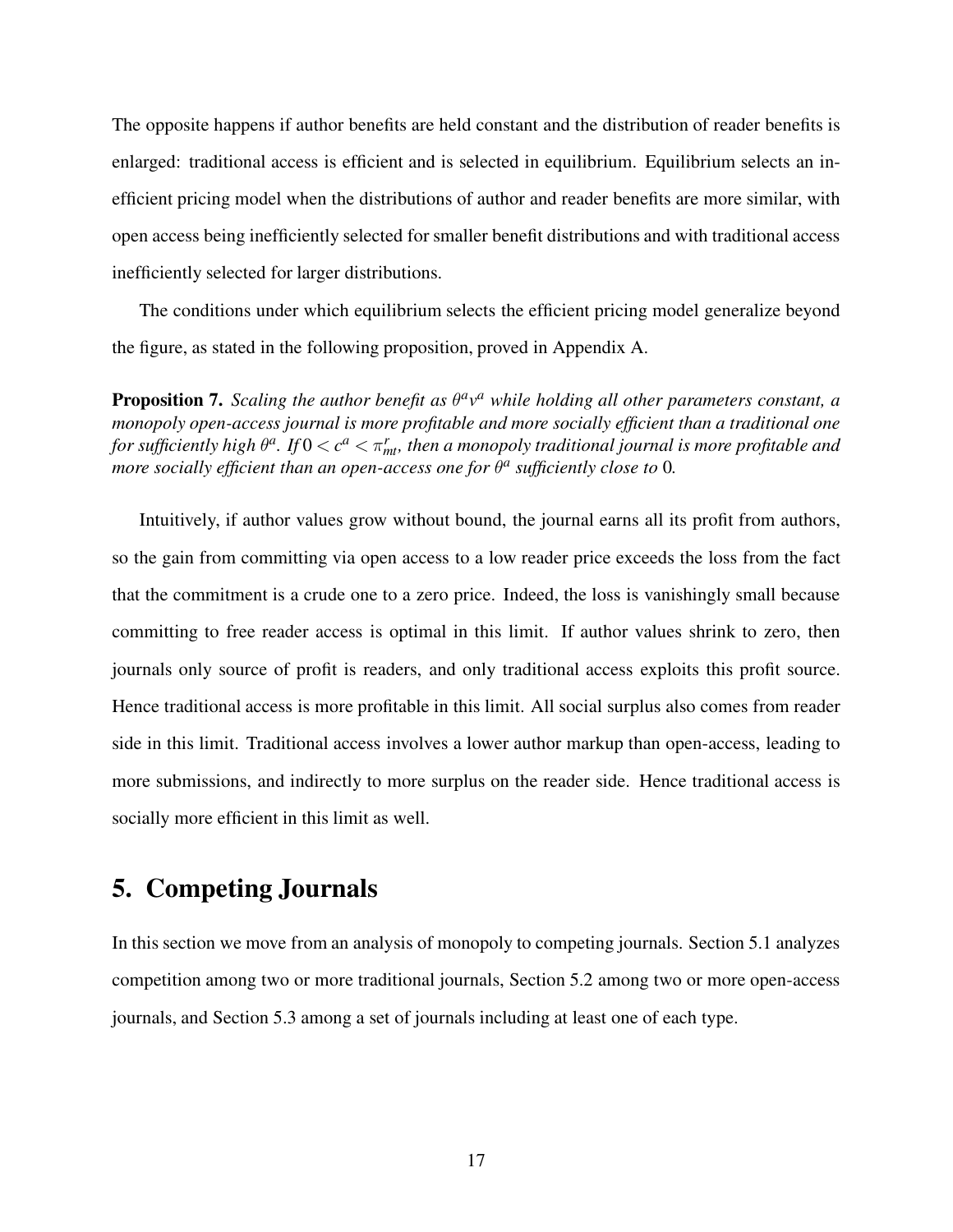The opposite happens if author benefits are held constant and the distribution of reader benefits is enlarged: traditional access is efficient and is selected in equilibrium. Equilibrium selects an inefficient pricing model when the distributions of author and reader benefits are more similar, with open access being inefficiently selected for smaller benefit distributions and with traditional access inefficiently selected for larger distributions.

The conditions under which equilibrium selects the efficient pricing model generalize beyond the figure, as stated in the following proposition, proved in Appendix A.

**Proposition 7.** *Scaling the author benefit as $\theta^a v^a$ while holding all other parameters constant, a monopoly open-access journal is more profitable and more socially efficient than a traditional one for sufficiently high $\theta^a$. If $0 < c^a < \pi^r_{mt}$, then a monopoly traditional journal is more profitable and more socially efficient than an open-access one for $\theta^a$ sufficiently close to* 0*.*

Intuitively, if author values grow without bound, the journal earns all its profit from authors, so the gain from committing via open access to a low reader price exceeds the loss from the fact that the commitment is a crude one to a zero price. Indeed, the loss is vanishingly small because committing to free reader access is optimal in this limit. If author values shrink to zero, then journals only source of profit is readers, and only traditional access exploits this profit source. Hence traditional access is more profitable in this limit. All social surplus also comes from reader side in this limit. Traditional access involves a lower author markup than open-access, leading to more submissions, and indirectly to more surplus on the reader side. Hence traditional access is socially more efficient in this limit as well.

## 5. Competing Journals

In this section we move from an analysis of monopoly to competing journals. Section 5.1 analyzes competition among two or more traditional journals, Section 5.2 among two or more open-access journals, and Section 5.3 among a set of journals including at least one of each type.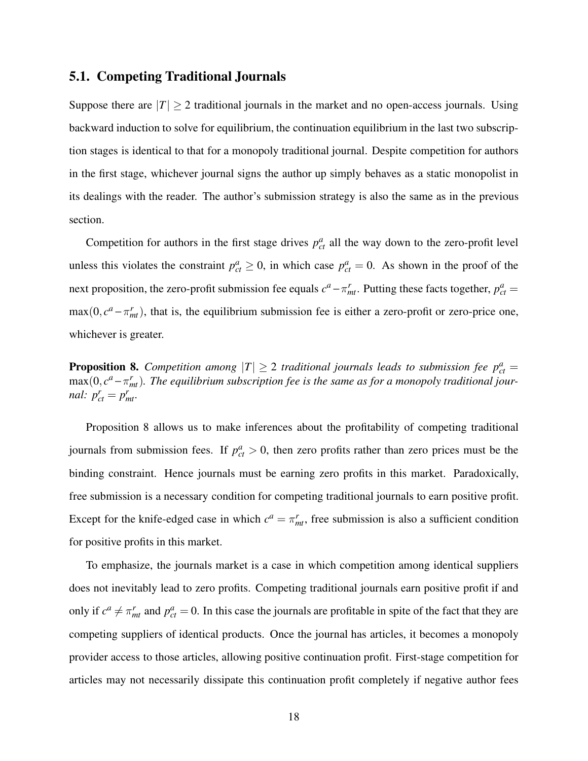### 5.1. Competing Traditional Journals

Suppose there are $|T| \geq 2$ traditional journals in the market and no open-access journals. Using backward induction to solve for equilibrium, the continuation equilibrium in the last two subscription stages is identical to that for a monopoly traditional journal. Despite competition for authors in the first stage, whichever journal signs the author up simply behaves as a static monopolist in its dealings with the reader. The author's submission strategy is also the same as in the previous section.

Competition for authors in the first stage drives $p^a_{ct}$ all the way down to the zero-profit level unless this violates the constraint $p^a_{ct} \geq 0$, in which case $p^a_{ct} = 0$. As shown in the proof of the next proposition, the zero-profit submission fee equals $c^a - \pi^r_{mt}$. Putting these facts together, $p^a_{ct} = \max(0, c^a - \pi^r_{mt})$, that is, the equilibrium submission fee is either a zero-profit or zero-price one, whichever is greater.

**Proposition 8.** *Competition among $|T| \geq 2$ traditional journals leads to submission fee $p^a_{ct} = \max(0, c^a - \pi^r_{mt})$. The equilibrium subscription fee is the same as for a monopoly traditional journal: $p^r_{ct} = p^r_{mt}$.*

Proposition 8 allows us to make inferences about the profitability of competing traditional journals from submission fees. If $p^a_{ct} > 0$, then zero profits rather than zero prices must be the binding constraint. Hence journals must be earning zero profits in this market. Paradoxically, free submission is a necessary condition for competing traditional journals to earn positive profit. Except for the knife-edged case in which $c^a = \pi^r_{mt}$, free submission is also a sufficient condition for positive profits in this market.

To emphasize, the journals market is a case in which competition among identical suppliers does not inevitably lead to zero profits. Competing traditional journals earn positive profit if and only if $c^a \neq \pi^r_{mt}$ and $p^a_{ct} = 0$. In this case the journals are profitable in spite of the fact that they are competing suppliers of identical products. Once the journal has articles, it becomes a monopoly provider access to those articles, allowing positive continuation profit. First-stage competition for articles may not necessarily dissipate this continuation profit completely if negative author fees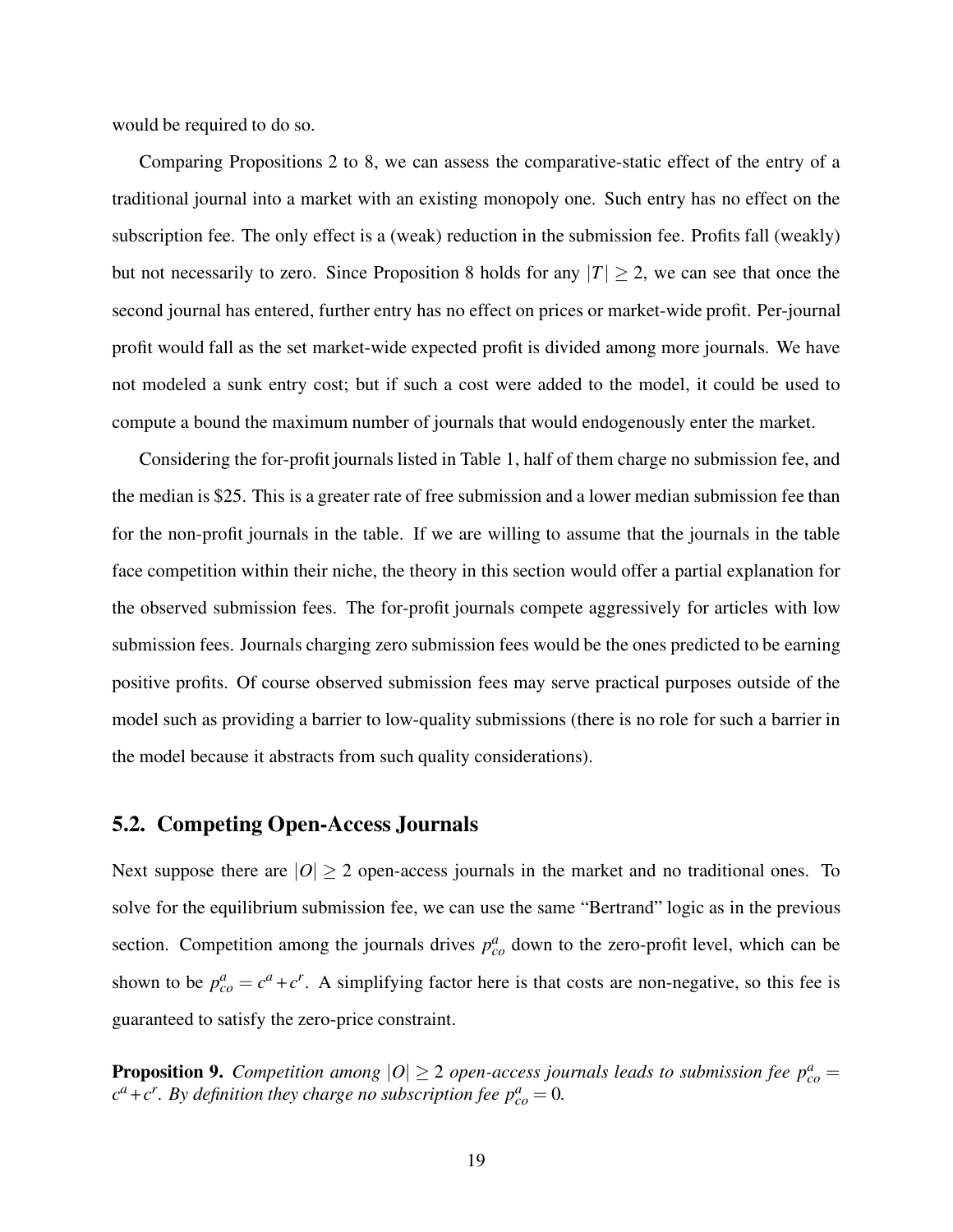would be required to do so.

Comparing Propositions 2 to 8, we can assess the comparative-static effect of the entry of a traditional journal into a market with an existing monopoly one. Such entry has no effect on the subscription fee. The only effect is a (weak) reduction in the submission fee. Profits fall (weakly) but not necessarily to zero. Since Proposition 8 holds for any $|T| \geq 2$, we can see that once the second journal has entered, further entry has no effect on prices or market-wide profit. Per-journal profit would fall as the set market-wide expected profit is divided among more journals. We have not modeled a sunk entry cost; but if such a cost were added to the model, it could be used to compute a bound the maximum number of journals that would endogenously enter the market.

Considering the for-profit journals listed in Table 1, half of them charge no submission fee, and the median is \$25. This is a greater rate of free submission and a lower median submission fee than for the non-profit journals in the table. If we are willing to assume that the journals in the table face competition within their niche, the theory in this section would offer a partial explanation for the observed submission fees. The for-profit journals compete aggressively for articles with low submission fees. Journals charging zero submission fees would be the ones predicted to be earning positive profits. Of course observed submission fees may serve practical purposes outside of the model such as providing a barrier to low-quality submissions (there is no role for such a barrier in the model because it abstracts from such quality considerations).

## 5.2. Competing Open-Access Journals

Next suppose there are $|O| \geq 2$ open-access journals in the market and no traditional ones. To solve for the equilibrium submission fee, we can use the same "Bertrand" logic as in the previous section. Competition among the journals drives $p^a_{co}$ down to the zero-profit level, which can be shown to be $p^a_{co} = c^a + c^r$. A simplifying factor here is that costs are non-negative, so this fee is guaranteed to satisfy the zero-price constraint.

**Proposition 9.** *Competition among $|O| \geq 2$ open-access journals leads to submission fee $p^a_{co} = c^a + c^r$. By definition they charge no subscription fee $p^a_{co} = 0$.*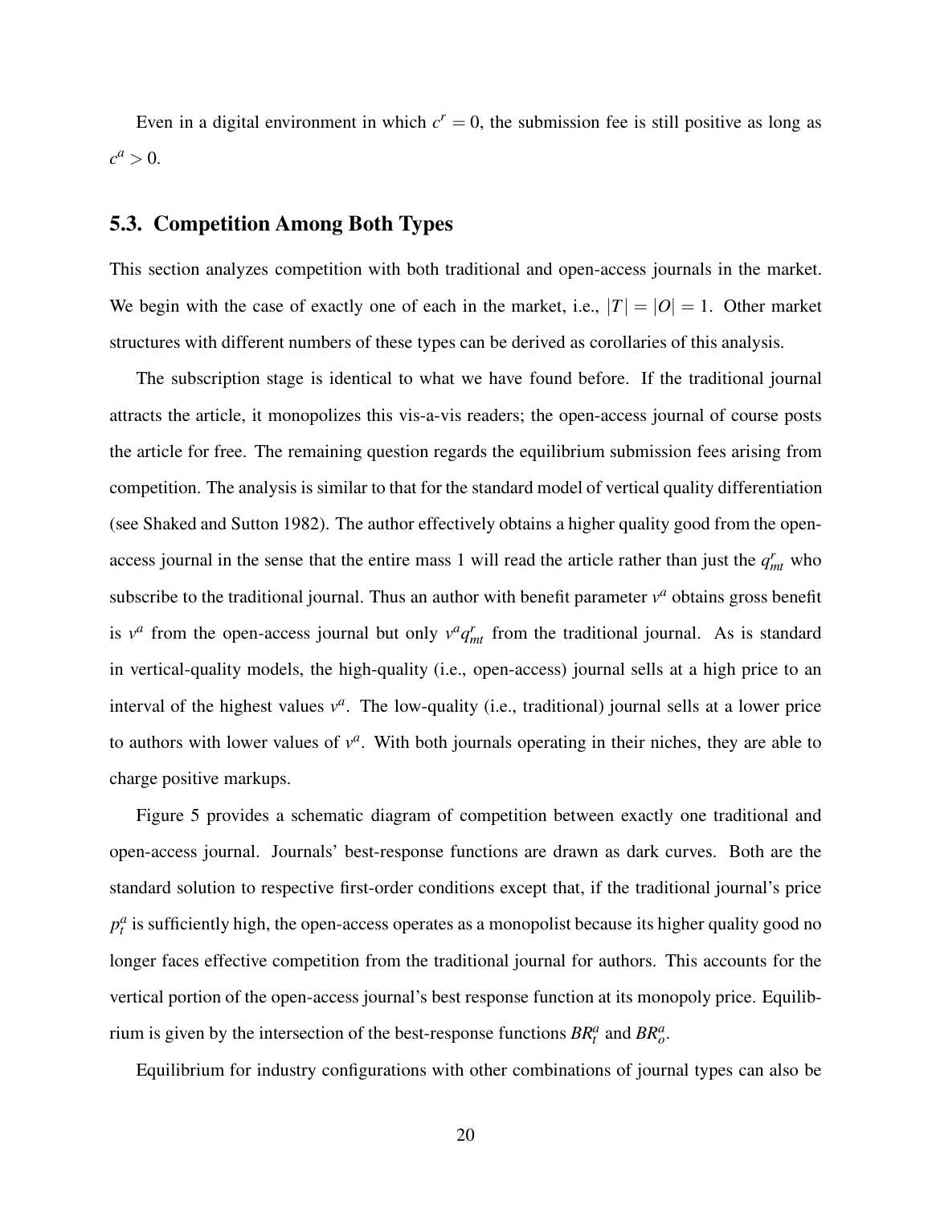Even in a digital environment in which $c^r = 0$, the submission fee is still positive as long as $c^a > 0$.

## 5.3. Competition Among Both Types

This section analyzes competition with both traditional and open-access journals in the market. We begin with the case of exactly one of each in the market, i.e., $|T| = |O| = 1$. Other market structures with different numbers of these types can be derived as corollaries of this analysis.

The subscription stage is identical to what we have found before. If the traditional journal attracts the article, it monopolizes this vis-a-vis readers; the open-access journal of course posts the article for free. The remaining question regards the equilibrium submission fees arising from competition. The analysis is similar to that for the standard model of vertical quality differentiation (see Shaked and Sutton 1982). The author effectively obtains a higher quality good from the open-access journal in the sense that the entire mass 1 will read the article rather than just the $q^r_{mt}$ who subscribe to the traditional journal. Thus an author with benefit parameter $v^a$ obtains gross benefit is $v^a$ from the open-access journal but only $v^a q^r_{mt}$ from the traditional journal. As is standard in vertical-quality models, the high-quality (i.e., open-access) journal sells at a high price to an interval of the highest values $v^a$. The low-quality (i.e., traditional) journal sells at a lower price to authors with lower values of $v^a$. With both journals operating in their niches, they are able to charge positive markups.

Figure 5 provides a schematic diagram of competition between exactly one traditional and open-access journal. Journals' best-response functions are drawn as dark curves. Both are the standard solution to respective first-order conditions except that, if the traditional journal's price $p^a_t$ is sufficiently high, the open-access operates as a monopolist because its higher quality good no longer faces effective competition from the traditional journal for authors. This accounts for the vertical portion of the open-access journal's best response function at its monopoly price. Equilibrium is given by the intersection of the best-response functions $BR^a_t$ and $BR^a_o$.

Equilibrium for industry configurations with other combinations of journal types can also be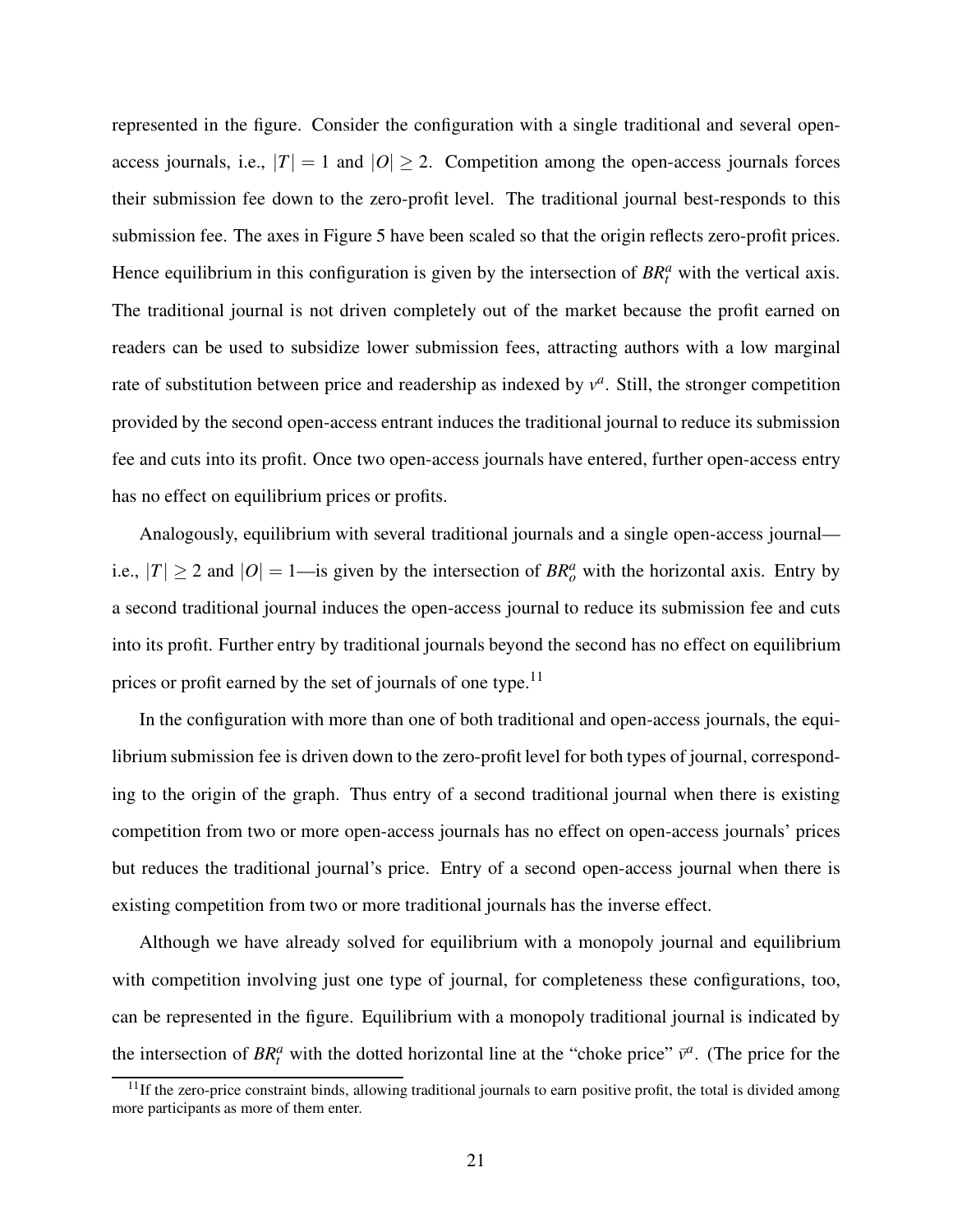represented in the figure. Consider the configuration with a single traditional and several open-access journals, i.e., $|T| = 1$ and $|O| \geq 2$. Competition among the open-access journals forces their submission fee down to the zero-profit level. The traditional journal best-responds to this submission fee. The axes in Figure 5 have been scaled so that the origin reflects zero-profit prices. Hence equilibrium in this configuration is given by the intersection of $BR_t^a$ with the vertical axis. The traditional journal is not driven completely out of the market because the profit earned on readers can be used to subsidize lower submission fees, attracting authors with a low marginal rate of substitution between price and readership as indexed by $v^a$. Still, the stronger competition provided by the second open-access entrant induces the traditional journal to reduce its submission fee and cuts into its profit. Once two open-access journals have entered, further open-access entry has no effect on equilibrium prices or profits.

Analogously, equilibrium with several traditional journals and a single open-access journal—i.e., $|T| \geq 2$ and $|O| = 1$—is given by the intersection of $BR_o^a$ with the horizontal axis. Entry by a second traditional journal induces the open-access journal to reduce its submission fee and cuts into its profit. Further entry by traditional journals beyond the second has no effect on equilibrium prices or profit earned by the set of journals of one type.[11]

In the configuration with more than one of both traditional and open-access journals, the equilibrium submission fee is driven down to the zero-profit level for both types of journal, corresponding to the origin of the graph. Thus entry of a second traditional journal when there is existing competition from two or more open-access journals has no effect on open-access journals' prices but reduces the traditional journal's price. Entry of a second open-access journal when there is existing competition from two or more traditional journals has the inverse effect.

Although we have already solved for equilibrium with a monopoly journal and equilibrium with competition involving just one type of journal, for completeness these configurations, too, can be represented in the figure. Equilibrium with a monopoly traditional journal is indicated by the intersection of $BR_t^a$ with the dotted horizontal line at the "choke price" $\bar{v}^a$. (The price for the

[11] If the zero-price constraint binds, allowing traditional journals to earn positive profit, the total is divided among more participants as more of them enter.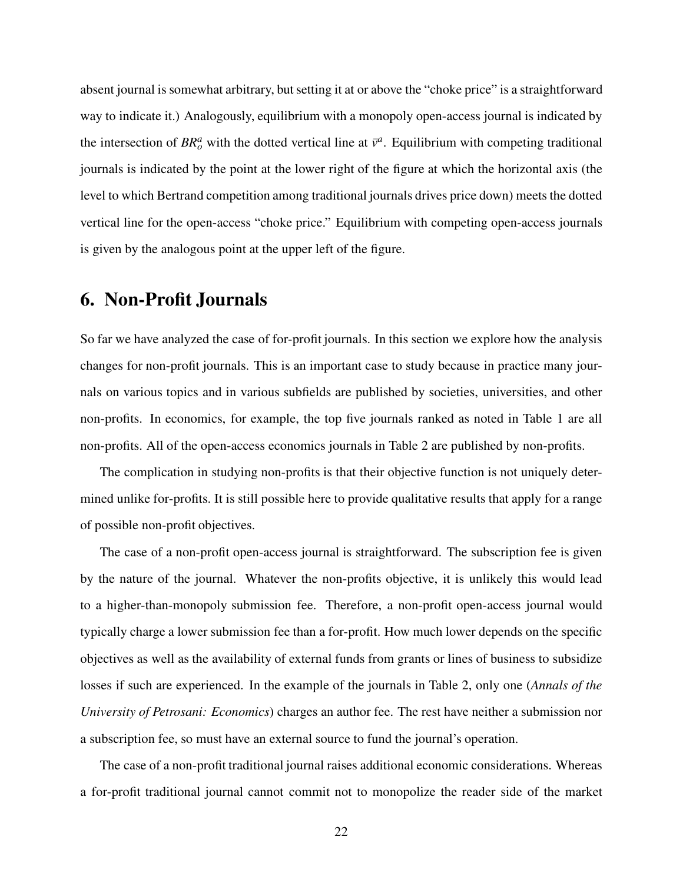absent journal is somewhat arbitrary, but setting it at or above the "choke price" is a straightforward way to indicate it.) Analogously, equilibrium with a monopoly open-access journal is indicated by the intersection of $BR_o^a$ with the dotted vertical line at $\bar{v}^a$. Equilibrium with competing traditional journals is indicated by the point at the lower right of the figure at which the horizontal axis (the level to which Bertrand competition among traditional journals drives price down) meets the dotted vertical line for the open-access "choke price." Equilibrium with competing open-access journals is given by the analogous point at the upper left of the figure.

## 6. Non-Profit Journals

So far we have analyzed the case of for-profit journals. In this section we explore how the analysis changes for non-profit journals. This is an important case to study because in practice many journals on various topics and in various subfields are published by societies, universities, and other non-profits. In economics, for example, the top five journals ranked as noted in Table 1 are all non-profits. All of the open-access economics journals in Table 2 are published by non-profits.

The complication in studying non-profits is that their objective function is not uniquely determined unlike for-profits. It is still possible here to provide qualitative results that apply for a range of possible non-profit objectives.

The case of a non-profit open-access journal is straightforward. The subscription fee is given by the nature of the journal. Whatever the non-profits objective, it is unlikely this would lead to a higher-than-monopoly submission fee. Therefore, a non-profit open-access journal would typically charge a lower submission fee than a for-profit. How much lower depends on the specific objectives as well as the availability of external funds from grants or lines of business to subsidize losses if such are experienced. In the example of the journals in Table 2, only one (*Annals of the University of Petrosani: Economics*) charges an author fee. The rest have neither a submission nor a subscription fee, so must have an external source to fund the journal's operation.

The case of a non-profit traditional journal raises additional economic considerations. Whereas a for-profit traditional journal cannot commit not to monopolize the reader side of the market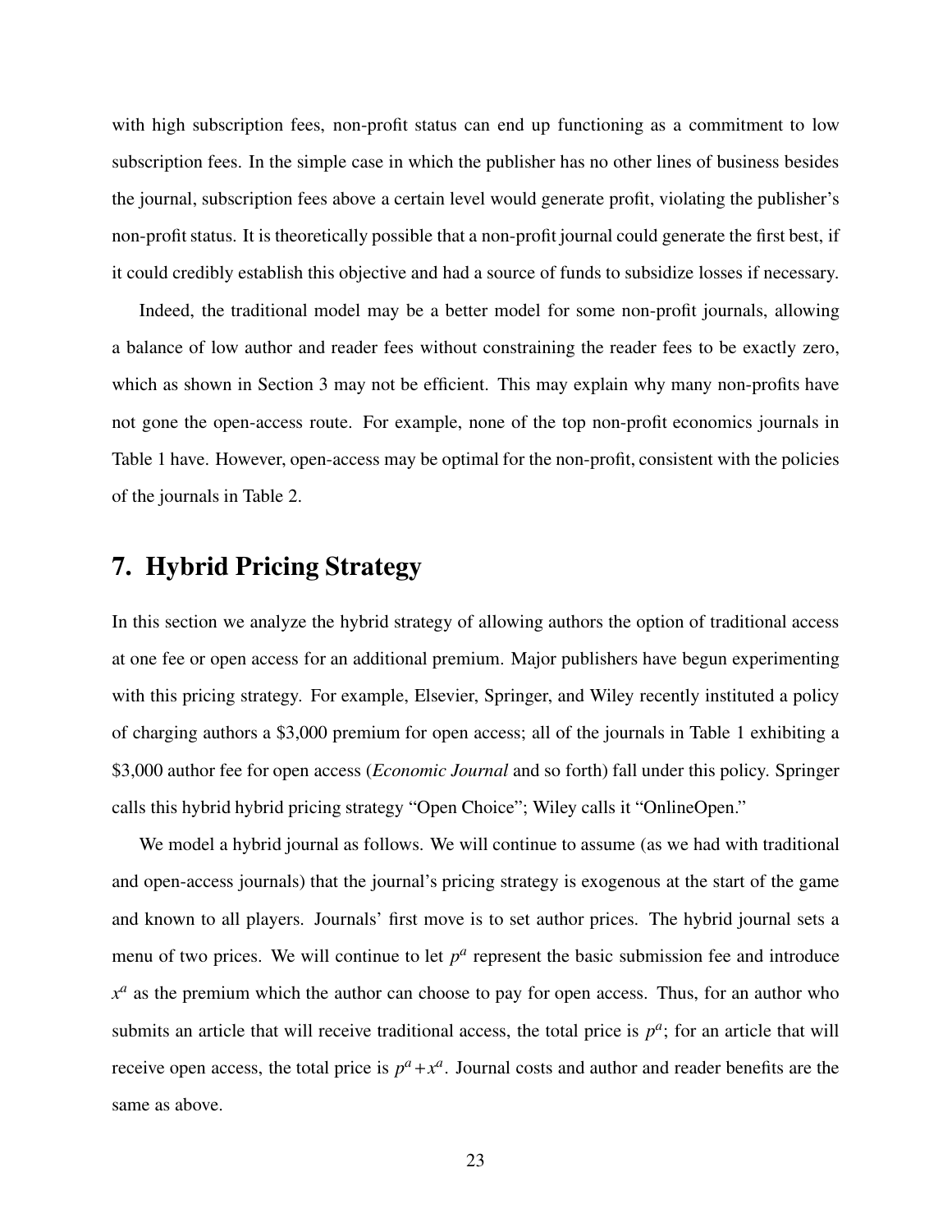with high subscription fees, non-profit status can end up functioning as a commitment to low subscription fees. In the simple case in which the publisher has no other lines of business besides the journal, subscription fees above a certain level would generate profit, violating the publisher's non-profit status. It is theoretically possible that a non-profit journal could generate the first best, if it could credibly establish this objective and had a source of funds to subsidize losses if necessary.

Indeed, the traditional model may be a better model for some non-profit journals, allowing a balance of low author and reader fees without constraining the reader fees to be exactly zero, which as shown in Section 3 may not be efficient. This may explain why many non-profits have not gone the open-access route. For example, none of the top non-profit economics journals in Table 1 have. However, open-access may be optimal for the non-profit, consistent with the policies of the journals in Table 2.

# 7. Hybrid Pricing Strategy

In this section we analyze the hybrid strategy of allowing authors the option of traditional access at one fee or open access for an additional premium. Major publishers have begun experimenting with this pricing strategy. For example, Elsevier, Springer, and Wiley recently instituted a policy of charging authors a \$3,000 premium for open access; all of the journals in Table 1 exhibiting a \$3,000 author fee for open access (*Economic Journal* and so forth) fall under this policy. Springer calls this hybrid hybrid pricing strategy "Open Choice"; Wiley calls it "OnlineOpen."

We model a hybrid journal as follows. We will continue to assume (as we had with traditional and open-access journals) that the journal's pricing strategy is exogenous at the start of the game and known to all players. Journals' first move is to set author prices. The hybrid journal sets a menu of two prices. We will continue to let $p^a$ represent the basic submission fee and introduce $x^a$ as the premium which the author can choose to pay for open access. Thus, for an author who submits an article that will receive traditional access, the total price is $p^a$; for an article that will receive open access, the total price is $p^a + x^a$. Journal costs and author and reader benefits are the same as above.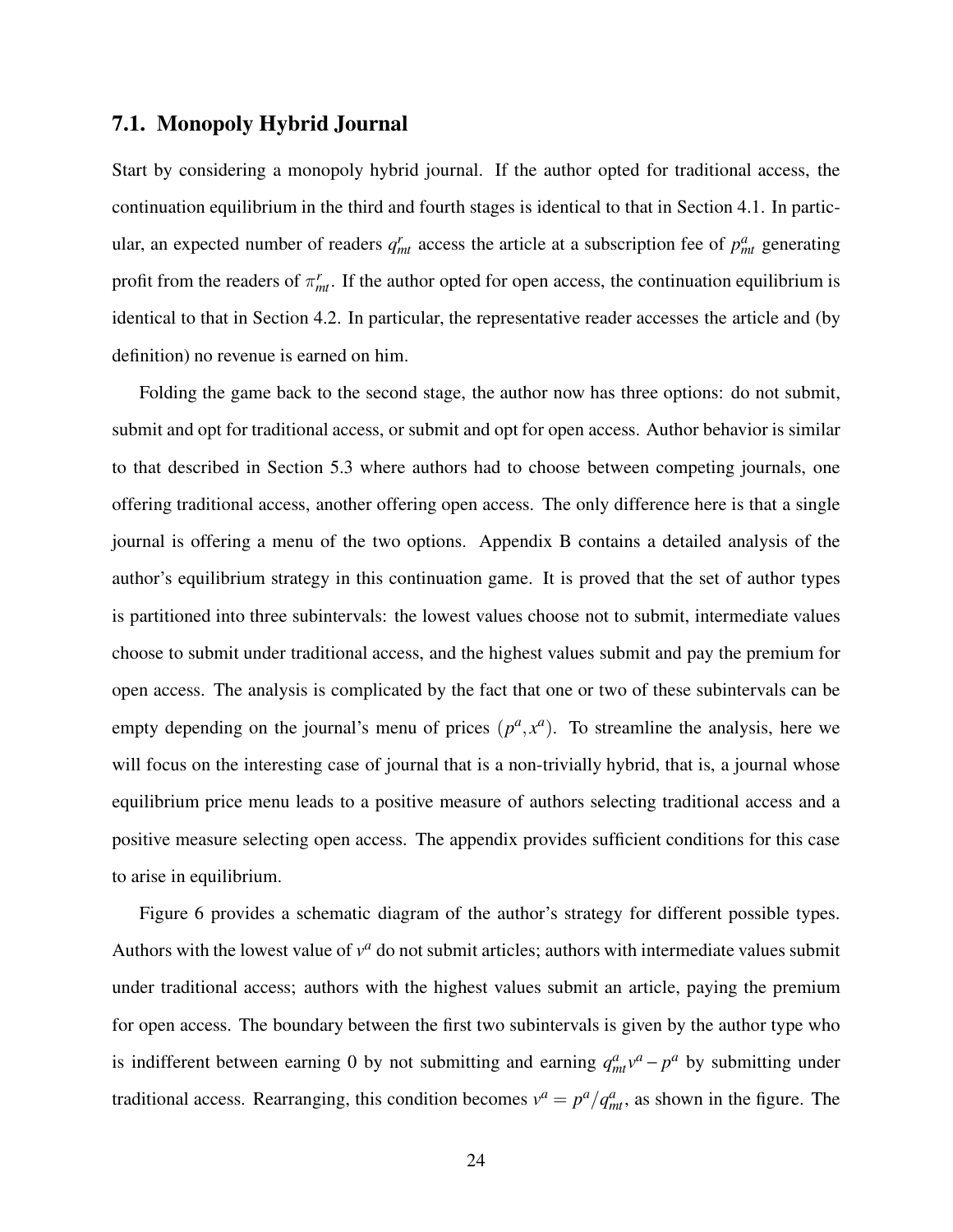### 7.1. Monopoly Hybrid Journal

Start by considering a monopoly hybrid journal. If the author opted for traditional access, the continuation equilibrium in the third and fourth stages is identical to that in Section 4.1. In particular, an expected number of readers $q^r_{mt}$ access the article at a subscription fee of $p^a_{mt}$ generating profit from the readers of $\pi^r_{mt}$. If the author opted for open access, the continuation equilibrium is identical to that in Section 4.2. In particular, the representative reader accesses the article and (by definition) no revenue is earned on him.

Folding the game back to the second stage, the author now has three options: do not submit, submit and opt for traditional access, or submit and opt for open access. Author behavior is similar to that described in Section 5.3 where authors had to choose between competing journals, one offering traditional access, another offering open access. The only difference here is that a single journal is offering a menu of the two options. Appendix B contains a detailed analysis of the author's equilibrium strategy in this continuation game. It is proved that the set of author types is partitioned into three subintervals: the lowest values choose not to submit, intermediate values choose to submit under traditional access, and the highest values submit and pay the premium for open access. The analysis is complicated by the fact that one or two of these subintervals can be empty depending on the journal's menu of prices $(p^a, x^a)$. To streamline the analysis, here we will focus on the interesting case of journal that is a non-trivially hybrid, that is, a journal whose equilibrium price menu leads to a positive measure of authors selecting traditional access and a positive measure selecting open access. The appendix provides sufficient conditions for this case to arise in equilibrium.

Figure 6 provides a schematic diagram of the author's strategy for different possible types. Authors with the lowest value of $v^a$ do not submit articles; authors with intermediate values submit under traditional access; authors with the highest values submit an article, paying the premium for open access. The boundary between the first two subintervals is given by the author type who is indifferent between earning 0 by not submitting and earning $q^a_{mt}v^a - p^a$ by submitting under traditional access. Rearranging, this condition becomes $v^a = p^a/q^a_{mt}$, as shown in the figure. The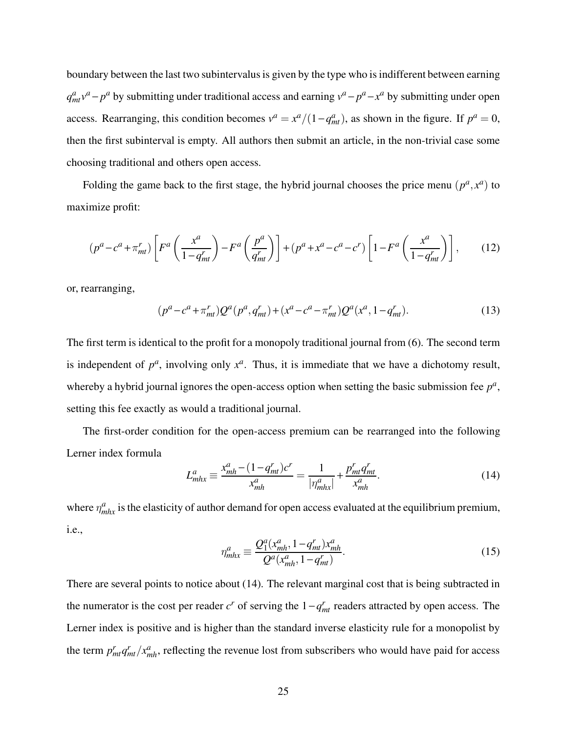boundary between the last two subintervalus is given by the type who is indifferent between earning $q^a_{mt}v^a - p^a$ by submitting under traditional access and earning $v^a - p^a - x^a$ by submitting under open access. Rearranging, this condition becomes $v^a = x^a/(1-q^a_{mt})$, as shown in the figure. If $p^a = 0$, then the first subinterval is empty. All authors then submit an article, in the non-trivial case some choosing traditional and others open access.

Folding the game back to the first stage, the hybrid journal chooses the price menu $(p^a, x^a)$ to maximize profit:

$$(p^a - c^a + \pi^r_{mt})\left[F^a\left(\frac{x^a}{1-q^r_{mt}}\right) - F^a\left(\frac{p^a}{q^r_{mt}}\right)\right] + (p^a + x^a - c^a - c^r)\left[1 - F^a\left(\frac{x^a}{1-q^r_{mt}}\right)\right], \qquad (12)$$

or, rearranging,

$$(p^a - c^a + \pi^r_{mt})Q^a(p^a, q^r_{mt}) + (x^a - c^a - \pi^r_{mt})Q^a(x^a, 1-q^r_{mt}). \qquad (13)$$

The first term is identical to the profit for a monopoly traditional journal from (6). The second term is independent of $p^a$, involving only $x^a$. Thus, it is immediate that we have a dichotomy result, whereby a hybrid journal ignores the open-access option when setting the basic submission fee $p^a$, setting this fee exactly as would a traditional journal.

The first-order condition for the open-access premium can be rearranged into the following Lerner index formula

$$L^a_{mhx} \equiv \frac{x^a_{mh} - (1-q^r_{mt})c^r}{x^a_{mh}} = \frac{1}{|\eta^a_{mhx}|} + \frac{p^r_{mt}q^r_{mt}}{x^a_{mh}}. \qquad (14)$$

where $\eta^a_{mhx}$ is the elasticity of author demand for open access evaluated at the equilibrium premium, i.e.,

$$\eta^a_{mhx} \equiv \frac{Q^a_1(x^a_{mh}, 1-q^r_{mt})x^a_{mh}}{Q^a(x^a_{mh}, 1-q^r_{mt})}. \qquad (15)$$

There are several points to notice about (14). The relevant marginal cost that is being subtracted in the numerator is the cost per reader $c^r$ of serving the $1-q^r_{mt}$ readers attracted by open access. The Lerner index is positive and is higher than the standard inverse elasticity rule for a monopolist by the term $p^r_{mt}q^r_{mt}/x^a_{mh}$, reflecting the revenue lost from subscribers who would have paid for access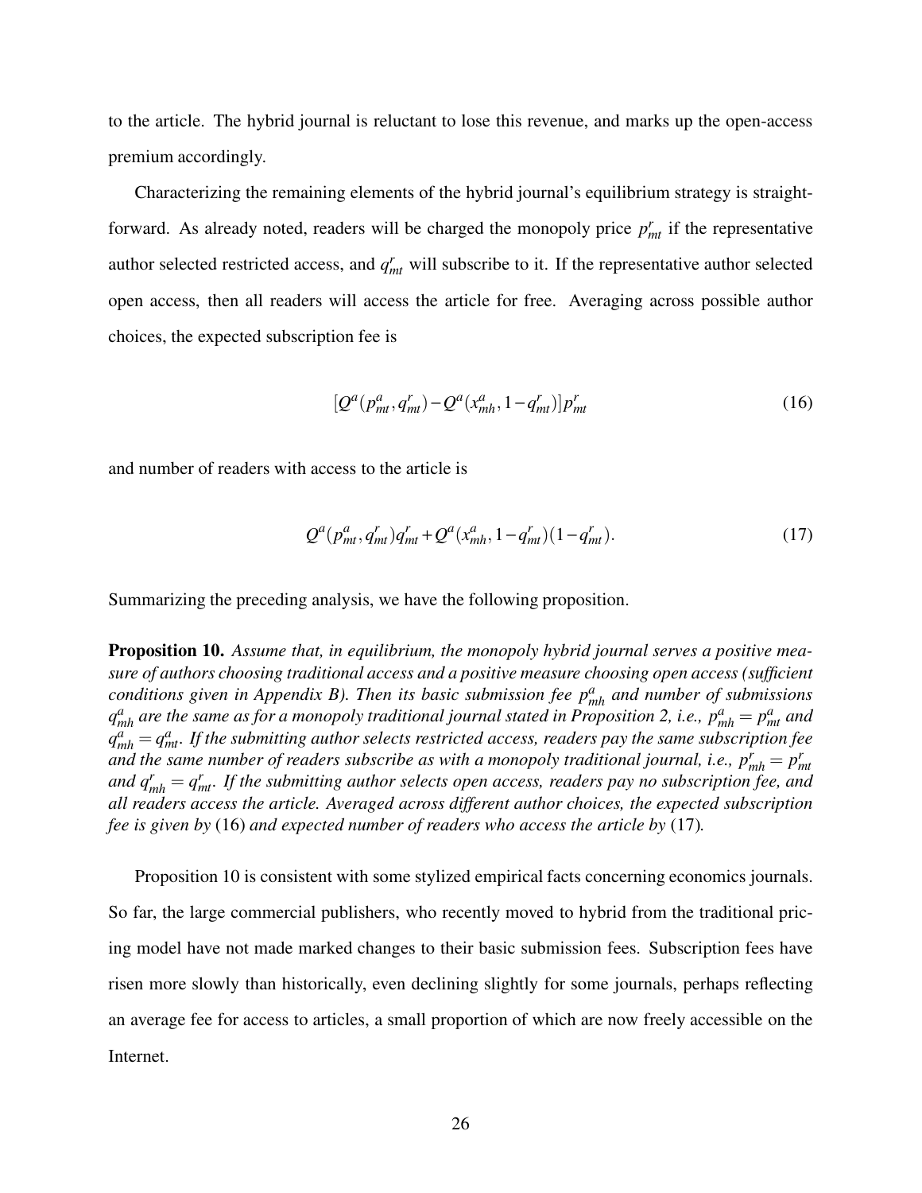to the article. The hybrid journal is reluctant to lose this revenue, and marks up the open-access premium accordingly.

Characterizing the remaining elements of the hybrid journal's equilibrium strategy is straightforward. As already noted, readers will be charged the monopoly price $p^r_{mt}$ if the representative author selected restricted access, and $q^r_{mt}$ will subscribe to it. If the representative author selected open access, then all readers will access the article for free. Averaging across possible author choices, the expected subscription fee is

$$[Q^a(p^a_{mt}, q^r_{mt}) - Q^a(x^a_{mh}, 1 - q^r_{mt})]p^r_{mt} \tag{16}$$

and number of readers with access to the article is

$$Q^a(p^a_{mt}, q^r_{mt})q^r_{mt} + Q^a(x^a_{mh}, 1 - q^r_{mt})(1 - q^r_{mt}). \tag{17}$$

Summarizing the preceding analysis, we have the following proposition.

**Proposition 10.** *Assume that, in equilibrium, the monopoly hybrid journal serves a positive measure of authors choosing traditional access and a positive measure choosing open access (sufficient conditions given in Appendix B). Then its basic submission fee $p^a_{mh}$ and number of submissions $q^a_{mh}$ are the same as for a monopoly traditional journal stated in Proposition 2, i.e., $p^a_{mh} = p^a_{mt}$ and $q^a_{mh} = q^a_{mt}$. If the submitting author selects restricted access, readers pay the same subscription fee and the same number of readers subscribe as with a monopoly traditional journal, i.e., $p^r_{mh} = p^r_{mt}$ and $q^r_{mh} = q^r_{mt}$. If the submitting author selects open access, readers pay no subscription fee, and all readers access the article. Averaged across different author choices, the expected subscription fee is given by* (16) *and expected number of readers who access the article by* (17)*.*

Proposition 10 is consistent with some stylized empirical facts concerning economics journals. So far, the large commercial publishers, who recently moved to hybrid from the traditional pricing model have not made marked changes to their basic submission fees. Subscription fees have risen more slowly than historically, even declining slightly for some journals, perhaps reflecting an average fee for access to articles, a small proportion of which are now freely accessible on the Internet.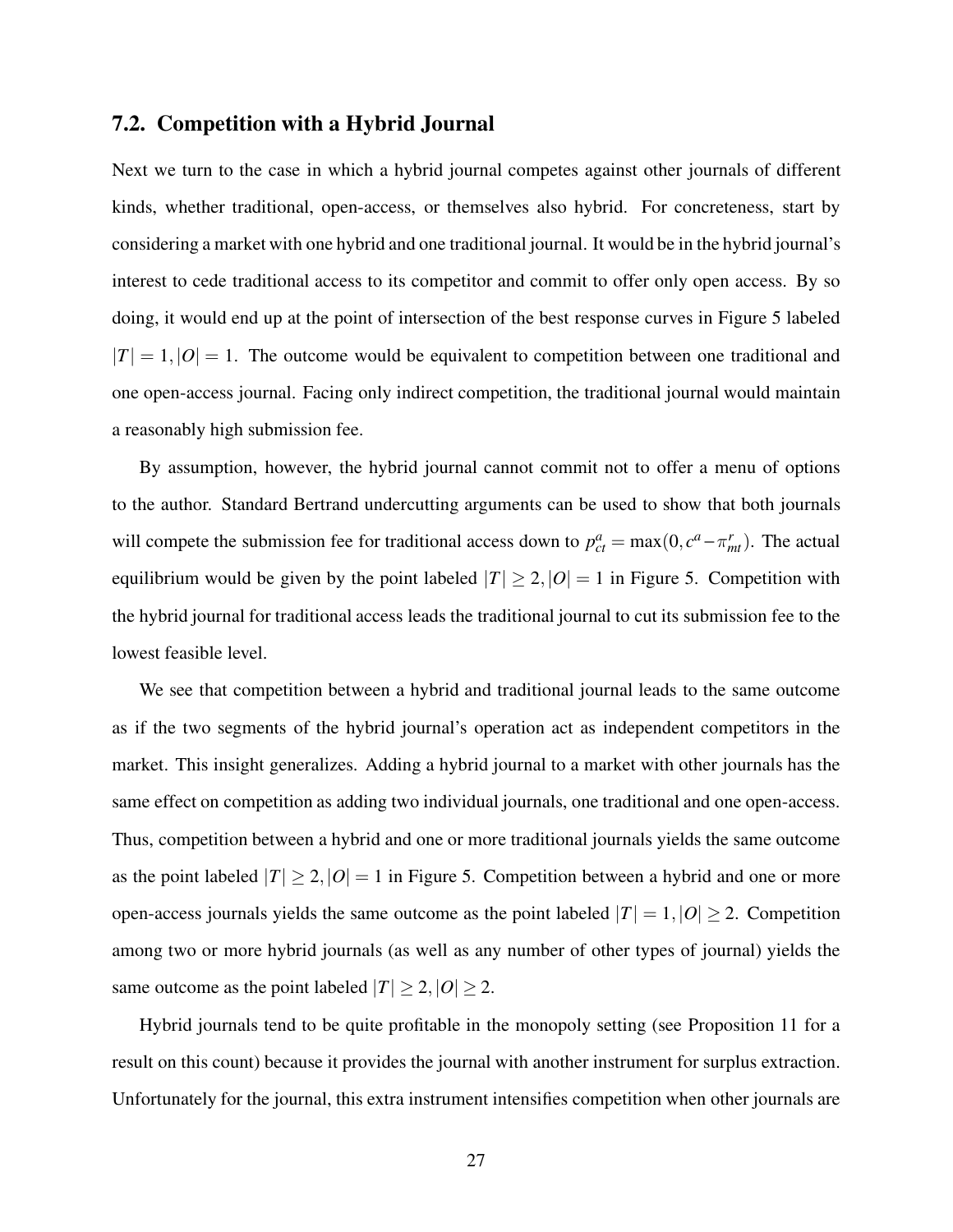### 7.2. Competition with a Hybrid Journal

Next we turn to the case in which a hybrid journal competes against other journals of different kinds, whether traditional, open-access, or themselves also hybrid. For concreteness, start by considering a market with one hybrid and one traditional journal. It would be in the hybrid journal's interest to cede traditional access to its competitor and commit to offer only open access. By so doing, it would end up at the point of intersection of the best response curves in Figure 5 labeled $|T| = 1, |O| = 1$. The outcome would be equivalent to competition between one traditional and one open-access journal. Facing only indirect competition, the traditional journal would maintain a reasonably high submission fee.

By assumption, however, the hybrid journal cannot commit not to offer a menu of options to the author. Standard Bertrand undercutting arguments can be used to show that both journals will compete the submission fee for traditional access down to $p^a_{ct} = \max(0, c^a - \pi^r_{mt})$. The actual equilibrium would be given by the point labeled $|T| \geq 2, |O| = 1$ in Figure 5. Competition with the hybrid journal for traditional access leads the traditional journal to cut its submission fee to the lowest feasible level.

We see that competition between a hybrid and traditional journal leads to the same outcome as if the two segments of the hybrid journal's operation act as independent competitors in the market. This insight generalizes. Adding a hybrid journal to a market with other journals has the same effect on competition as adding two individual journals, one traditional and one open-access. Thus, competition between a hybrid and one or more traditional journals yields the same outcome as the point labeled $|T| \geq 2, |O| = 1$ in Figure 5. Competition between a hybrid and one or more open-access journals yields the same outcome as the point labeled $|T| = 1, |O| \geq 2$. Competition among two or more hybrid journals (as well as any number of other types of journal) yields the same outcome as the point labeled $|T| \geq 2, |O| \geq 2$.

Hybrid journals tend to be quite profitable in the monopoly setting (see Proposition 11 for a result on this count) because it provides the journal with another instrument for surplus extraction. Unfortunately for the journal, this extra instrument intensifies competition when other journals are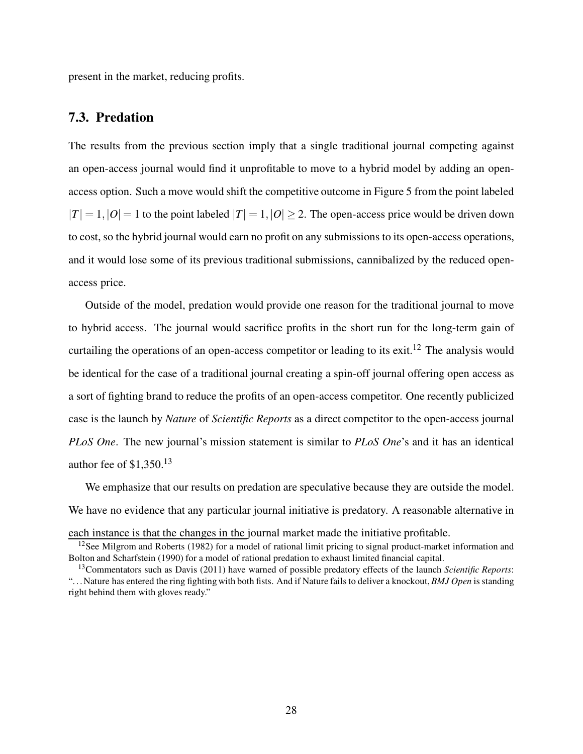present in the market, reducing profits.

## 7.3. Predation

The results from the previous section imply that a single traditional journal competing against an open-access journal would find it unprofitable to move to a hybrid model by adding an open-access option. Such a move would shift the competitive outcome in Figure 5 from the point labeled $|T| = 1, |O| = 1$ to the point labeled $|T| = 1, |O| \geq 2$. The open-access price would be driven down to cost, so the hybrid journal would earn no profit on any submissions to its open-access operations, and it would lose some of its previous traditional submissions, cannibalized by the reduced open-access price.

Outside of the model, predation would provide one reason for the traditional journal to move to hybrid access. The journal would sacrifice profits in the short run for the long-term gain of curtailing the operations of an open-access competitor or leading to its exit.[12] The analysis would be identical for the case of a traditional journal creating a spin-off journal offering open access as a sort of fighting brand to reduce the profits of an open-access competitor. One recently publicized case is the launch by *Nature* of *Scientific Reports* as a direct competitor to the open-access journal *PLoS One*. The new journal's mission statement is similar to *PLoS One*'s and it has an identical author fee of $1,350.[13]

We emphasize that our results on predation are speculative because they are outside the model. We have no evidence that any particular journal initiative is predatory. A reasonable alternative in each instance is that the changes in the journal market made the initiative profitable.

[12] See Milgrom and Roberts (1982) for a model of rational limit pricing to signal product-market information and Bolton and Scharfstein (1990) for a model of rational predation to exhaust limited financial capital.

[13] Commentators such as Davis (2011) have warned of possible predatory effects of the launch *Scientific Reports*: "...Nature has entered the ring fighting with both fists. And if Nature fails to deliver a knockout, *BMJ Open* is standing right behind them with gloves ready."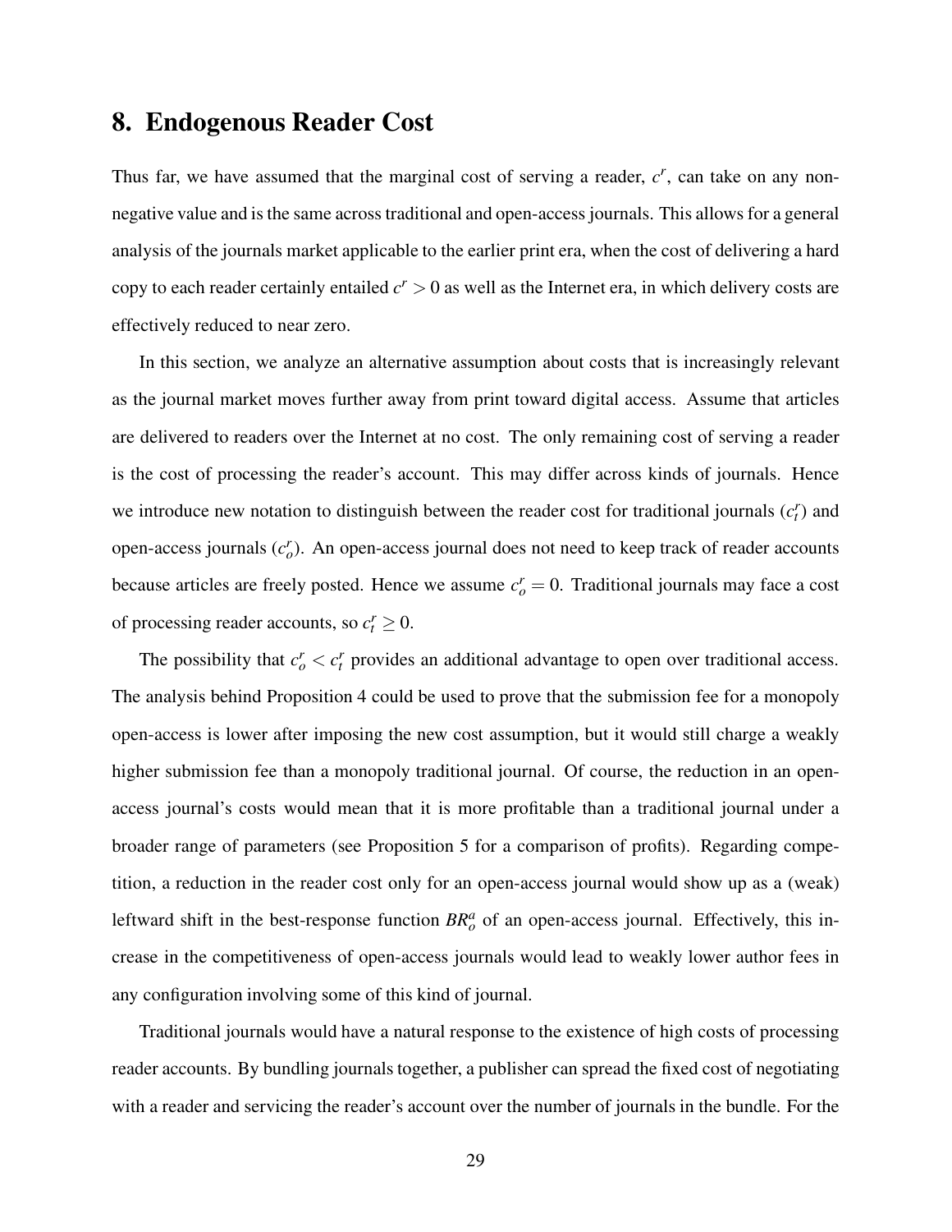## 8. Endogenous Reader Cost

Thus far, we have assumed that the marginal cost of serving a reader, $c^r$, can take on any non-negative value and is the same across traditional and open-access journals. This allows for a general analysis of the journals market applicable to the earlier print era, when the cost of delivering a hard copy to each reader certainly entailed $c^r > 0$ as well as the Internet era, in which delivery costs are effectively reduced to near zero.

In this section, we analyze an alternative assumption about costs that is increasingly relevant as the journal market moves further away from print toward digital access. Assume that articles are delivered to readers over the Internet at no cost. The only remaining cost of serving a reader is the cost of processing the reader's account. This may differ across kinds of journals. Hence we introduce new notation to distinguish between the reader cost for traditional journals ($c_t^r$) and open-access journals ($c_o^r$). An open-access journal does not need to keep track of reader accounts because articles are freely posted. Hence we assume $c_o^r = 0$. Traditional journals may face a cost of processing reader accounts, so $c_t^r \geq 0$.

The possibility that $c_o^r < c_t^r$ provides an additional advantage to open over traditional access. The analysis behind Proposition 4 could be used to prove that the submission fee for a monopoly open-access is lower after imposing the new cost assumption, but it would still charge a weakly higher submission fee than a monopoly traditional journal. Of course, the reduction in an open-access journal's costs would mean that it is more profitable than a traditional journal under a broader range of parameters (see Proposition 5 for a comparison of profits). Regarding competition, a reduction in the reader cost only for an open-access journal would show up as a (weak) leftward shift in the best-response function $BR_o^a$ of an open-access journal. Effectively, this increase in the competitiveness of open-access journals would lead to weakly lower author fees in any configuration involving some of this kind of journal.

Traditional journals would have a natural response to the existence of high costs of processing reader accounts. By bundling journals together, a publisher can spread the fixed cost of negotiating with a reader and servicing the reader's account over the number of journals in the bundle. For the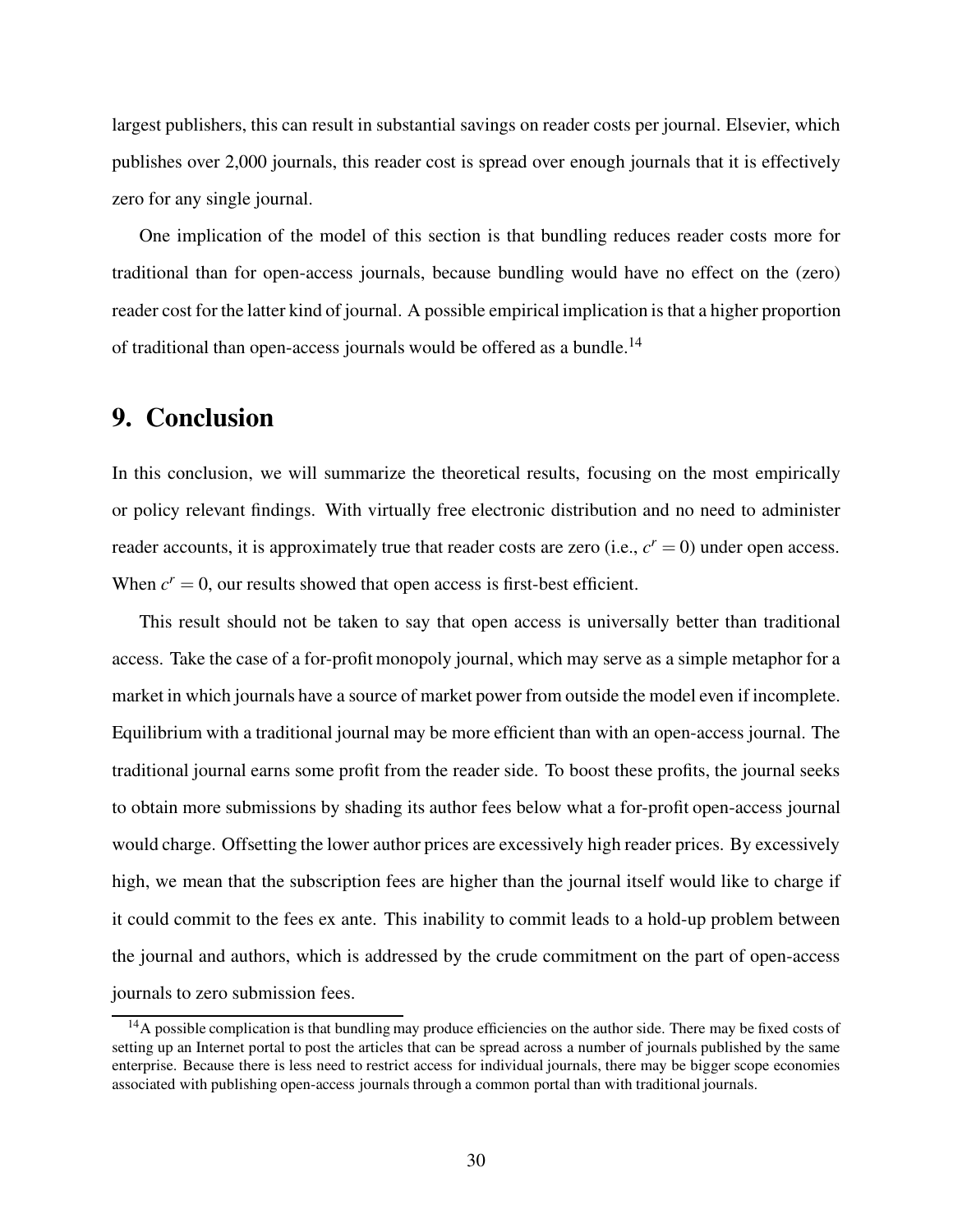largest publishers, this can result in substantial savings on reader costs per journal. Elsevier, which publishes over 2,000 journals, this reader cost is spread over enough journals that it is effectively zero for any single journal.

One implication of the model of this section is that bundling reduces reader costs more for traditional than for open-access journals, because bundling would have no effect on the (zero) reader cost for the latter kind of journal. A possible empirical implication is that a higher proportion of traditional than open-access journals would be offered as a bundle.[14]

## 9. Conclusion

In this conclusion, we will summarize the theoretical results, focusing on the most empirically or policy relevant findings. With virtually free electronic distribution and no need to administer reader accounts, it is approximately true that reader costs are zero (i.e., $c^r = 0$) under open access. When $c^r = 0$, our results showed that open access is first-best efficient.

This result should not be taken to say that open access is universally better than traditional access. Take the case of a for-profit monopoly journal, which may serve as a simple metaphor for a market in which journals have a source of market power from outside the model even if incomplete. Equilibrium with a traditional journal may be more efficient than with an open-access journal. The traditional journal earns some profit from the reader side. To boost these profits, the journal seeks to obtain more submissions by shading its author fees below what a for-profit open-access journal would charge. Offsetting the lower author prices are excessively high reader prices. By excessively high, we mean that the subscription fees are higher than the journal itself would like to charge if it could commit to the fees ex ante. This inability to commit leads to a hold-up problem between the journal and authors, which is addressed by the crude commitment on the part of open-access journals to zero submission fees.

[14] A possible complication is that bundling may produce efficiencies on the author side. There may be fixed costs of setting up an Internet portal to post the articles that can be spread across a number of journals published by the same enterprise. Because there is less need to restrict access for individual journals, there may be bigger scope economies associated with publishing open-access journals through a common portal than with traditional journals.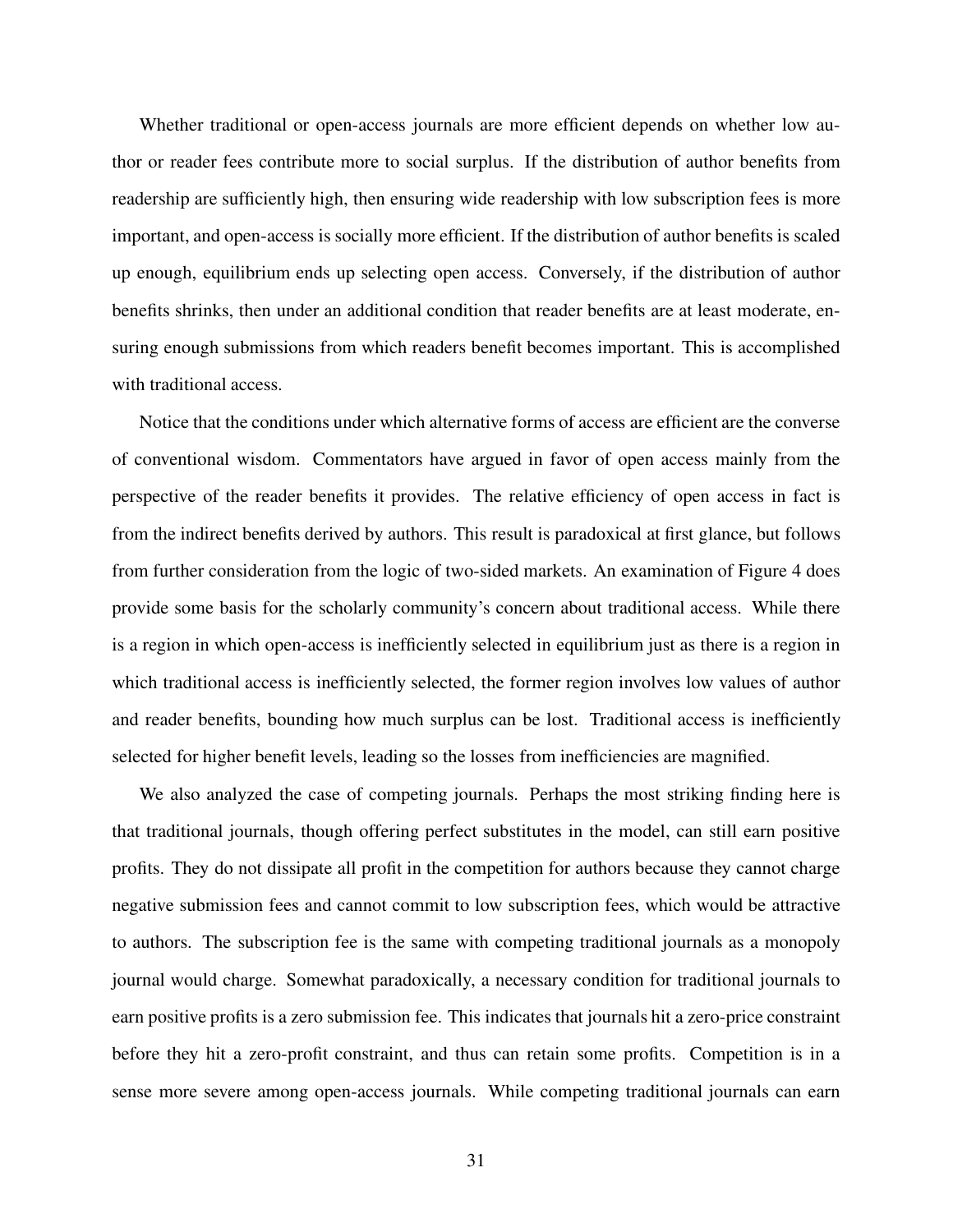Whether traditional or open-access journals are more efficient depends on whether low author or reader fees contribute more to social surplus. If the distribution of author benefits from readership are sufficiently high, then ensuring wide readership with low subscription fees is more important, and open-access is socially more efficient. If the distribution of author benefits is scaled up enough, equilibrium ends up selecting open access. Conversely, if the distribution of author benefits shrinks, then under an additional condition that reader benefits are at least moderate, ensuring enough submissions from which readers benefit becomes important. This is accomplished with traditional access.

Notice that the conditions under which alternative forms of access are efficient are the converse of conventional wisdom. Commentators have argued in favor of open access mainly from the perspective of the reader benefits it provides. The relative efficiency of open access in fact is from the indirect benefits derived by authors. This result is paradoxical at first glance, but follows from further consideration from the logic of two-sided markets. An examination of Figure 4 does provide some basis for the scholarly community's concern about traditional access. While there is a region in which open-access is inefficiently selected in equilibrium just as there is a region in which traditional access is inefficiently selected, the former region involves low values of author and reader benefits, bounding how much surplus can be lost. Traditional access is inefficiently selected for higher benefit levels, leading so the losses from inefficiencies are magnified.

We also analyzed the case of competing journals. Perhaps the most striking finding here is that traditional journals, though offering perfect substitutes in the model, can still earn positive profits. They do not dissipate all profit in the competition for authors because they cannot charge negative submission fees and cannot commit to low subscription fees, which would be attractive to authors. The subscription fee is the same with competing traditional journals as a monopoly journal would charge. Somewhat paradoxically, a necessary condition for traditional journals to earn positive profits is a zero submission fee. This indicates that journals hit a zero-price constraint before they hit a zero-profit constraint, and thus can retain some profits. Competition is in a sense more severe among open-access journals. While competing traditional journals can earn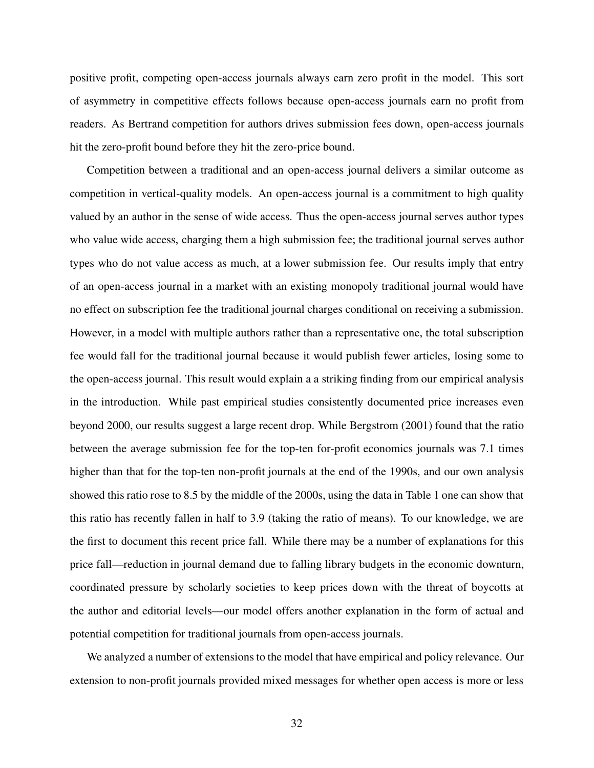positive profit, competing open-access journals always earn zero profit in the model. This sort of asymmetry in competitive effects follows because open-access journals earn no profit from readers. As Bertrand competition for authors drives submission fees down, open-access journals hit the zero-profit bound before they hit the zero-price bound.

Competition between a traditional and an open-access journal delivers a similar outcome as competition in vertical-quality models. An open-access journal is a commitment to high quality valued by an author in the sense of wide access. Thus the open-access journal serves author types who value wide access, charging them a high submission fee; the traditional journal serves author types who do not value access as much, at a lower submission fee. Our results imply that entry of an open-access journal in a market with an existing monopoly traditional journal would have no effect on subscription fee the traditional journal charges conditional on receiving a submission. However, in a model with multiple authors rather than a representative one, the total subscription fee would fall for the traditional journal because it would publish fewer articles, losing some to the open-access journal. This result would explain a a striking finding from our empirical analysis in the introduction. While past empirical studies consistently documented price increases even beyond 2000, our results suggest a large recent drop. While Bergstrom (2001) found that the ratio between the average submission fee for the top-ten for-profit economics journals was 7.1 times higher than that for the top-ten non-profit journals at the end of the 1990s, and our own analysis showed this ratio rose to 8.5 by the middle of the 2000s, using the data in Table 1 one can show that this ratio has recently fallen in half to 3.9 (taking the ratio of means). To our knowledge, we are the first to document this recent price fall. While there may be a number of explanations for this price fall—reduction in journal demand due to falling library budgets in the economic downturn, coordinated pressure by scholarly societies to keep prices down with the threat of boycotts at the author and editorial levels—our model offers another explanation in the form of actual and potential competition for traditional journals from open-access journals.

We analyzed a number of extensions to the model that have empirical and policy relevance. Our extension to non-profit journals provided mixed messages for whether open access is more or less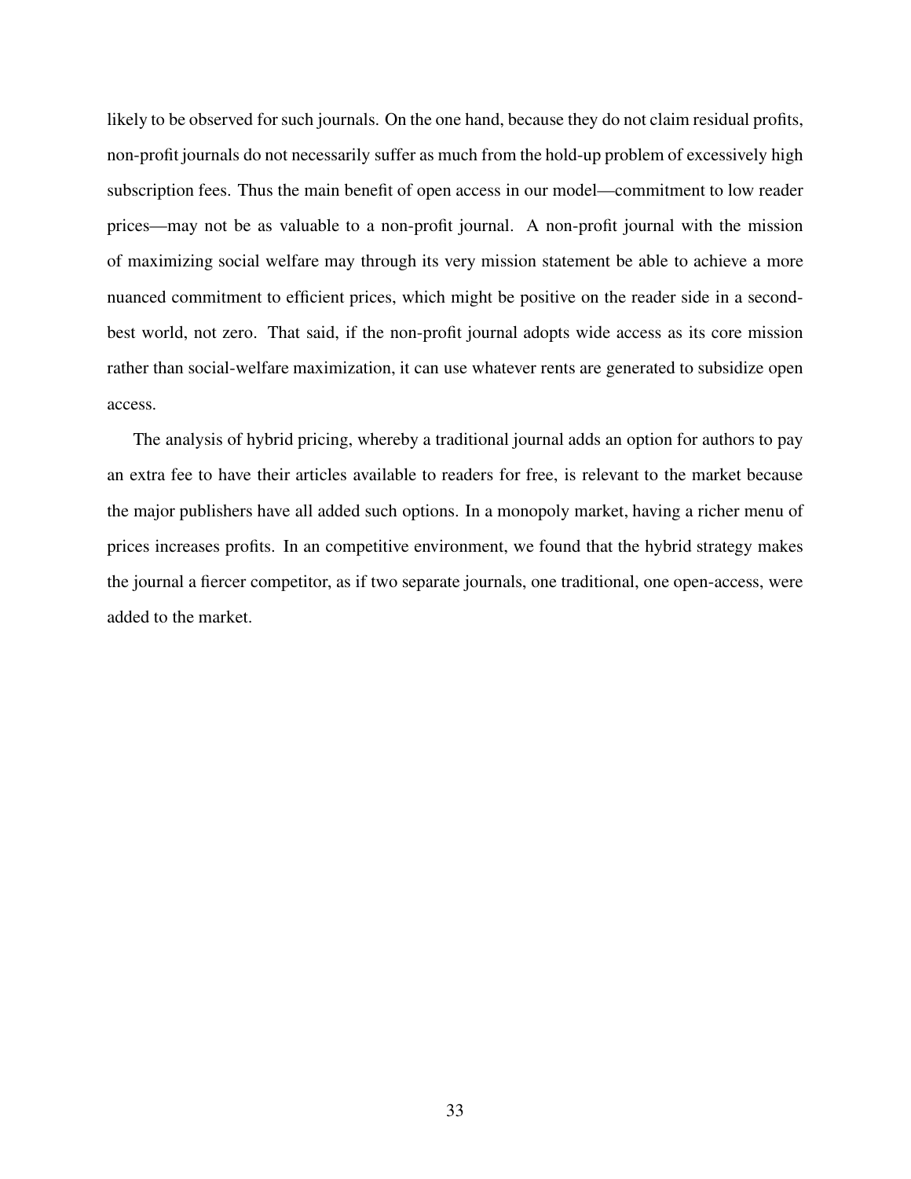likely to be observed for such journals. On the one hand, because they do not claim residual profits, non-profit journals do not necessarily suffer as much from the hold-up problem of excessively high subscription fees. Thus the main benefit of open access in our model—commitment to low reader prices—may not be as valuable to a non-profit journal. A non-profit journal with the mission of maximizing social welfare may through its very mission statement be able to achieve a more nuanced commitment to efficient prices, which might be positive on the reader side in a second-best world, not zero. That said, if the non-profit journal adopts wide access as its core mission rather than social-welfare maximization, it can use whatever rents are generated to subsidize open access.

The analysis of hybrid pricing, whereby a traditional journal adds an option for authors to pay an extra fee to have their articles available to readers for free, is relevant to the market because the major publishers have all added such options. In a monopoly market, having a richer menu of prices increases profits. In an competitive environment, we found that the hybrid strategy makes the journal a fiercer competitor, as if two separate journals, one traditional, one open-access, were added to the market.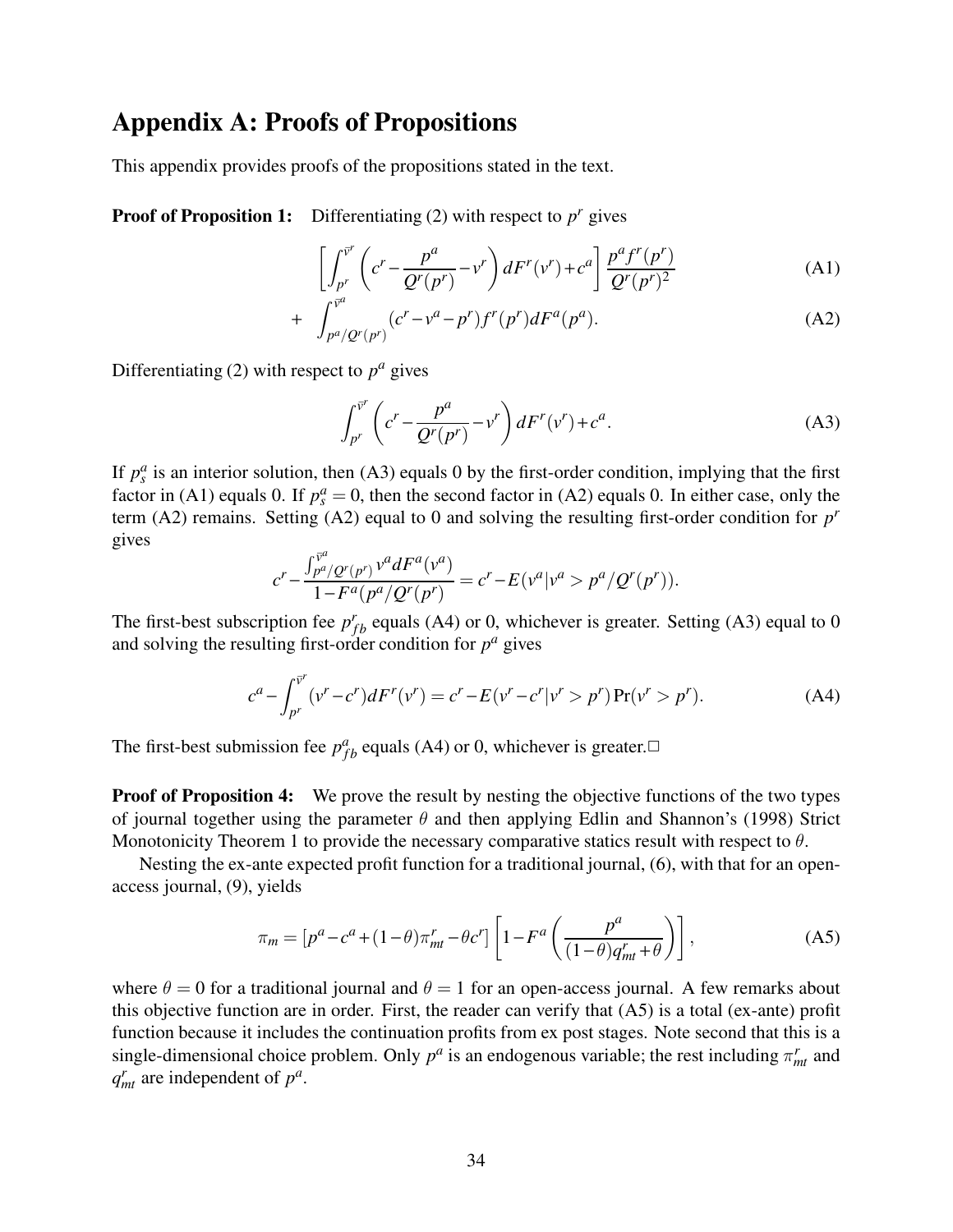# Appendix A: Proofs of Propositions

This appendix provides proofs of the propositions stated in the text.

**Proof of Proposition 1:** Differentiating (2) with respect to $p^r$ gives

$$\left[\int_{p^r}^{\bar{v}^r}\left(c^r - \frac{p^a}{Q^r(p^r)} - v^r\right)dF^r(v^r) + c^a\right]\frac{p^a f^r(p^r)}{Q^r(p^r)^2} \tag{A1}$$

$$+ \int_{p^a/Q^r(p^r)}^{\bar{v}^a}(c^r - v^a - p^r)f^r(p^r)dF^a(p^a). \tag{A2}$$

Differentiating (2) with respect to $p^a$ gives

$$\int_{p^r}^{\bar{v}^r}\left(c^r - \frac{p^a}{Q^r(p^r)} - v^r\right)dF^r(v^r) + c^a. \tag{A3}$$

If $p_s^a$ is an interior solution, then (A3) equals 0 by the first-order condition, implying that the first factor in (A1) equals 0. If $p_s^a = 0$, then the second factor in (A2) equals 0. In either case, only the term (A2) remains. Setting (A2) equal to 0 and solving the resulting first-order condition for $p^r$ gives

$$c^r - \frac{\int_{p^a/Q^r(p^r)}^{\bar{v}^a} v^a dF^a(v^a)}{1 - F^a(p^a/Q^r(p^r))} = c^r - E(v^a | v^a > p^a/Q^r(p^r)).$$

The first-best subscription fee $p_{fb}^r$ equals (A4) or 0, whichever is greater. Setting (A3) equal to 0 and solving the resulting first-order condition for $p^a$ gives

$$c^a - \int_{p^r}^{\bar{v}^r}(v^r - c^r)dF^r(v^r) = c^r - E(v^r - c^r | v^r > p^r)\Pr(v^r > p^r). \tag{A4}$$

The first-best submission fee $p_{fb}^a$ equals (A4) or 0, whichever is greater.□

**Proof of Proposition 4:** We prove the result by nesting the objective functions of the two types of journal together using the parameter $\theta$ and then applying Edlin and Shannon's (1998) Strict Monotonicity Theorem 1 to provide the necessary comparative statics result with respect to $\theta$.

Nesting the ex-ante expected profit function for a traditional journal, (6), with that for an open-access journal, (9), yields

$$\pi_m = [p^a - c^a + (1-\theta)\pi_{mt}^r - \theta c^r]\left[1 - F^a\left(\frac{p^a}{(1-\theta)q_{mt}^r + \theta}\right)\right], \tag{A5}$$

where $\theta = 0$ for a traditional journal and $\theta = 1$ for an open-access journal. A few remarks about this objective function are in order. First, the reader can verify that (A5) is a total (ex-ante) profit function because it includes the continuation profits from ex post stages. Note second that this is a single-dimensional choice problem. Only $p^a$ is an endogenous variable; the rest including $\pi_{mt}^r$ and $q_{mt}^r$ are independent of $p^a$.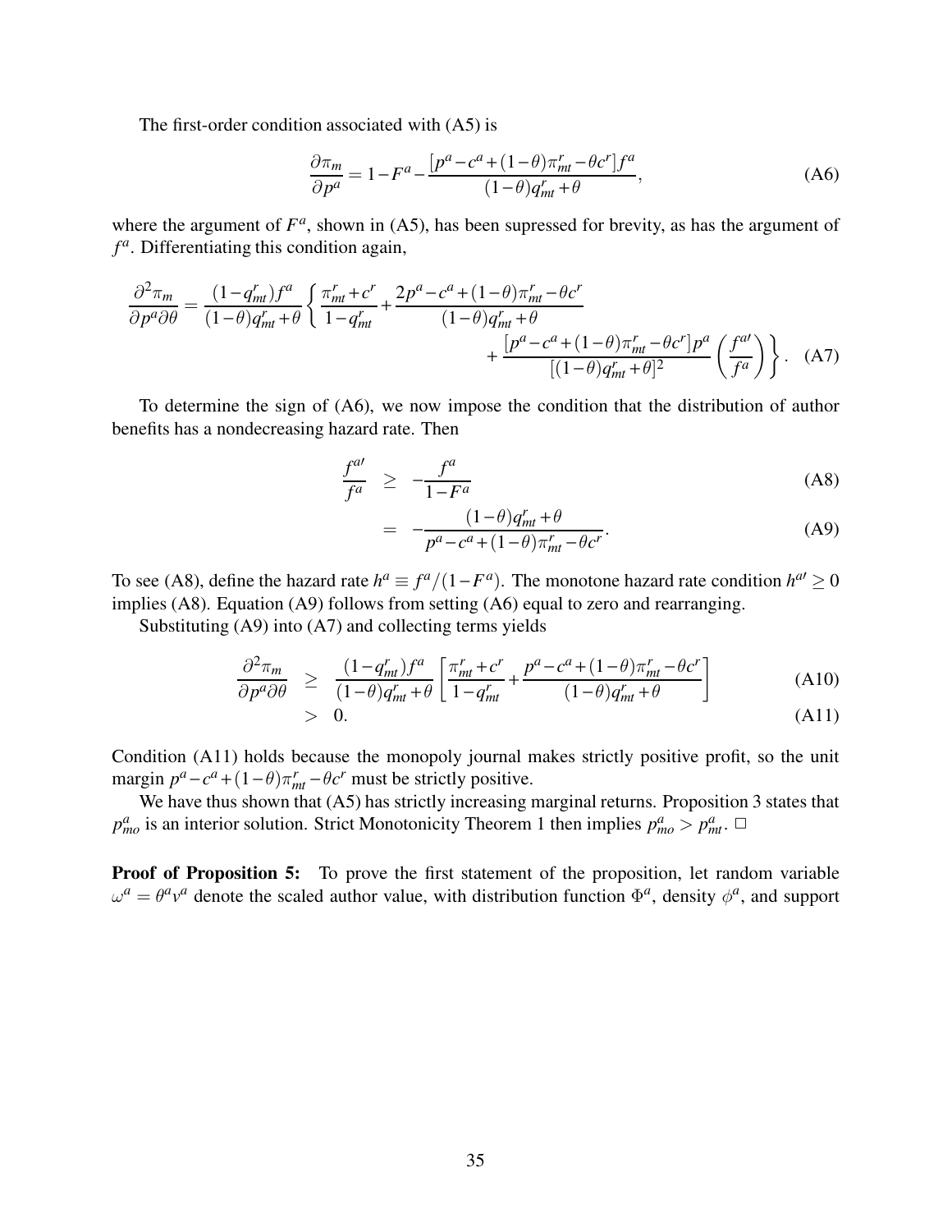The first-order condition associated with (A5) is

$$\frac{\partial \pi_m}{\partial p^a} = 1 - F^a - \frac{[p^a - c^a + (1-\theta)\pi^r_{mt} - \theta c^r] f^a}{(1-\theta) q^r_{mt} + \theta}, \tag{A6}$$

where the argument of $F^a$, shown in (A5), has been supressed for brevity, as has the argument of $f^a$. Differentiating this condition again,

$$\frac{\partial^2 \pi_m}{\partial p^a \partial \theta} = \frac{(1-q^r_{mt}) f^a}{(1-\theta) q^r_{mt} + \theta} \left\{ \frac{\pi^r_{mt} + c^r}{1 - q^r_{mt}} + \frac{2p^a - c^a + (1-\theta)\pi^r_{mt} - \theta c^r}{(1-\theta) q^r_{mt} + \theta} + \frac{[p^a - c^a + (1-\theta)\pi^r_{mt} - \theta c^r] p^a}{[(1-\theta) q^r_{mt} + \theta]^2} \left( \frac{f^{a\prime}}{f^a} \right) \right\}. \tag{A7}$$

To determine the sign of (A6), we now impose the condition that the distribution of author benefits has a nondecreasing hazard rate. Then

$$\frac{f^{a\prime}}{f^a} \geq -\frac{f^a}{1 - F^a} \tag{A8}$$

$$= -\frac{(1-\theta) q^r_{mt} + \theta}{p^a - c^a + (1-\theta)\pi^r_{mt} - \theta c^r}. \tag{A9}$$

To see (A8), define the hazard rate $h^a \equiv f^a/(1-F^a)$. The monotone hazard rate condition $h^{a\prime} \geq 0$ implies (A8). Equation (A9) follows from setting (A6) equal to zero and rearranging.

Substituting (A9) into (A7) and collecting terms yields

$$\frac{\partial^2 \pi_m}{\partial p^a \partial \theta} \geq \frac{(1-q^r_{mt}) f^a}{(1-\theta) q^r_{mt} + \theta} \left[ \frac{\pi^r_{mt} + c^r}{1 - q^r_{mt}} + \frac{p^a - c^a + (1-\theta)\pi^r_{mt} - \theta c^r}{(1-\theta) q^r_{mt} + \theta} \right] \tag{A10}$$

$$> 0. \tag{A11}$$

Condition (A11) holds because the monopoly journal makes strictly positive profit, so the unit margin $p^a - c^a + (1-\theta)\pi^r_{mt} - \theta c^r$ must be strictly positive.

We have thus shown that (A5) has strictly increasing marginal returns. Proposition 3 states that $p^a_{mo}$ is an interior solution. Strict Monotonicity Theorem 1 then implies $p^a_{mo} > p^a_{mt}$. □

**Proof of Proposition 5:** To prove the first statement of the proposition, let random variable $\omega^a = \theta^a v^a$ denote the scaled author value, with distribution function $\Phi^a$, density $\phi^a$, and support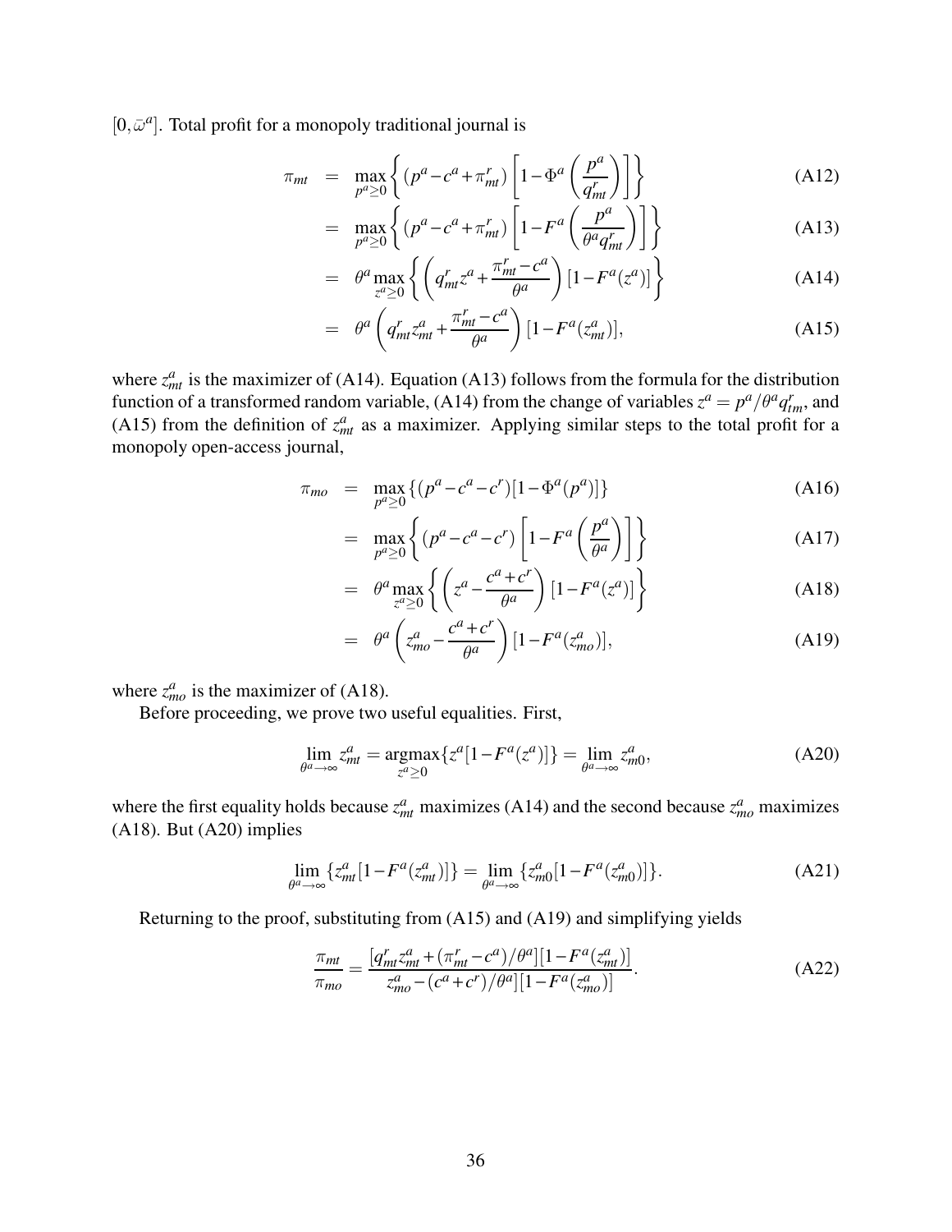$[0, \bar{\omega}^a]$. Total profit for a monopoly traditional journal is

$$\pi_{mt} = \max_{p^a \geq 0} \left\{ (p^a - c^a + \pi^r_{mt}) \left[ 1 - \Phi^a \left( \frac{p^a}{q^r_{mt}} \right) \right] \right\} \tag{A12}$$

$$= \max_{p^a \geq 0} \left\{ (p^a - c^a + \pi^r_{mt}) \left[ 1 - F^a \left( \frac{p^a}{\theta^a q^r_{mt}} \right) \right] \right\} \tag{A13}$$

$$= \theta^a \max_{z^a \geq 0} \left\{ \left( q^r_{mt} z^a + \frac{\pi^r_{mt} - c^a}{\theta^a} \right) [1 - F^a(z^a)] \right\} \tag{A14}$$

$$= \theta^a \left( q^r_{mt} z^a_{mt} + \frac{\pi^r_{mt} - c^a}{\theta^a} \right) [1 - F^a(z^a_{mt})], \tag{A15}$$

where $z^a_{mt}$ is the maximizer of (A14). Equation (A13) follows from the formula for the distribution function of a transformed random variable, (A14) from the change of variables $z^a = p^a / \theta^a q^r_{tm}$, and (A15) from the definition of $z^a_{mt}$ as a maximizer. Applying similar steps to the total profit for a monopoly open-access journal,

$$\pi_{mo} = \max_{p^a \geq 0} \{ (p^a - c^a - c^r)[1 - \Phi^a(p^a)] \} \tag{A16}$$

$$= \max_{p^a \geq 0} \left\{ (p^a - c^a - c^r) \left[ 1 - F^a \left( \frac{p^a}{\theta^a} \right) \right] \right\} \tag{A17}$$

$$= \theta^a \max_{z^a \geq 0} \left\{ \left( z^a - \frac{c^a + c^r}{\theta^a} \right) [1 - F^a(z^a)] \right\} \tag{A18}$$

$$= \theta^a \left( z^a_{mo} - \frac{c^a + c^r}{\theta^a} \right) [1 - F^a(z^a_{mo})], \tag{A19}$$

where $z^a_{mo}$ is the maximizer of (A18).

Before proceeding, we prove two useful equalities. First,

$$\lim_{\theta^a \to \infty} z^a_{mt} = \operatorname*{argmax}_{z^a \geq 0} \{ z^a [1 - F^a(z^a)] \} = \lim_{\theta^a \to \infty} z^a_{m0}, \tag{A20}$$

where the first equality holds because $z^a_{mt}$ maximizes (A14) and the second because $z^a_{mo}$ maximizes (A18). But (A20) implies

$$\lim_{\theta^a \to \infty} \{ z^a_{mt} [1 - F^a(z^a_{mt})] \} = \lim_{\theta^a \to \infty} \{ z^a_{m0} [1 - F^a(z^a_{m0})] \}. \tag{A21}$$

Returning to the proof, substituting from (A15) and (A19) and simplifying yields

$$\frac{\pi_{mt}}{\pi_{mo}} = \frac{[q^r_{mt} z^a_{mt} + (\pi^r_{mt} - c^a)/\theta^a][1 - F^a(z^a_{mt})]}{z^a_{mo} - (c^a + c^r)/\theta^a][1 - F^a(z^a_{mo})]}. \tag{A22}$$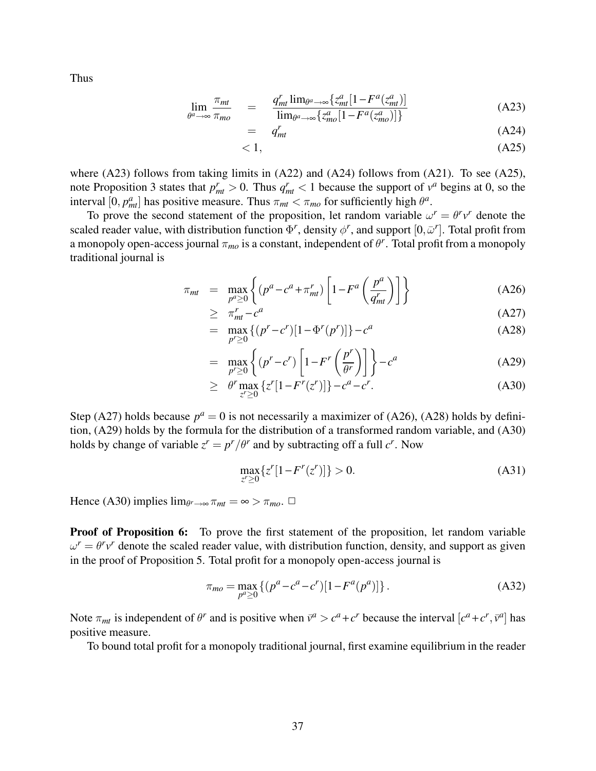Thus

$$
\begin{aligned}
\lim_{\theta^a \to \infty} \frac{\pi_{mt}}{\pi_{mo}} &= \frac{q^r_{mt} \lim_{\theta^a \to \infty} \{z^a_{mt}[1 - F^a(z^a_{mt})]}{\lim_{\theta^a \to \infty} \{z^a_{mo}[1 - F^a(z^a_{mo})]\}} && \text{(A23)} \\
&= q^r_{mt} && \text{(A24)} \\
&< 1, && \text{(A25)}
\end{aligned}
$$

where (A23) follows from taking limits in (A22) and (A24) follows from (A21). To see (A25), note Proposition 3 states that $p^r_{mt} > 0$. Thus $q^r_{mt} < 1$ because the support of $v^a$ begins at 0, so the interval $[0, p^a_{mt}]$ has positive measure. Thus $\pi_{mt} < \pi_{mo}$ for sufficiently high $\theta^a$.

To prove the second statement of the proposition, let random variable $\omega^r = \theta^r v^r$ denote the scaled reader value, with distribution function $\Phi^r$, density $\phi^r$, and support $[0, \bar{\omega}^r]$. Total profit from a monopoly open-access journal $\pi_{mo}$ is a constant, independent of $\theta^r$. Total profit from a monopoly traditional journal is

$$
\begin{aligned}
\pi_{mt} &= \max_{p^a \geq 0} \left\{ (p^a - c^a + \pi^r_{mt}) \left[ 1 - F^a \left( \frac{p^a}{q^r_{mt}} \right) \right] \right\} && \text{(A26)} \\
&\geq \pi^r_{mt} - c^a && \text{(A27)} \\
&= \max_{p^r \geq 0} \{ (p^r - c^r)[1 - \Phi^r(p^r)] \} - c^a && \text{(A28)} \\
&= \max_{p^r \geq 0} \left\{ (p^r - c^r) \left[ 1 - F^r \left( \frac{p^r}{\theta^r} \right) \right] \right\} - c^a && \text{(A29)} \\
&\geq \theta^r \max_{z^r \geq 0} \{ z^r [1 - F^r(z^r)] \} - c^a - c^r. && \text{(A30)}
\end{aligned}
$$

Step (A27) holds because $p^a = 0$ is not necessarily a maximizer of (A26), (A28) holds by definition, (A29) holds by the formula for the distribution of a transformed random variable, and (A30) holds by change of variable $z^r = p^r/\theta^r$ and by subtracting off a full $c^r$. Now

$$
\max_{z^r \geq 0} \{ z^r [1 - F^r(z^r)] \} > 0. \qquad \text{(A31)}
$$

Hence (A30) implies $\lim_{\theta^r \to \infty} \pi_{mt} = \infty > \pi_{mo}$. $\Box$

**Proof of Proposition 6:** To prove the first statement of the proposition, let random variable $\omega^r = \theta^r v^r$ denote the scaled reader value, with distribution function, density, and support as given in the proof of Proposition 5. Total profit for a monopoly open-access journal is

$$
\pi_{mo} = \max_{p^a \geq 0} \{ (p^a - c^a - c^r)[1 - F^a(p^a)] \}. \qquad \text{(A32)}
$$

Note $\pi_{mt}$ is independent of $\theta^r$ and is positive when $\bar{v}^a > c^a + c^r$ because the interval $[c^a + c^r, \bar{v}^a]$ has positive measure.

To bound total profit for a monopoly traditional journal, first examine equilibrium in the reader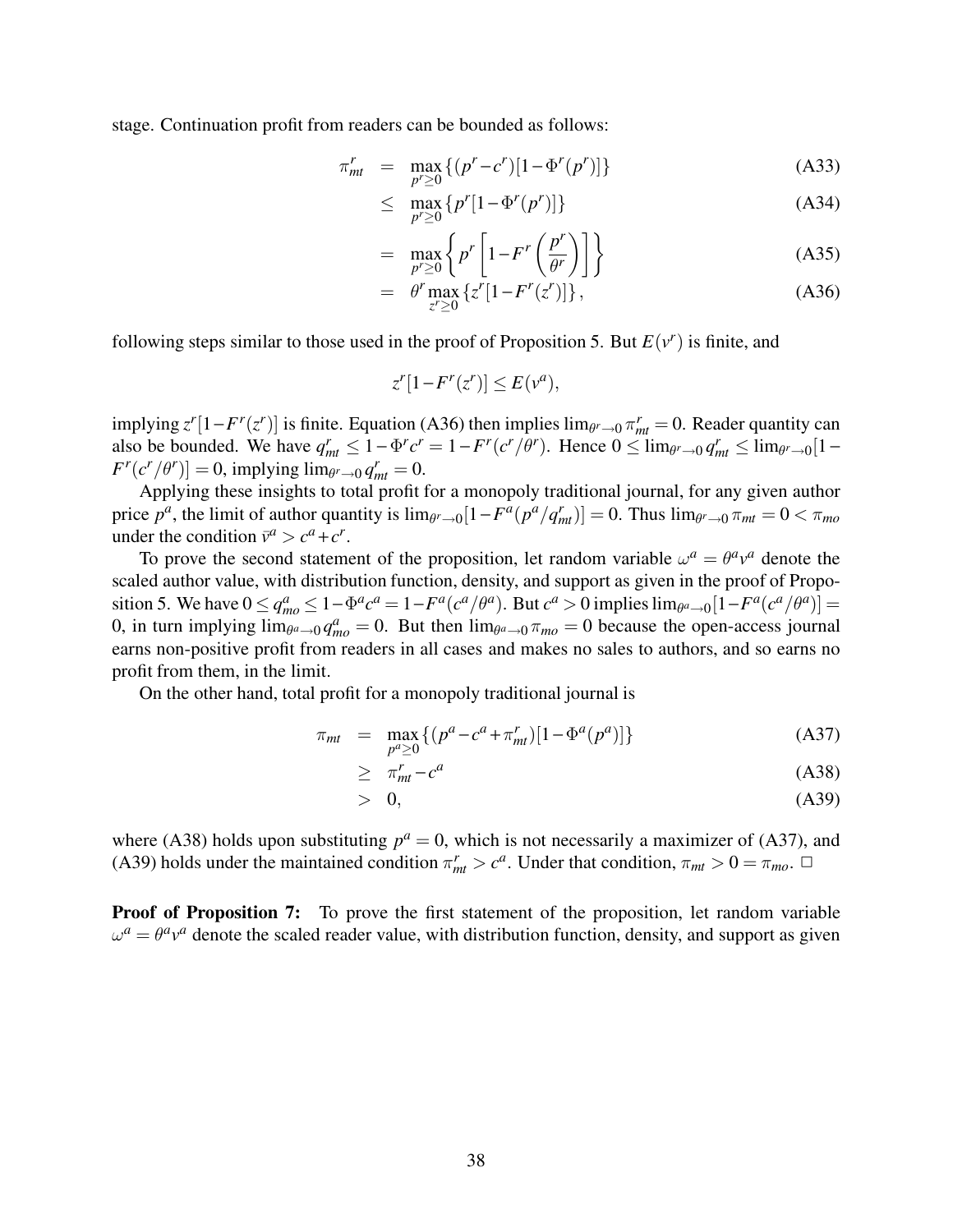stage. Continuation profit from readers can be bounded as follows:

$$
\begin{aligned}
\pi^r_{mt} &= \max_{p^r \geq 0} \{(p^r - c^r)[1 - \Phi^r(p^r)]\} && \text{(A33)}\\
&\leq \max_{p^r \geq 0} \{p^r[1 - \Phi^r(p^r)]\} && \text{(A34)}\\
&= \max_{p^r \geq 0} \left\{ p^r \left[ 1 - F^r\left(\frac{p^r}{\theta^r}\right)\right]\right\} && \text{(A35)}\\
&= \theta^r \max_{z^r \geq 0} \{z^r[1 - F^r(z^r)]\}, && \text{(A36)}
\end{aligned}
$$

following steps similar to those used in the proof of Proposition 5. But $E(v^r)$ is finite, and

$$
z^r[1 - F^r(z^r)] \leq E(v^a),
$$

implying $z^r[1-F^r(z^r)]$ is finite. Equation (A36) then implies $\lim_{\theta^r \to 0} \pi^r_{mt} = 0$. Reader quantity can also be bounded. We have $q^r_{mt} \leq 1 - \Phi^r c^r = 1 - F^r(c^r/\theta^r)$. Hence $0 \leq \lim_{\theta^r \to 0} q^r_{mt} \leq \lim_{\theta^r \to 0}[1 - F^r(c^r/\theta^r)] = 0$, implying $\lim_{\theta^r \to 0} q^r_{mt} = 0$.

Applying these insights to total profit for a monopoly traditional journal, for any given author price $p^a$, the limit of author quantity is $\lim_{\theta^r \to 0}[1 - F^a(p^a/q^r_{mt})] = 0$. Thus $\lim_{\theta^r \to 0} \pi_{mt} = 0 < \pi_{mo}$ under the condition $\bar{v}^a > c^a + c^r$.

To prove the second statement of the proposition, let random variable $\omega^a = \theta^a v^a$ denote the scaled author value, with distribution function, density, and support as given in the proof of Proposition 5. We have $0 \leq q^a_{mo} \leq 1 - \Phi^a c^a = 1 - F^a(c^a/\theta^a)$. But $c^a > 0$ implies $\lim_{\theta^a \to 0}[1 - F^a(c^a/\theta^a)] = 0$, in turn implying $\lim_{\theta^a \to 0} q^a_{mo} = 0$. But then $\lim_{\theta^a \to 0} \pi_{mo} = 0$ because the open-access journal earns non-positive profit from readers in all cases and makes no sales to authors, and so earns no profit from them, in the limit.

On the other hand, total profit for a monopoly traditional journal is

$$
\begin{aligned}
\pi_{mt} &= \max_{p^a \geq 0} \{(p^a - c^a + \pi^r_{mt})[1 - \Phi^a(p^a)]\} && \text{(A37)}\\
&\geq \pi^r_{mt} - c^a && \text{(A38)}\\
&> 0, && \text{(A39)}
\end{aligned}
$$

where (A38) holds upon substituting $p^a = 0$, which is not necessarily a maximizer of (A37), and (A39) holds under the maintained condition $\pi^r_{mt} > c^a$. Under that condition, $\pi_{mt} > 0 = \pi_{mo}$. □

**Proof of Proposition 7:** To prove the first statement of the proposition, let random variable $\omega^a = \theta^a v^a$ denote the scaled reader value, with distribution function, density, and support as given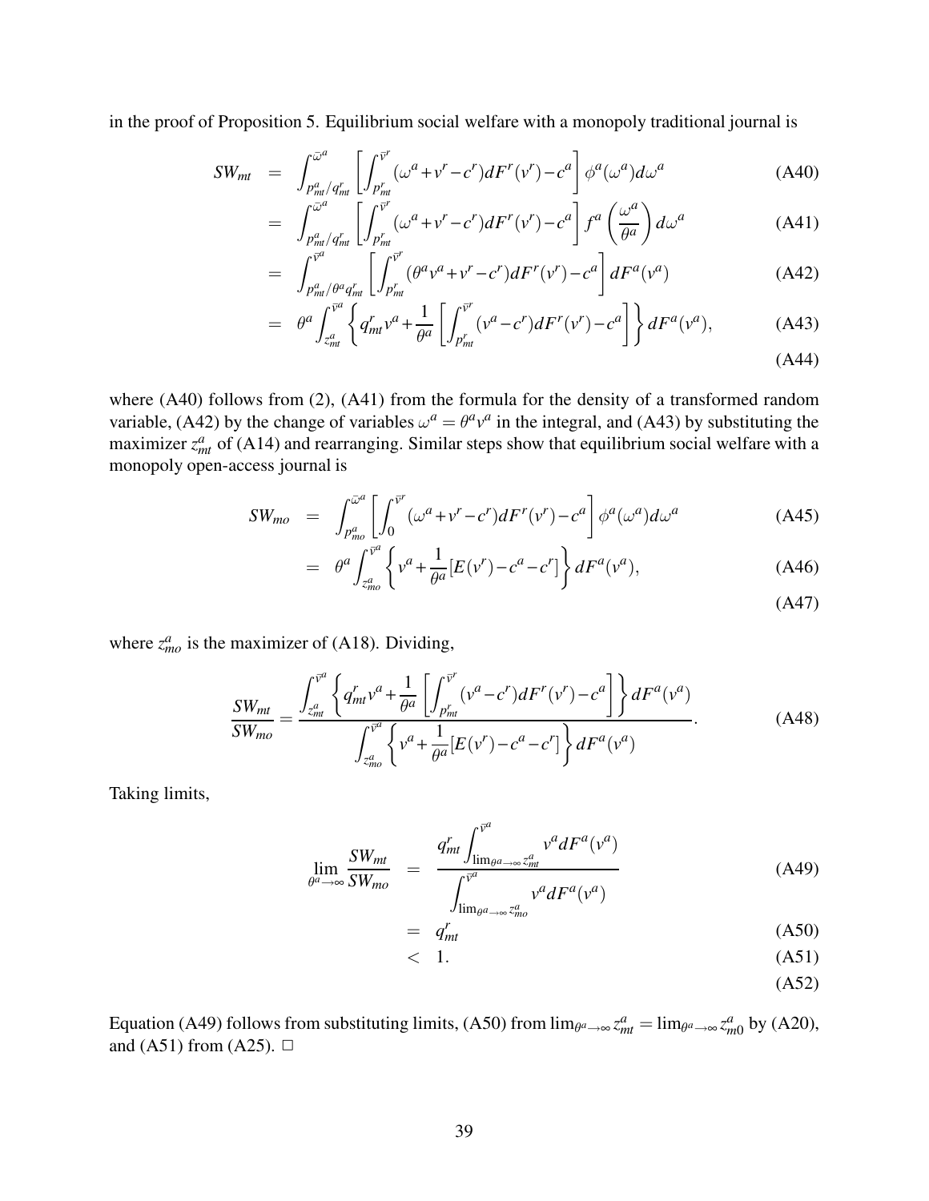in the proof of Proposition 5. Equilibrium social welfare with a monopoly traditional journal is

$$
\begin{aligned}
SW_{mt} &= \int_{p^a_{mt}/q^r_{mt}}^{\bar{\omega}^a} \left[ \int_{p^r_{mt}}^{\bar{v}^r} (\omega^a + v^r - c^r) dF^r(v^r) - c^a \right] \phi^a(\omega^a) d\omega^a && \text{(A40)} \\
&= \int_{p^a_{mt}/q^r_{mt}}^{\bar{\omega}^a} \left[ \int_{p^r_{mt}}^{\bar{v}^r} (\omega^a + v^r - c^r) dF^r(v^r) - c^a \right] f^a\left(\frac{\omega^a}{\theta^a}\right) d\omega^a && \text{(A41)} \\
&= \int_{p^a_{mt}/\theta^a q^r_{mt}}^{\bar{v}^a} \left[ \int_{p^r_{mt}}^{\bar{v}^r} (\theta^a v^a + v^r - c^r) dF^r(v^r) - c^a \right] dF^a(v^a) && \text{(A42)} \\
&= \theta^a \int_{z^a_{mt}}^{\bar{v}^a} \left\{ q^r_{mt} v^a + \frac{1}{\theta^a} \left[ \int_{p^r_{mt}}^{\bar{v}^r} (v^a - c^r) dF^r(v^r) - c^a \right] \right\} dF^a(v^a), && \text{(A43)} \\
& && \text{(A44)}
\end{aligned}
$$

where (A40) follows from (2), (A41) from the formula for the density of a transformed random variable, (A42) by the change of variables $\omega^a = \theta^a v^a$ in the integral, and (A43) by substituting the maximizer $z^a_{mt}$ of (A14) and rearranging. Similar steps show that equilibrium social welfare with a monopoly open-access journal is

$$
\begin{aligned}
SW_{mo} &= \int_{p^a_{mo}}^{\bar{\omega}^a} \left[ \int_0^{\bar{v}^r} (\omega^a + v^r - c^r) dF^r(v^r) - c^a \right] \phi^a(\omega^a) d\omega^a && \text{(A45)} \\
&= \theta^a \int_{z^a_{mo}}^{\bar{v}^a} \left\{ v^a + \frac{1}{\theta^a} [E(v^r) - c^a - c^r] \right\} dF^a(v^a), && \text{(A46)} \\
& && \text{(A47)}
\end{aligned}
$$

where $z^a_{mo}$ is the maximizer of (A18). Dividing,

$$
\frac{SW_{mt}}{SW_{mo}} = \frac{\displaystyle\int_{z^a_{mt}}^{\bar{v}^a} \left\{ q^r_{mt} v^a + \frac{1}{\theta^a} \left[ \int_{p^r_{mt}}^{\bar{v}^r} (v^a - c^r) dF^r(v^r) - c^a \right] \right\} dF^a(v^a)}{\displaystyle\int_{z^a_{mo}}^{\bar{v}^a} \left\{ v^a + \frac{1}{\theta^a} [E(v^r) - c^a - c^r] \right\} dF^a(v^a)}. \quad \text{(A48)}
$$

Taking limits,

$$
\begin{aligned}
\lim_{\theta^a \to \infty} \frac{SW_{mt}}{SW_{mo}} &= \frac{q^r_{mt} \displaystyle\int_{\lim_{\theta^a \to \infty} z^a_{mt}}^{\bar{v}^a} v^a dF^a(v^a)}{\displaystyle\int_{\lim_{\theta^a \to \infty} z^a_{mo}}^{\bar{v}^a} v^a dF^a(v^a)} && \text{(A49)} \\
&= q^r_{mt} && \text{(A50)} \\
&< 1. && \text{(A51)} \\
& && \text{(A52)}
\end{aligned}
$$

Equation (A49) follows from substituting limits, (A50) from $\lim_{\theta^a \to \infty} z^a_{mt} = \lim_{\theta^a \to \infty} z^a_{m0}$ by (A20), and (A51) from (A25). □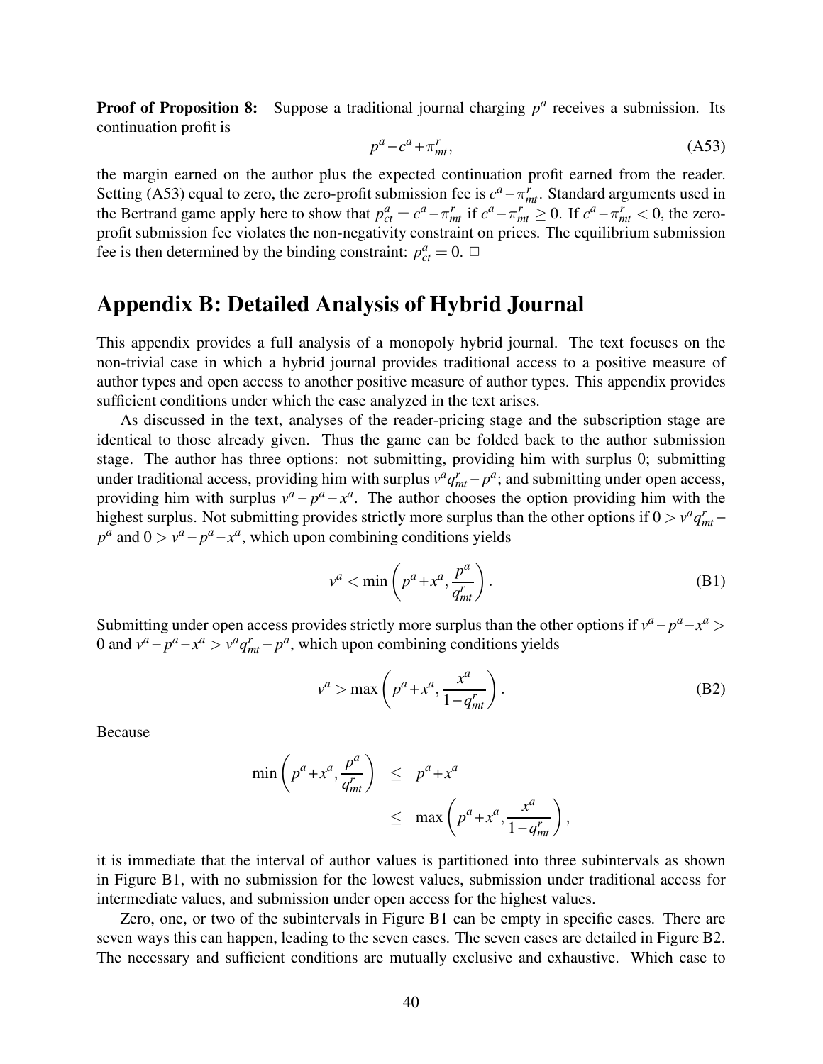**Proof of Proposition 8:** Suppose a traditional journal charging $p^a$ receives a submission. Its continuation profit is

$$p^a - c^a + \pi^r_{mt}, \tag{A53}$$

the margin earned on the author plus the expected continuation profit earned from the reader. Setting (A53) equal to zero, the zero-profit submission fee is $c^a - \pi^r_{mt}$. Standard arguments used in the Bertrand game apply here to show that $p^a_{ct} = c^a - \pi^r_{mt}$ if $c^a - \pi^r_{mt} \geq 0$. If $c^a - \pi^r_{mt} < 0$, the zero-profit submission fee violates the non-negativity constraint on prices. The equilibrium submission fee is then determined by the binding constraint: $p^a_{ct} = 0$. □

# Appendix B: Detailed Analysis of Hybrid Journal

This appendix provides a full analysis of a monopoly hybrid journal. The text focuses on the non-trivial case in which a hybrid journal provides traditional access to a positive measure of author types and open access to another positive measure of author types. This appendix provides sufficient conditions under which the case analyzed in the text arises.

As discussed in the text, analyses of the reader-pricing stage and the subscription stage are identical to those already given. Thus the game can be folded back to the author submission stage. The author has three options: not submitting, providing him with surplus 0; submitting under traditional access, providing him with surplus $v^a q^r_{mt} - p^a$; and submitting under open access, providing him with surplus $v^a - p^a - x^a$. The author chooses the option providing him with the highest surplus. Not submitting provides strictly more surplus than the other options if $0 > v^a q^r_{mt} - p^a$ and $0 > v^a - p^a - x^a$, which upon combining conditions yields

$$v^a < \min\left(p^a + x^a, \frac{p^a}{q^r_{mt}}\right). \tag{B1}$$

Submitting under open access provides strictly more surplus than the other options if $v^a - p^a - x^a > 0$ and $v^a - p^a - x^a > v^a q^r_{mt} - p^a$, which upon combining conditions yields

$$v^a > \max\left(p^a + x^a, \frac{x^a}{1 - q^r_{mt}}\right). \tag{B2}$$

Because

$$\begin{aligned}
\min\left(p^a + x^a, \frac{p^a}{q^r_{mt}}\right) &\leq p^a + x^a \\
&\leq \max\left(p^a + x^a, \frac{x^a}{1 - q^r_{mt}}\right),
\end{aligned}$$

it is immediate that the interval of author values is partitioned into three subintervals as shown in Figure B1, with no submission for the lowest values, submission under traditional access for intermediate values, and submission under open access for the highest values.

Zero, one, or two of the subintervals in Figure B1 can be empty in specific cases. There are seven ways this can happen, leading to the seven cases. The seven cases are detailed in Figure B2. The necessary and sufficient conditions are mutually exclusive and exhaustive. Which case to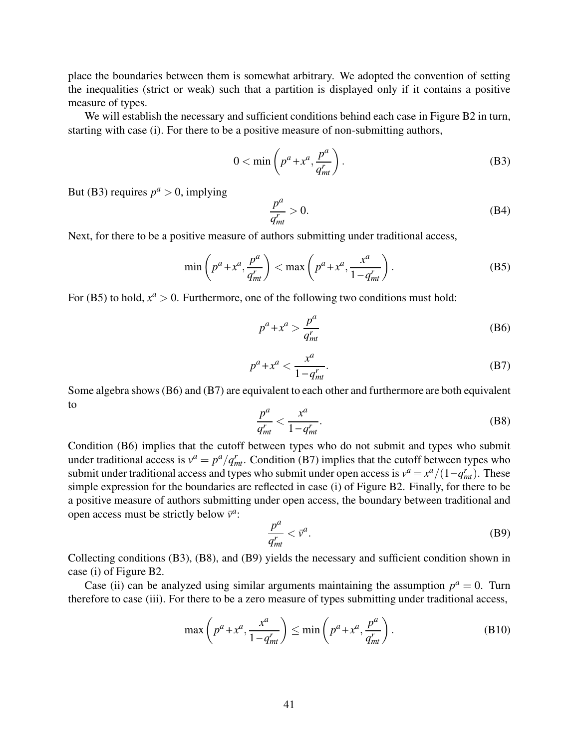place the boundaries between them is somewhat arbitrary. We adopted the convention of setting the inequalities (strict or weak) such that a partition is displayed only if it contains a positive measure of types.

We will establish the necessary and sufficient conditions behind each case in Figure B2 in turn, starting with case (i). For there to be a positive measure of non-submitting authors,

$$0 < \min\left(p^a + x^a, \frac{p^a}{q^r_{mt}}\right). \tag{B3}$$

But (B3) requires $p^a > 0$, implying

$$\frac{p^a}{q^r_{mt}} > 0. \tag{B4}$$

Next, for there to be a positive measure of authors submitting under traditional access,

$$\min\left(p^a + x^a, \frac{p^a}{q^r_{mt}}\right) < \max\left(p^a + x^a, \frac{x^a}{1 - q^r_{mt}}\right). \tag{B5}$$

For (B5) to hold, $x^a > 0$. Furthermore, one of the following two conditions must hold:

$$p^a + x^a > \frac{p^a}{q^r_{mt}} \tag{B6}$$

$$p^a + x^a < \frac{x^a}{1 - q^r_{mt}}. \tag{B7}$$

Some algebra shows (B6) and (B7) are equivalent to each other and furthermore are both equivalent to

$$\frac{p^a}{q^r_{mt}} < \frac{x^a}{1 - q^r_{mt}}. \tag{B8}$$

Condition (B6) implies that the cutoff between types who do not submit and types who submit under traditional access is $v^a = p^a/q^r_{mt}$. Condition (B7) implies that the cutoff between types who submit under traditional access and types who submit under open access is $v^a = x^a/(1 - q^r_{mt})$. These simple expression for the boundaries are reflected in case (i) of Figure B2. Finally, for there to be a positive measure of authors submitting under open access, the boundary between traditional and open access must be strictly below $\bar{v}^a$:

$$\frac{p^a}{q^r_{mt}} < \bar{v}^a. \tag{B9}$$

Collecting conditions (B3), (B8), and (B9) yields the necessary and sufficient condition shown in case (i) of Figure B2.

Case (ii) can be analyzed using similar arguments maintaining the assumption $p^a = 0$. Turn therefore to case (iii). For there to be a zero measure of types submitting under traditional access,

$$\max\left(p^a + x^a, \frac{x^a}{1 - q^r_{mt}}\right) \leq \min\left(p^a + x^a, \frac{p^a}{q^r_{mt}}\right). \tag{B10}$$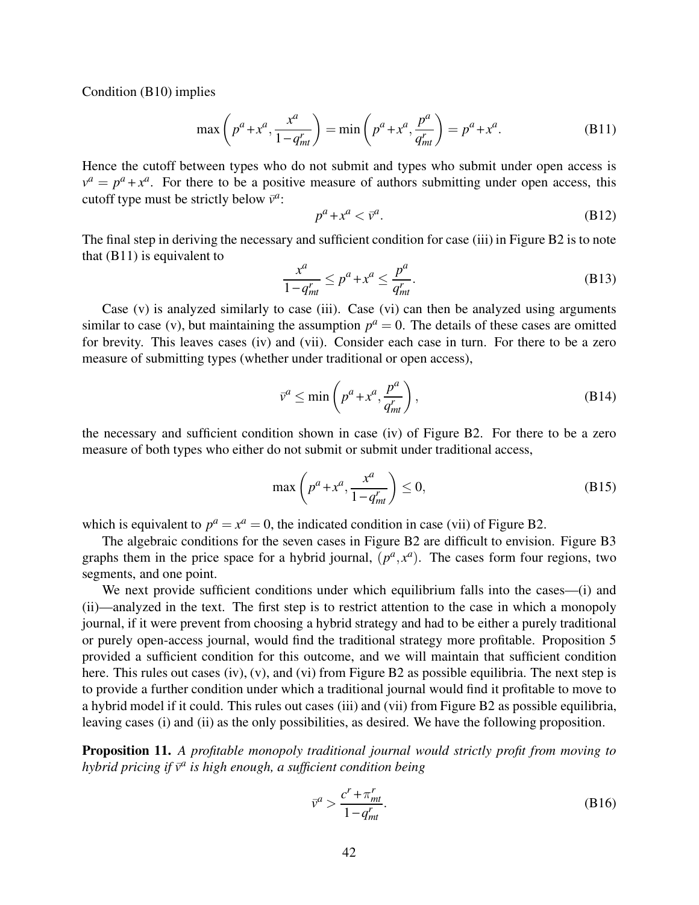Condition (B10) implies

$$\max\left(p^a + x^a, \frac{x^a}{1-q^r_{mt}}\right) = \min\left(p^a + x^a, \frac{p^a}{q^r_{mt}}\right) = p^a + x^a. \tag{B11}$$

Hence the cutoff between types who do not submit and types who submit under open access is $v^a = p^a + x^a$. For there to be a positive measure of authors submitting under open access, this cutoff type must be strictly below $\bar{v}^a$:

$$p^a + x^a < \bar{v}^a. \tag{B12}$$

The final step in deriving the necessary and sufficient condition for case (iii) in Figure B2 is to note that (B11) is equivalent to

$$\frac{x^a}{1-q^r_{mt}} \leq p^a + x^a \leq \frac{p^a}{q^r_{mt}}. \tag{B13}$$

Case (v) is analyzed similarly to case (iii). Case (vi) can then be analyzed using arguments similar to case (v), but maintaining the assumption $p^a = 0$. The details of these cases are omitted for brevity. This leaves cases (iv) and (vii). Consider each case in turn. For there to be a zero measure of submitting types (whether under traditional or open access),

$$\bar{v}^a \leq \min\left(p^a + x^a, \frac{p^a}{q^r_{mt}}\right), \tag{B14}$$

the necessary and sufficient condition shown in case (iv) of Figure B2. For there to be a zero measure of both types who either do not submit or submit under traditional access,

$$\max\left(p^a + x^a, \frac{x^a}{1-q^r_{mt}}\right) \leq 0, \tag{B15}$$

which is equivalent to $p^a = x^a = 0$, the indicated condition in case (vii) of Figure B2.

The algebraic conditions for the seven cases in Figure B2 are difficult to envision. Figure B3 graphs them in the price space for a hybrid journal, $(p^a, x^a)$. The cases form four regions, two segments, and one point.

We next provide sufficient conditions under which equilibrium falls into the cases—(i) and (ii)—analyzed in the text. The first step is to restrict attention to the case in which a monopoly journal, if it were prevent from choosing a hybrid strategy and had to be either a purely traditional or purely open-access journal, would find the traditional strategy more profitable. Proposition 5 provided a sufficient condition for this outcome, and we will maintain that sufficient condition here. This rules out cases (iv), (v), and (vi) from Figure B2 as possible equilibria. The next step is to provide a further condition under which a traditional journal would find it profitable to move to a hybrid model if it could. This rules out cases (iii) and (vii) from Figure B2 as possible equilibria, leaving cases (i) and (ii) as the only possibilities, as desired. We have the following proposition.

**Proposition 11.** *A profitable monopoly traditional journal would strictly profit from moving to hybrid pricing if $\bar{v}^a$ is high enough, a sufficient condition being*

$$\bar{v}^a > \frac{c^r + \pi^r_{mt}}{1-q^r_{mt}}. \tag{B16}$$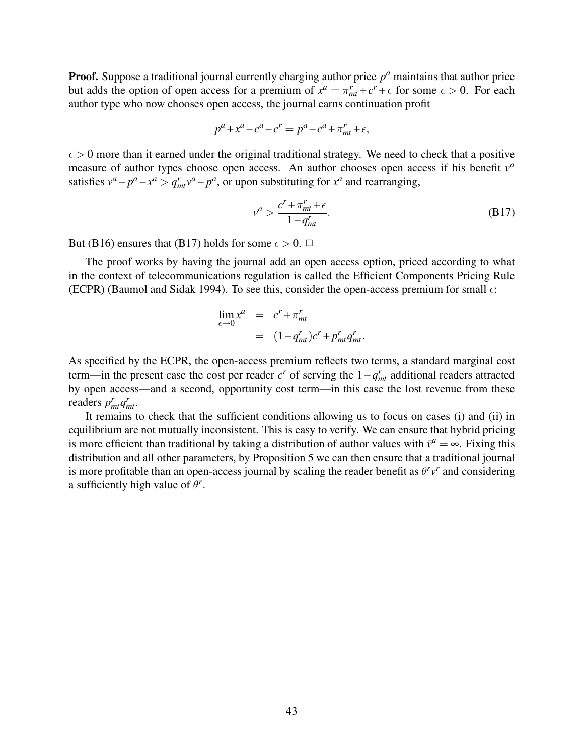**Proof.** Suppose a traditional journal currently charging author price $p^a$ maintains that author price but adds the option of open access for a premium of $x^a = \pi^r_{mt} + c^r + \epsilon$ for some $\epsilon > 0$. For each author type who now chooses open access, the journal earns continuation profit

$$p^a + x^a - c^a - c^r = p^a - c^a + \pi^r_{mt} + \epsilon,$$

$\epsilon > 0$ more than it earned under the original traditional strategy. We need to check that a positive measure of author types choose open access. An author chooses open access if his benefit $v^a$ satisfies $v^a - p^a - x^a > q^r_{mt} v^a - p^a$, or upon substituting for $x^a$ and rearranging,

$$v^a > \frac{c^r + \pi^r_{mt} + \epsilon}{1 - q^r_{mt}}. \tag{B17}$$

But (B16) ensures that (B17) holds for some $\epsilon > 0$. $\square$

The proof works by having the journal add an open access option, priced according to what in the context of telecommunications regulation is called the Efficient Components Pricing Rule (ECPR) (Baumol and Sidak 1994). To see this, consider the open-access premium for small $\epsilon$:

$$\begin{aligned}
\lim_{\epsilon \to 0} x^a &= c^r + \pi^r_{mt} \\
&= (1 - q^r_{mt}) c^r + p^r_{mt} q^r_{mt}.
\end{aligned}$$

As specified by the ECPR, the open-access premium reflects two terms, a standard marginal cost term—in the present case the cost per reader $c^r$ of serving the $1 - q^r_{mt}$ additional readers attracted by open access—and a second, opportunity cost term—in this case the lost revenue from these readers $p^r_{mt} q^r_{mt}$.

It remains to check that the sufficient conditions allowing us to focus on cases (i) and (ii) in equilibrium are not mutually inconsistent. This is easy to verify. We can ensure that hybrid pricing is more efficient than traditional by taking a distribution of author values with $\bar{v}^a = \infty$. Fixing this distribution and all other parameters, by Proposition 5 we can then ensure that a traditional journal is more profitable than an open-access journal by scaling the reader benefit as $\theta^r v^r$ and considering a sufficiently high value of $\theta^r$.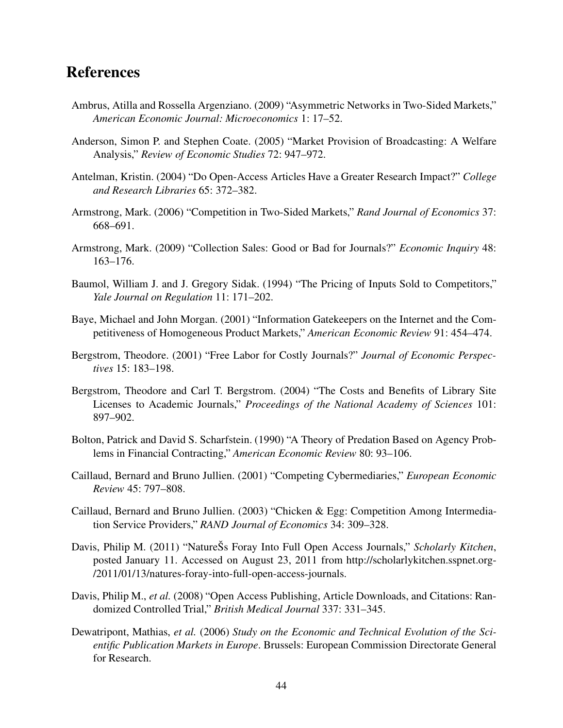## References

Ambrus, Atilla and Rossella Argenziano. (2009) "Asymmetric Networks in Two-Sided Markets," *American Economic Journal: Microeconomics* 1: 17–52.

Anderson, Simon P. and Stephen Coate. (2005) "Market Provision of Broadcasting: A Welfare Analysis," *Review of Economic Studies* 72: 947–972.

Antelman, Kristin. (2004) "Do Open-Access Articles Have a Greater Research Impact?" *College and Research Libraries* 65: 372–382.

Armstrong, Mark. (2006) "Competition in Two-Sided Markets," *Rand Journal of Economics* 37: 668–691.

Armstrong, Mark. (2009) "Collection Sales: Good or Bad for Journals?" *Economic Inquiry* 48: 163–176.

Baumol, William J. and J. Gregory Sidak. (1994) "The Pricing of Inputs Sold to Competitors," *Yale Journal on Regulation* 11: 171–202.

Baye, Michael and John Morgan. (2001) "Information Gatekeepers on the Internet and the Competitiveness of Homogeneous Product Markets," *American Economic Review* 91: 454–474.

Bergstrom, Theodore. (2001) "Free Labor for Costly Journals?" *Journal of Economic Perspectives* 15: 183–198.

Bergstrom, Theodore and Carl T. Bergstrom. (2004) "The Costs and Benefits of Library Site Licenses to Academic Journals," *Proceedings of the National Academy of Sciences* 101: 897–902.

Bolton, Patrick and David S. Scharfstein. (1990) "A Theory of Predation Based on Agency Problems in Financial Contracting," *American Economic Review* 80: 93–106.

Caillaud, Bernard and Bruno Jullien. (2001) "Competing Cybermediaries," *European Economic Review* 45: 797–808.

Caillaud, Bernard and Bruno Jullien. (2003) "Chicken & Egg: Competition Among Intermediation Service Providers," *RAND Journal of Economics* 34: 309–328.

Davis, Philip M. (2011) "NatureŠs Foray Into Full Open Access Journals," *Scholarly Kitchen*, posted January 11. Accessed on August 23, 2011 from http://scholarlykitchen.sspnet.org-/2011/01/13/natures-foray-into-full-open-access-journals.

Davis, Philip M., *et al.* (2008) "Open Access Publishing, Article Downloads, and Citations: Randomized Controlled Trial," *British Medical Journal* 337: 331–345.

Dewatripont, Mathias, *et al.* (2006) *Study on the Economic and Technical Evolution of the Scientific Publication Markets in Europe*. Brussels: European Commission Directorate General for Research.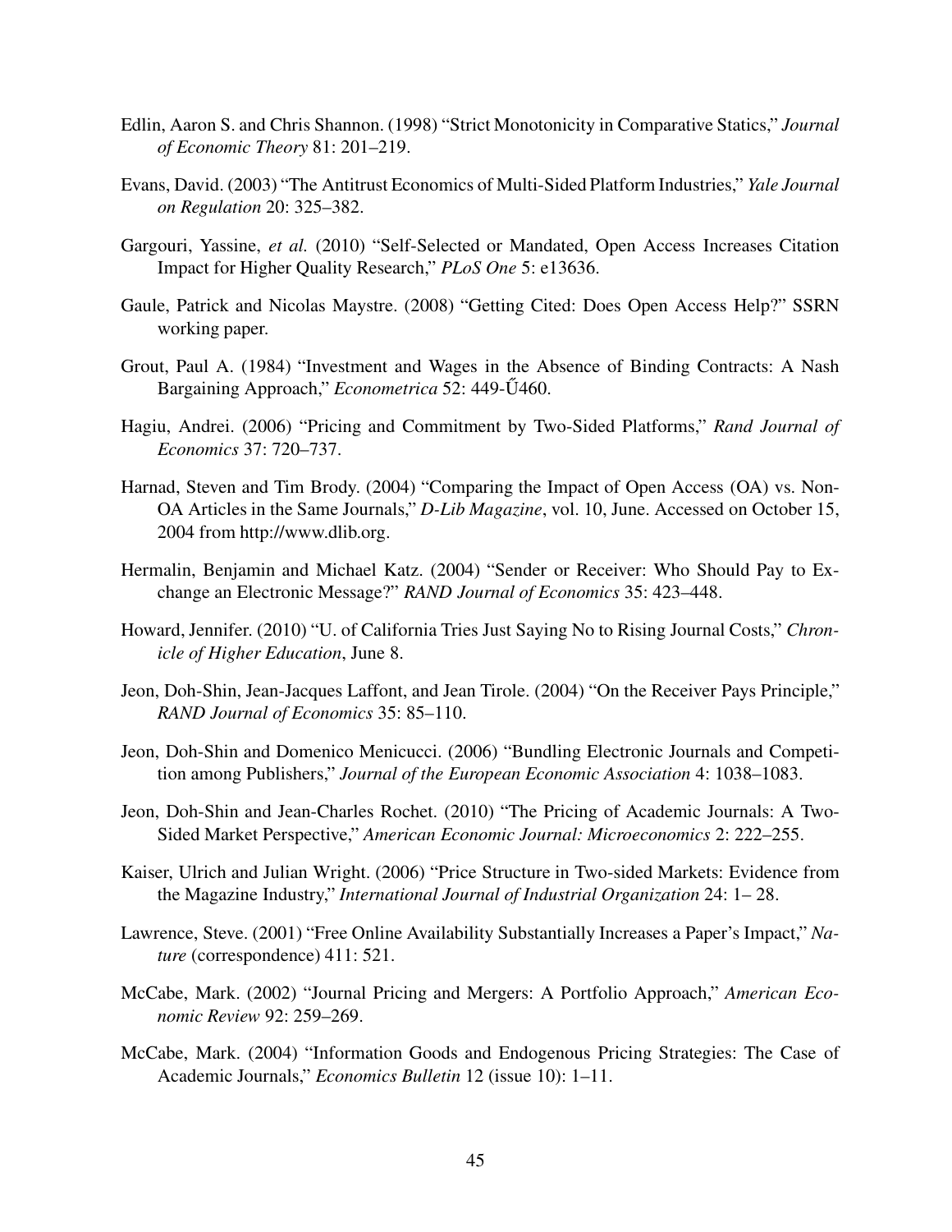Edlin, Aaron S. and Chris Shannon. (1998) "Strict Monotonicity in Comparative Statics," *Journal of Economic Theory* 81: 201–219.

Evans, David. (2003) "The Antitrust Economics of Multi-Sided Platform Industries," *Yale Journal on Regulation* 20: 325–382.

Gargouri, Yassine, *et al.* (2010) "Self-Selected or Mandated, Open Access Increases Citation Impact for Higher Quality Research," *PLoS One* 5: e13636.

Gaule, Patrick and Nicolas Maystre. (2008) "Getting Cited: Does Open Access Help?" SSRN working paper.

Grout, Paul A. (1984) "Investment and Wages in the Absence of Binding Contracts: A Nash Bargaining Approach," *Econometrica* 52: 449-Ű460.

Hagiu, Andrei. (2006) "Pricing and Commitment by Two-Sided Platforms," *Rand Journal of Economics* 37: 720–737.

Harnad, Steven and Tim Brody. (2004) "Comparing the Impact of Open Access (OA) vs. Non-OA Articles in the Same Journals," *D-Lib Magazine*, vol. 10, June. Accessed on October 15, 2004 from http://www.dlib.org.

Hermalin, Benjamin and Michael Katz. (2004) "Sender or Receiver: Who Should Pay to Exchange an Electronic Message?" *RAND Journal of Economics* 35: 423–448.

Howard, Jennifer. (2010) "U. of California Tries Just Saying No to Rising Journal Costs," *Chronicle of Higher Education*, June 8.

Jeon, Doh-Shin, Jean-Jacques Laffont, and Jean Tirole. (2004) "On the Receiver Pays Principle," *RAND Journal of Economics* 35: 85–110.

Jeon, Doh-Shin and Domenico Menicucci. (2006) "Bundling Electronic Journals and Competition among Publishers," *Journal of the European Economic Association* 4: 1038–1083.

Jeon, Doh-Shin and Jean-Charles Rochet. (2010) "The Pricing of Academic Journals: A Two-Sided Market Perspective," *American Economic Journal: Microeconomics* 2: 222–255.

Kaiser, Ulrich and Julian Wright. (2006) "Price Structure in Two-sided Markets: Evidence from the Magazine Industry," *International Journal of Industrial Organization* 24: 1– 28.

Lawrence, Steve. (2001) "Free Online Availability Substantially Increases a Paper's Impact," *Nature* (correspondence) 411: 521.

McCabe, Mark. (2002) "Journal Pricing and Mergers: A Portfolio Approach," *American Economic Review* 92: 259–269.

McCabe, Mark. (2004) "Information Goods and Endogenous Pricing Strategies: The Case of Academic Journals," *Economics Bulletin* 12 (issue 10): 1–11.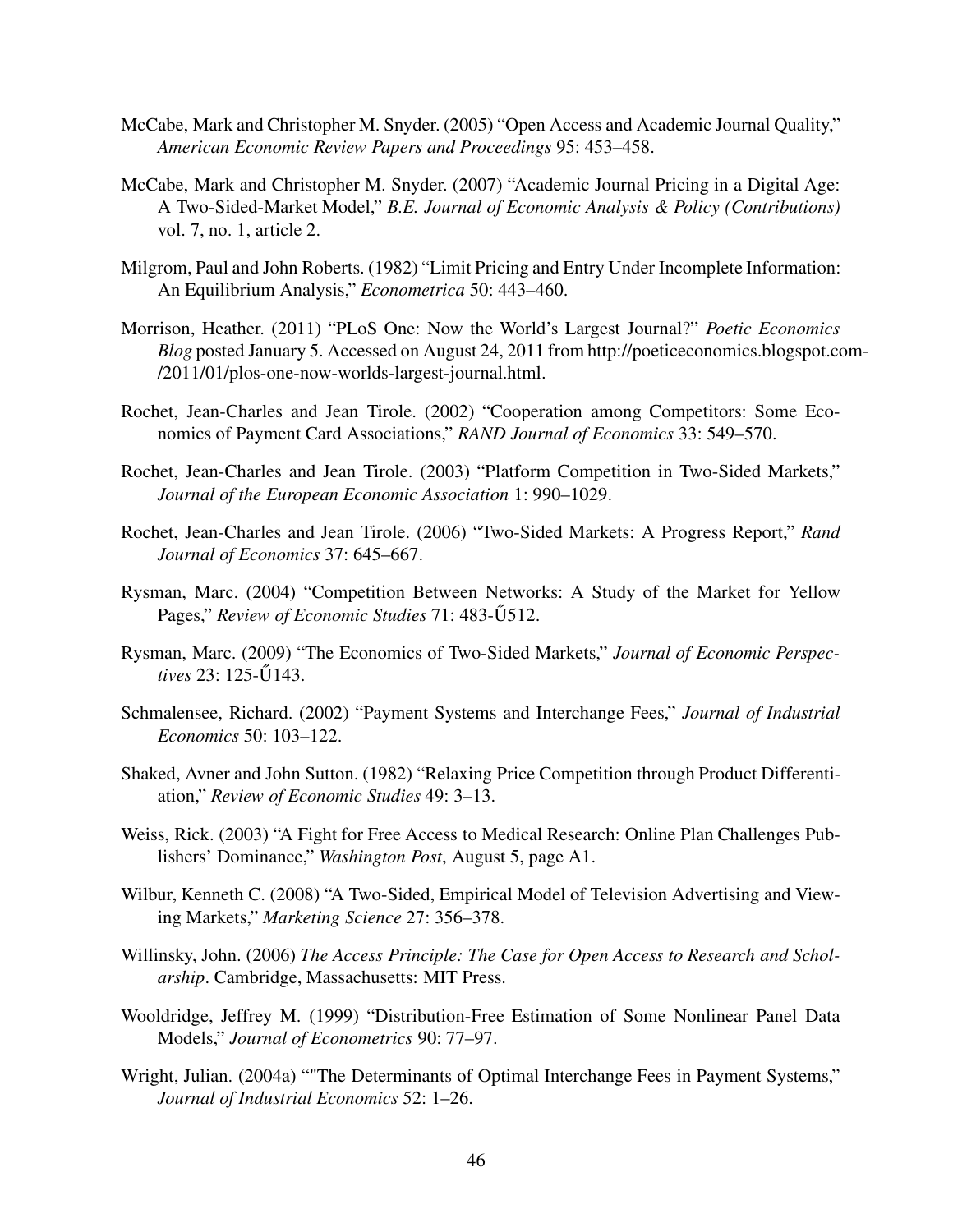McCabe, Mark and Christopher M. Snyder. (2005) "Open Access and Academic Journal Quality," *American Economic Review Papers and Proceedings* 95: 453–458.

McCabe, Mark and Christopher M. Snyder. (2007) "Academic Journal Pricing in a Digital Age: A Two-Sided-Market Model," *B.E. Journal of Economic Analysis & Policy (Contributions)* vol. 7, no. 1, article 2.

Milgrom, Paul and John Roberts. (1982) "Limit Pricing and Entry Under Incomplete Information: An Equilibrium Analysis," *Econometrica* 50: 443–460.

Morrison, Heather. (2011) "PLoS One: Now the World's Largest Journal?" *Poetic Economics Blog* posted January 5. Accessed on August 24, 2011 from http://poeticeconomics.blogspot.com-/2011/01/plos-one-now-worlds-largest-journal.html.

Rochet, Jean-Charles and Jean Tirole. (2002) "Cooperation among Competitors: Some Economics of Payment Card Associations," *RAND Journal of Economics* 33: 549–570.

Rochet, Jean-Charles and Jean Tirole. (2003) "Platform Competition in Two-Sided Markets," *Journal of the European Economic Association* 1: 990–1029.

Rochet, Jean-Charles and Jean Tirole. (2006) "Two-Sided Markets: A Progress Report," *Rand Journal of Economics* 37: 645–667.

Rysman, Marc. (2004) "Competition Between Networks: A Study of the Market for Yellow Pages," *Review of Economic Studies* 71: 483-Ű512.

Rysman, Marc. (2009) "The Economics of Two-Sided Markets," *Journal of Economic Perspectives* 23: 125-Ű143.

Schmalensee, Richard. (2002) "Payment Systems and Interchange Fees," *Journal of Industrial Economics* 50: 103–122.

Shaked, Avner and John Sutton. (1982) "Relaxing Price Competition through Product Differentiation," *Review of Economic Studies* 49: 3–13.

Weiss, Rick. (2003) "A Fight for Free Access to Medical Research: Online Plan Challenges Publishers' Dominance," *Washington Post*, August 5, page A1.

Wilbur, Kenneth C. (2008) "A Two-Sided, Empirical Model of Television Advertising and Viewing Markets," *Marketing Science* 27: 356–378.

Willinsky, John. (2006) *The Access Principle: The Case for Open Access to Research and Scholarship*. Cambridge, Massachusetts: MIT Press.

Wooldridge, Jeffrey M. (1999) "Distribution-Free Estimation of Some Nonlinear Panel Data Models," *Journal of Econometrics* 90: 77–97.

Wright, Julian. (2004a) ""The Determinants of Optimal Interchange Fees in Payment Systems," *Journal of Industrial Economics* 52: 1–26.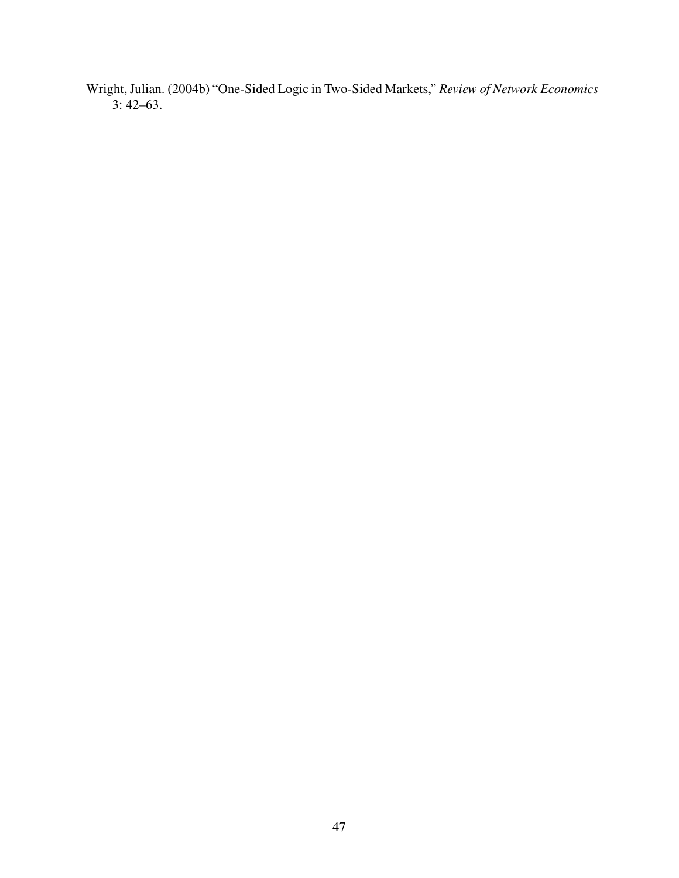Wright, Julian. (2004b) "One-Sided Logic in Two-Sided Markets," *Review of Network Economics* 3: 42–63.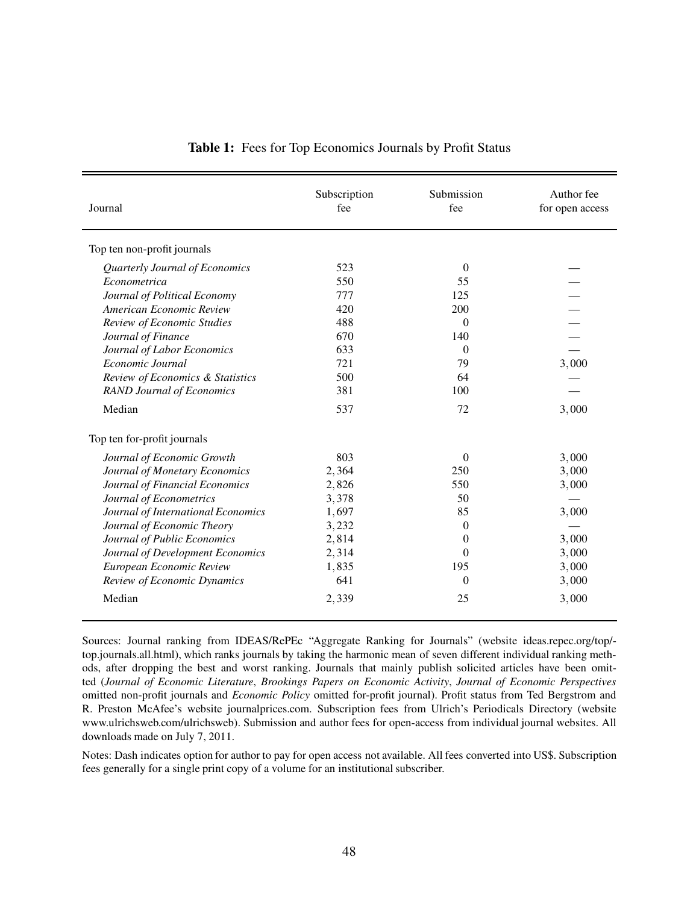**Table 1:** Fees for Top Economics Journals by Profit Status

| Journal | Subscription fee | Submission fee | Author fee for open access |
|---|---|---|---|
| Top ten non-profit journals | | | |
| *Quarterly Journal of Economics* | 523 | 0 | — |
| *Econometrica* | 550 | 55 | — |
| *Journal of Political Economy* | 777 | 125 | — |
| *American Economic Review* | 420 | 200 | — |
| *Review of Economic Studies* | 488 | 0 | — |
| *Journal of Finance* | 670 | 140 | — |
| *Journal of Labor Economics* | 633 | 0 | — |
| *Economic Journal* | 721 | 79 | 3,000 |
| *Review of Economics & Statistics* | 500 | 64 | — |
| *RAND Journal of Economics* | 381 | 100 | — |
| Median | 537 | 72 | 3,000 |
| Top ten for-profit journals | | | |
| *Journal of Economic Growth* | 803 | 0 | 3,000 |
| *Journal of Monetary Economics* | 2,364 | 250 | 3,000 |
| *Journal of Financial Economics* | 2,826 | 550 | 3,000 |
| *Journal of Econometrics* | 3,378 | 50 | — |
| *Journal of International Economics* | 1,697 | 85 | 3,000 |
| *Journal of Economic Theory* | 3,232 | 0 | — |
| *Journal of Public Economics* | 2,814 | 0 | 3,000 |
| *Journal of Development Economics* | 2,314 | 0 | 3,000 |
| *European Economic Review* | 1,835 | 195 | 3,000 |
| *Review of Economic Dynamics* | 641 | 0 | 3,000 |
| Median | 2,339 | 25 | 3,000 |

Sources: Journal ranking from IDEAS/RePEc "Aggregate Ranking for Journals" (website ideas.repec.org/top/top.journals.all.html), which ranks journals by taking the harmonic mean of seven different individual ranking methods, after dropping the best and worst ranking. Journals that mainly publish solicited articles have been omitted (*Journal of Economic Literature*, *Brookings Papers on Economic Activity*, *Journal of Economic Perspectives* omitted non-profit journals and *Economic Policy* omitted for-profit journal). Profit status from Ted Bergstrom and R. Preston McAfee's website journalprices.com. Subscription fees from Ulrich's Periodicals Directory (website www.ulrichsweb.com/ulrichsweb). Submission and author fees for open-access from individual journal websites. All downloads made on July 7, 2011.

Notes: Dash indicates option for author to pay for open access not available. All fees converted into US$. Subscription fees generally for a single print copy of a volume for an institutional subscriber.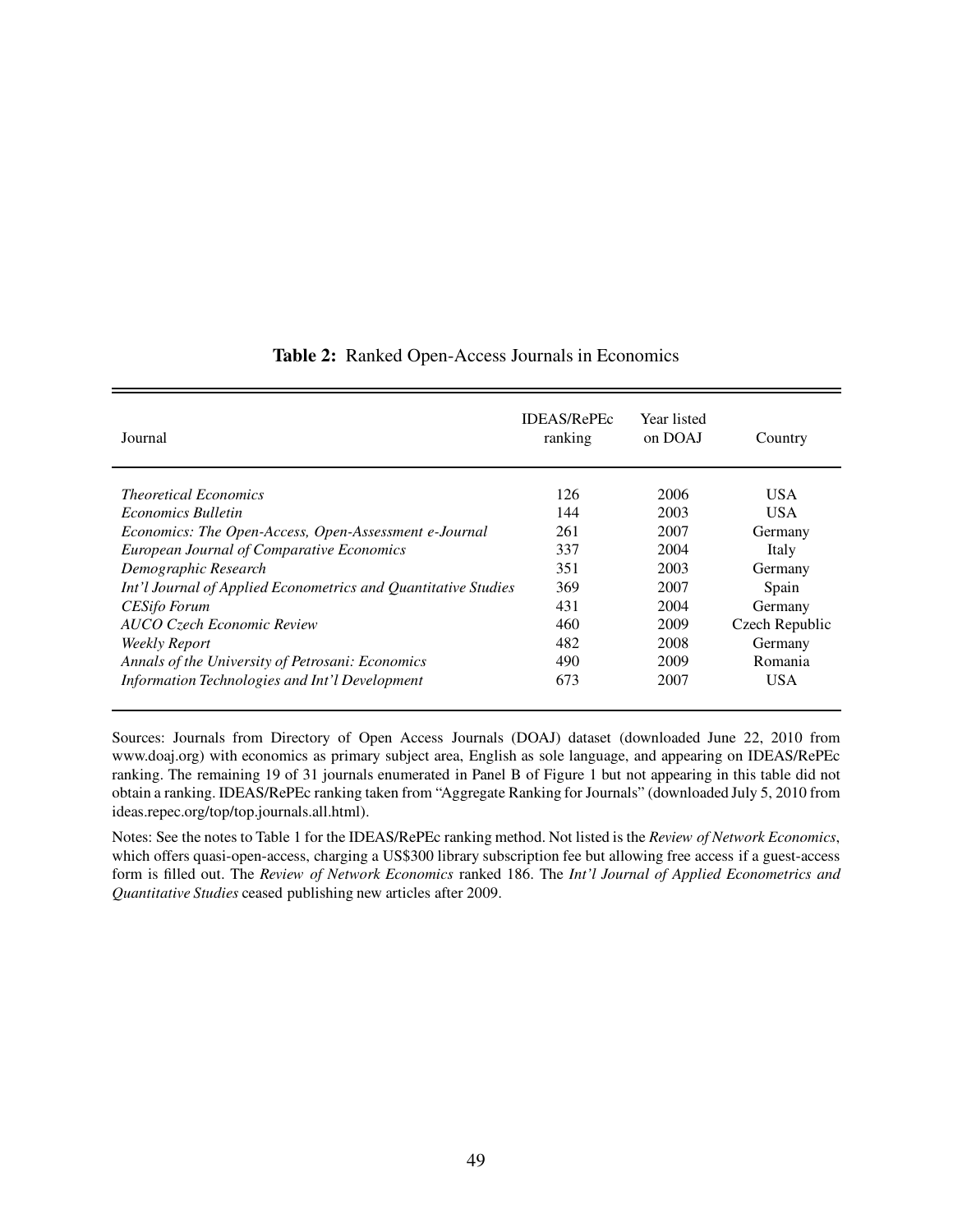**Table 2:** Ranked Open-Access Journals in Economics

| Journal | IDEAS/RePEc ranking | Year listed on DOAJ | Country |
|---|---|---|---|
| *Theoretical Economics* | 126 | 2006 | USA |
| *Economics Bulletin* | 144 | 2003 | USA |
| *Economics: The Open-Access, Open-Assessment e-Journal* | 261 | 2007 | Germany |
| *European Journal of Comparative Economics* | 337 | 2004 | Italy |
| *Demographic Research* | 351 | 2003 | Germany |
| *Int'l Journal of Applied Econometrics and Quantitative Studies* | 369 | 2007 | Spain |
| *CESifo Forum* | 431 | 2004 | Germany |
| *AUCO Czech Economic Review* | 460 | 2009 | Czech Republic |
| *Weekly Report* | 482 | 2008 | Germany |
| *Annals of the University of Petrosani: Economics* | 490 | 2009 | Romania |
| *Information Technologies and Int'l Development* | 673 | 2007 | USA |

Sources: Journals from Directory of Open Access Journals (DOAJ) dataset (downloaded June 22, 2010 from www.doaj.org) with economics as primary subject area, English as sole language, and appearing on IDEAS/RePEc ranking. The remaining 19 of 31 journals enumerated in Panel B of Figure 1 but not appearing in this table did not obtain a ranking. IDEAS/RePEc ranking taken from "Aggregate Ranking for Journals" (downloaded July 5, 2010 from ideas.repec.org/top/top.journals.all.html).

Notes: See the notes to Table 1 for the IDEAS/RePEc ranking method. Not listed is the *Review of Network Economics*, which offers quasi-open-access, charging a US$300 library subscription fee but allowing free access if a guest-access form is filled out. The *Review of Network Economics* ranked 186. The *Int'l Journal of Applied Econometrics and Quantitative Studies* ceased publishing new articles after 2009.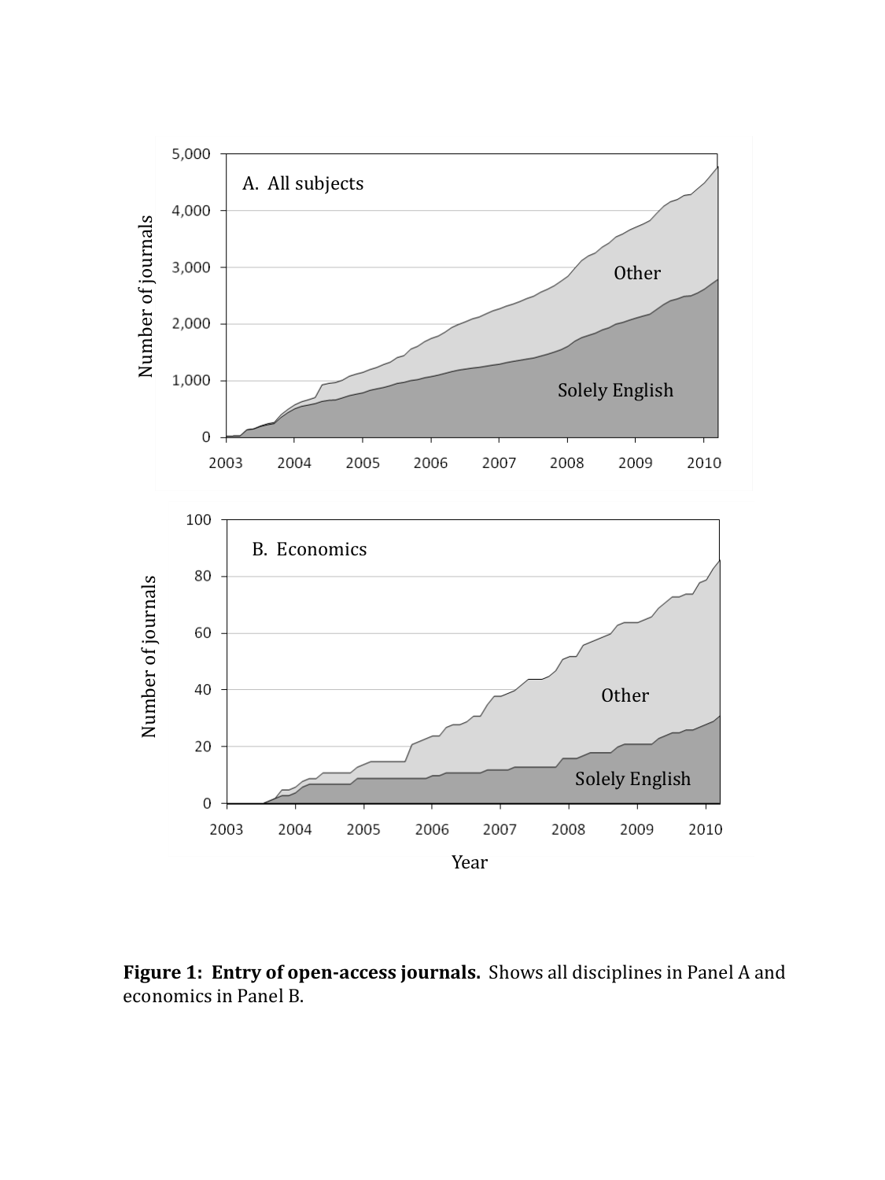**Figure 1: Entry of open-access journals.** Shows all disciplines in Panel A and economics in Panel B.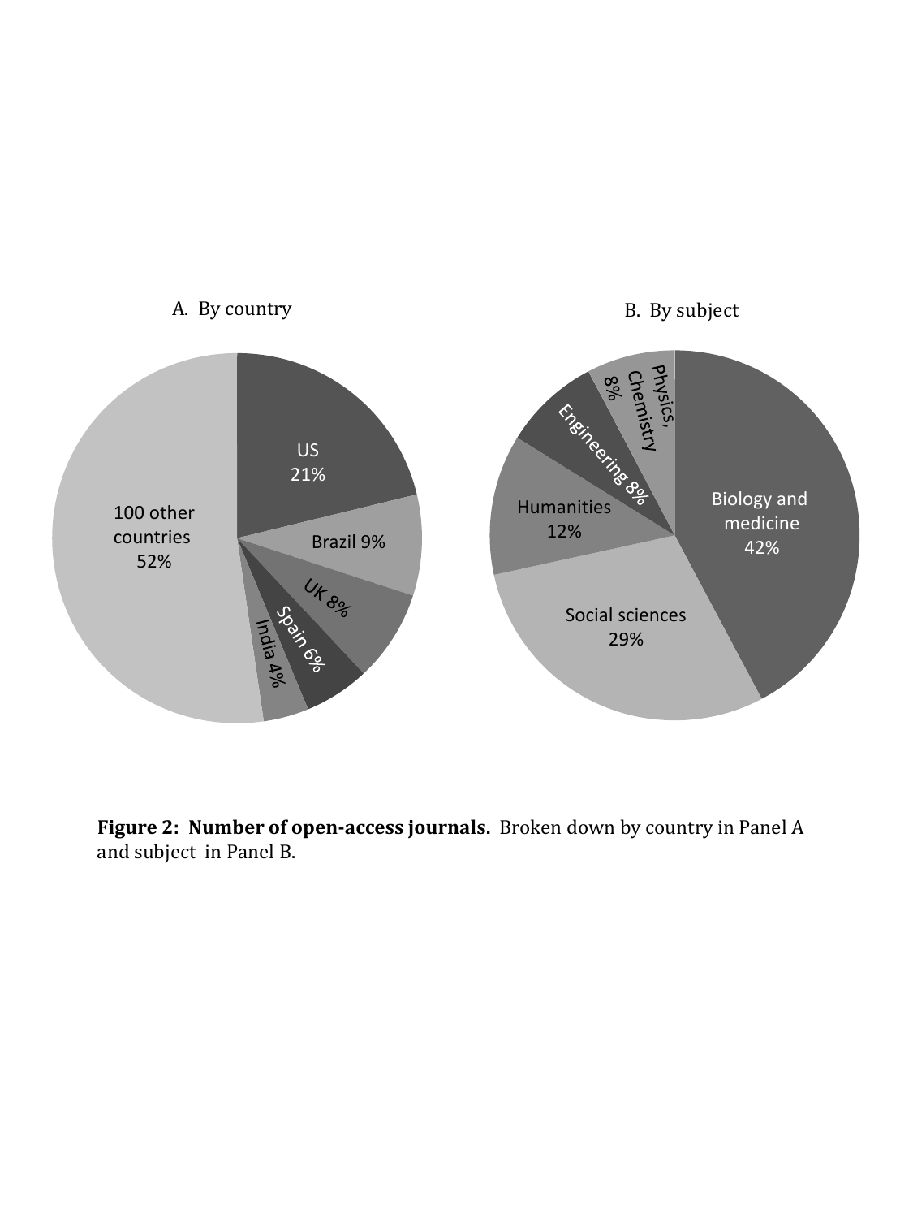A. By country

US 21%

Brazil 9%

UK 8%

Spain 6%

India 4%

100 other countries 52%

B. By subject

Biology and medicine 42%

Social sciences 29%

Humanities 12%

Engineering 8%

Physics, Chemistry 8%

**Figure 2: Number of open-access journals.** Broken down by country in Panel A and subject in Panel B.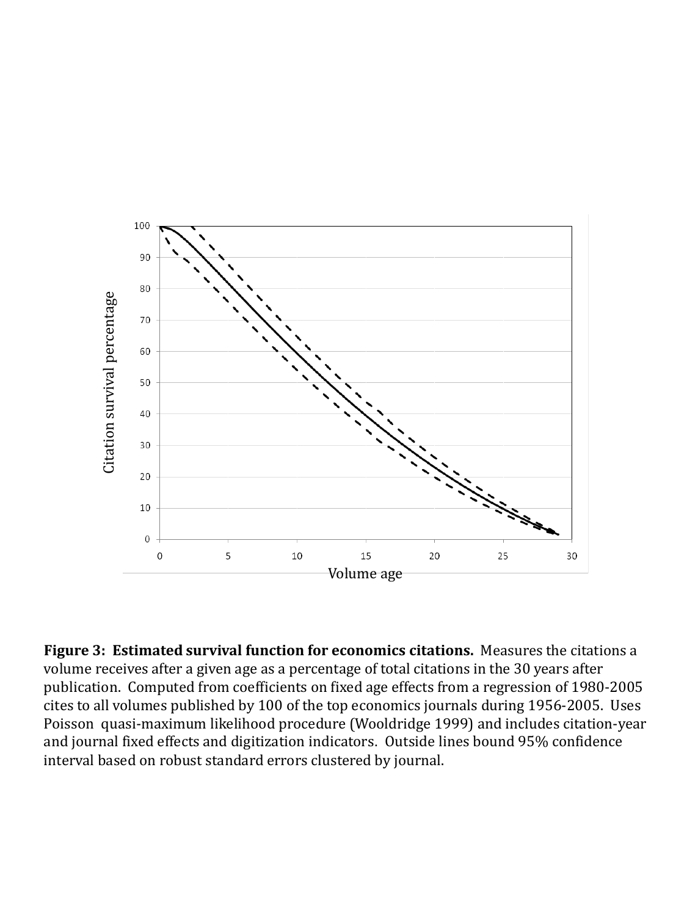**Figure 3: Estimated survival function for economics citations.** Measures the citations a volume receives after a given age as a percentage of total citations in the 30 years after publication. Computed from coefficients on fixed age effects from a regression of 1980-2005 cites to all volumes published by 100 of the top economics journals during 1956-2005. Uses Poisson quasi-maximum likelihood procedure (Wooldridge 1999) and includes citation-year and journal fixed effects and digitization indicators. Outside lines bound 95% confidence interval based on robust standard errors clustered by journal.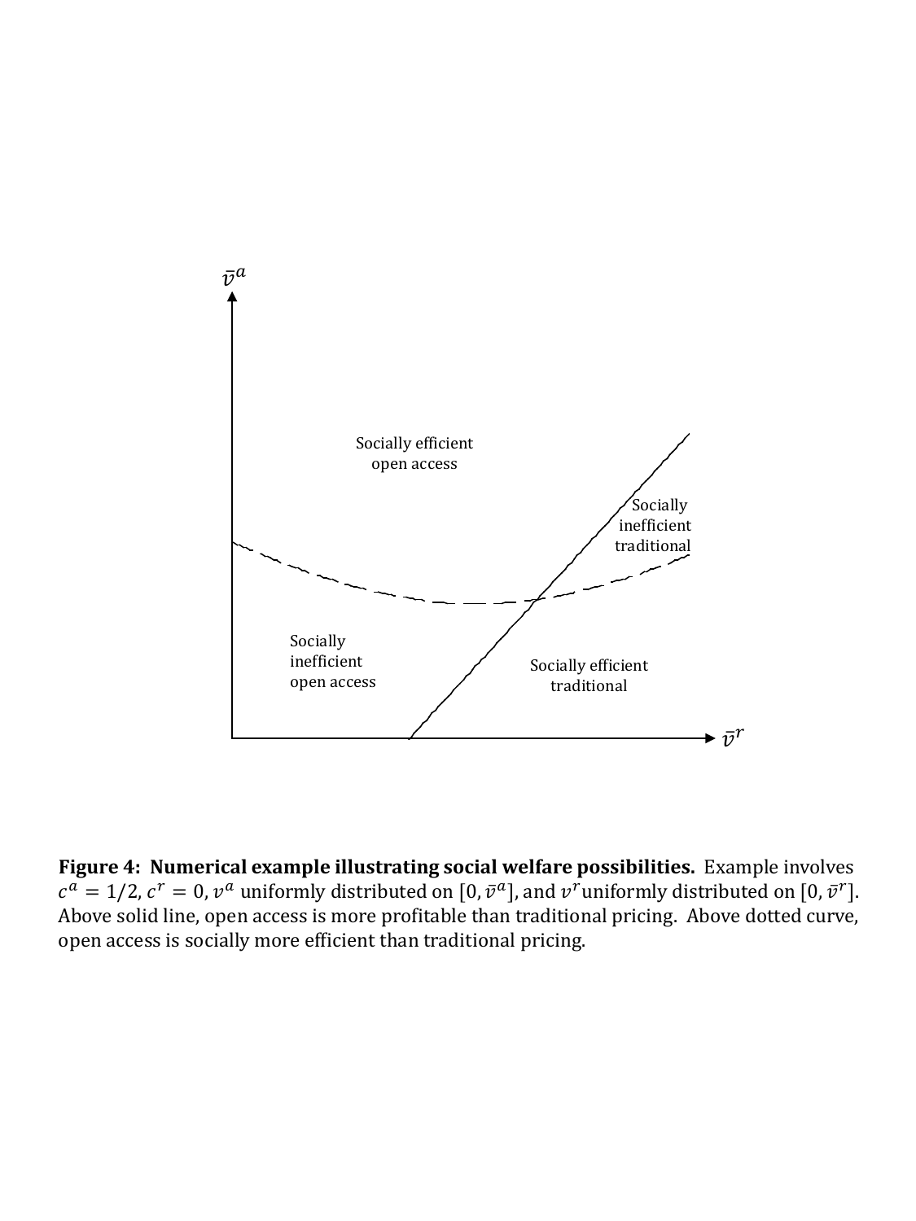Socially efficient open access

Socially inefficient traditional

Socially inefficient open access

Socially efficient traditional

$\bar{v}^a$

$\bar{v}^r$

**Figure 4: Numerical example illustrating social welfare possibilities.** Example involves $c^a = 1/2$, $c^r = 0$, $v^a$ uniformly distributed on $[0, \bar{v}^a]$, and $v^r$ uniformly distributed on $[0, \bar{v}^r]$. Above solid line, open access is more profitable than traditional pricing. Above dotted curve, open access is socially more efficient than traditional pricing.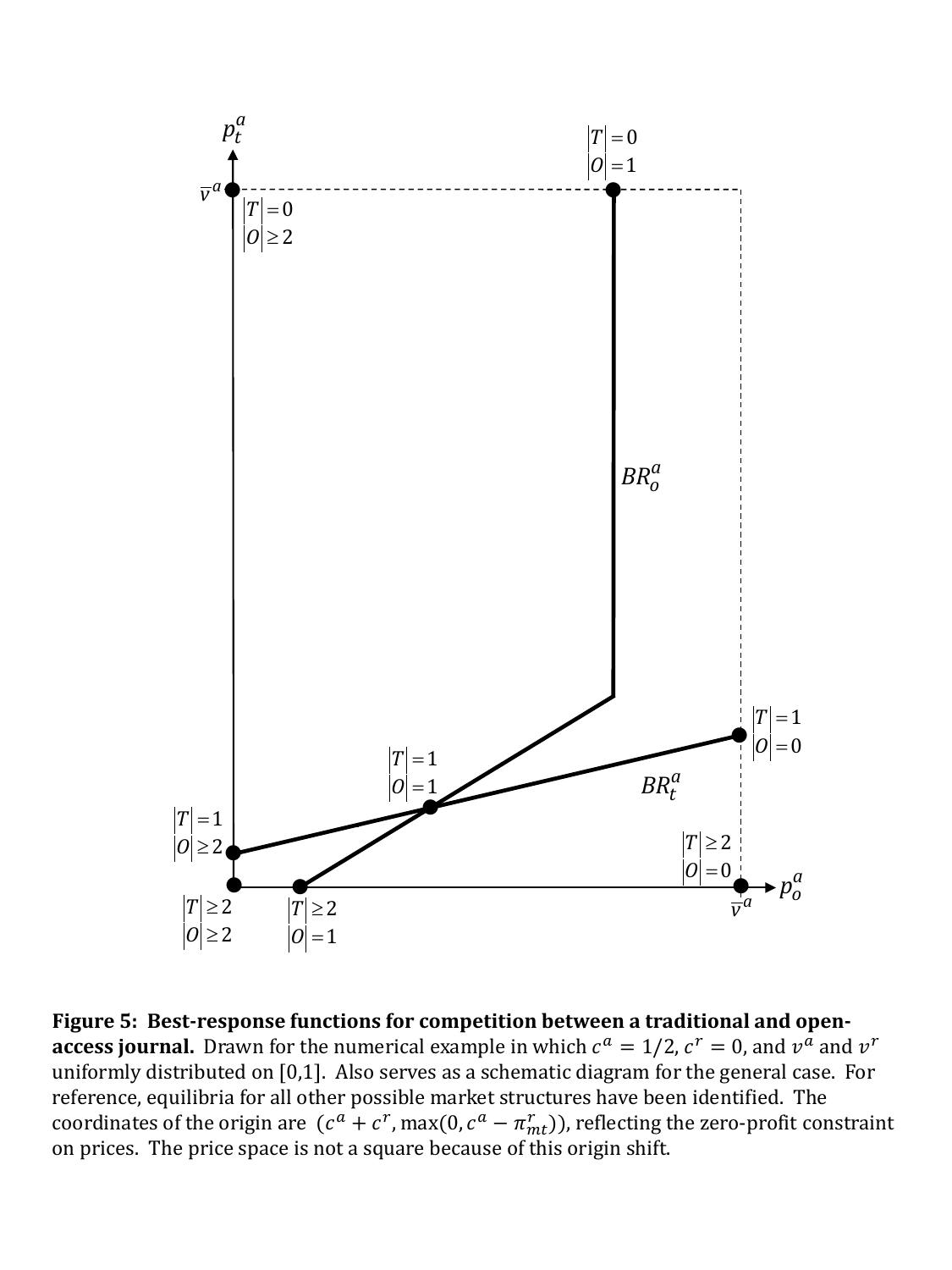**Figure 5: Best-response functions for competition between a traditional and open-access journal.** Drawn for the numerical example in which $c^a = 1/2$, $c^r = 0$, and $v^a$ and $v^r$ uniformly distributed on [0,1]. Also serves as a schematic diagram for the general case. For reference, equilibria for all other possible market structures have been identified. The coordinates of the origin are $(c^a + c^r, \max(0, c^a - \pi^r_{mt}))$, reflecting the zero-profit constraint on prices. The price space is not a square because of this origin shift.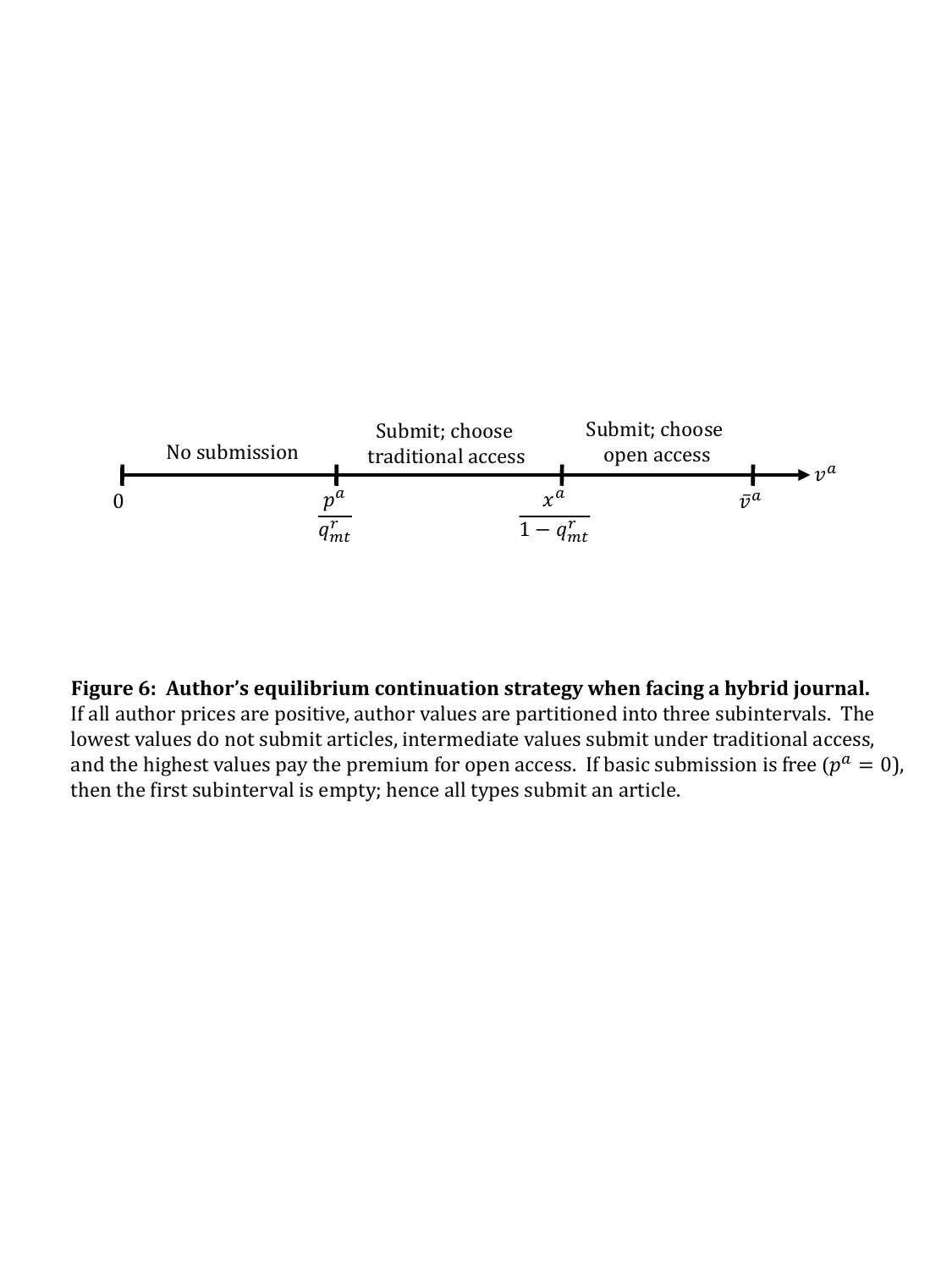**Figure 6: Author's equilibrium continuation strategy when facing a hybrid journal.** If all author prices are positive, author values are partitioned into three subintervals. The lowest values do not submit articles, intermediate values submit under traditional access, and the highest values pay the premium for open access. If basic submission is free ($p^a = 0$), then the first subinterval is empty; hence all types submit an article.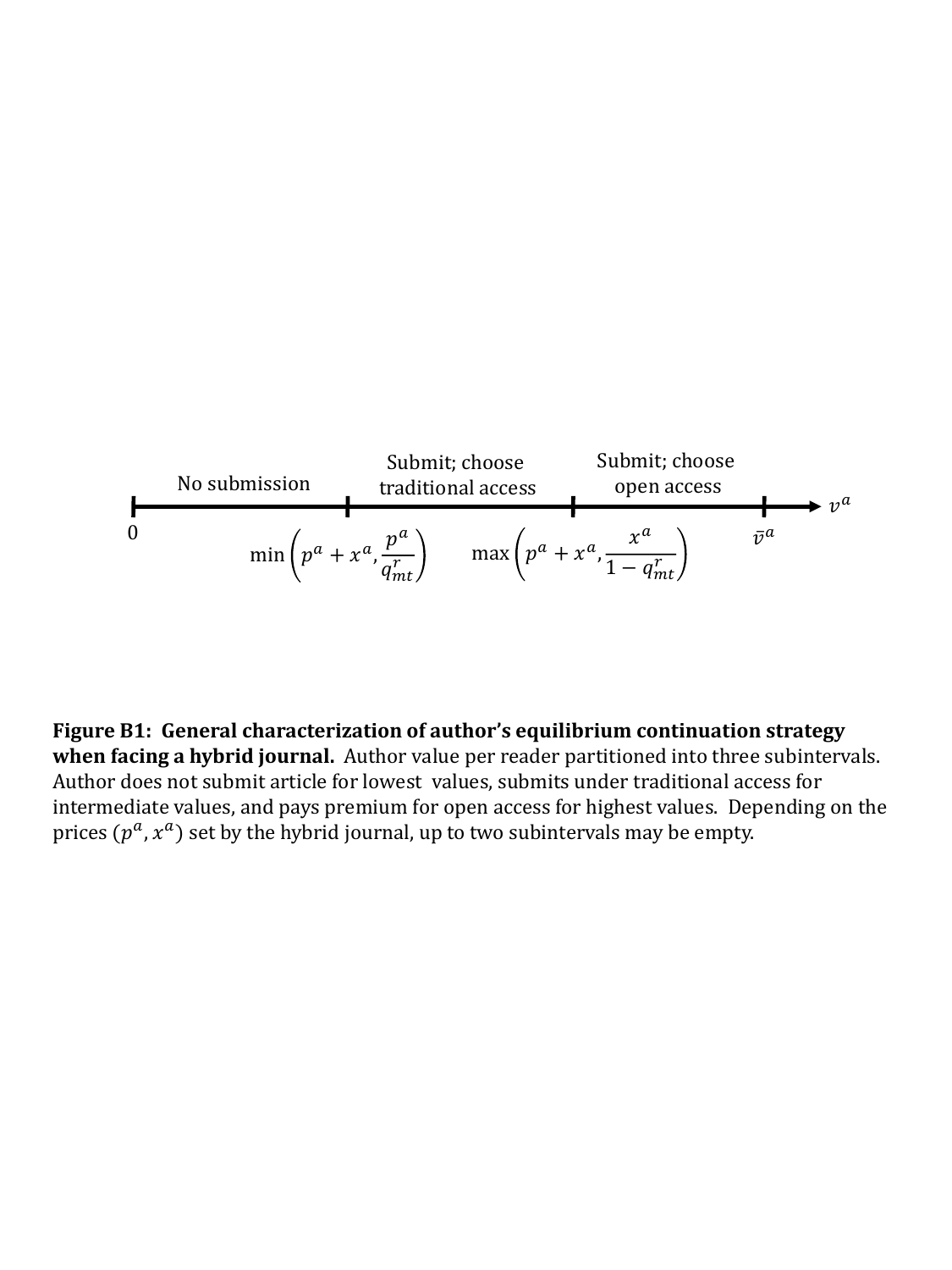| | No submission | Submit; choose traditional access | Submit; choose open access | |
|---|---|---|---|---|
| $0$ | $\min\left(p^a + x^a, \frac{p^a}{q^r_{mt}}\right)$ | | $\max\left(p^a + x^a, \frac{x^a}{1 - q^r_{mt}}\right)$ | $\bar{v}^a$ → $v^a$ |

**Figure B1: General characterization of author's equilibrium continuation strategy when facing a hybrid journal.** Author value per reader partitioned into three subintervals. Author does not submit article for lowest values, submits under traditional access for intermediate values, and pays premium for open access for highest values. Depending on the prices ($p^a$, $x^a$) set by the hybrid journal, up to two subintervals may be empty.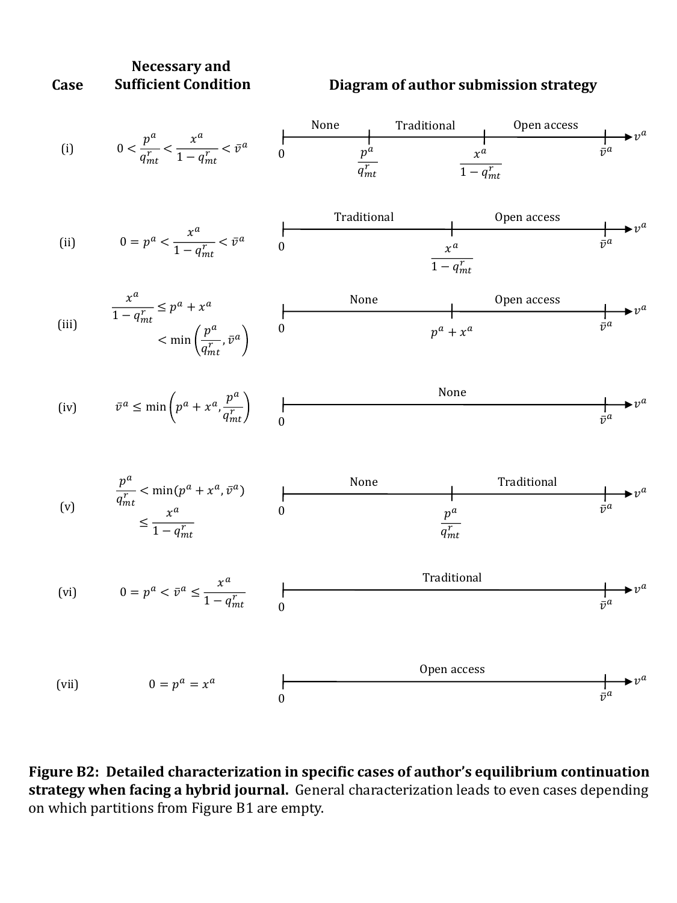| Case | Necessary and Sufficient Condition | Diagram of author submission strategy |
|---|---|---|
| (i) | $0 < \frac{p^a}{q^r_{mt}} < \frac{x^a}{1 - q^r_{mt}} < \bar{v}^a$ | $[0, \frac{p^a}{q^r_{mt}}]$: None; $[\frac{p^a}{q^r_{mt}}, \frac{x^a}{1 - q^r_{mt}}]$: Traditional; $[\frac{x^a}{1 - q^r_{mt}}, \bar{v}^a]$: Open access |
| (ii) | $0 = p^a < \frac{x^a}{1 - q^r_{mt}} < \bar{v}^a$ | $[0, \frac{x^a}{1 - q^r_{mt}}]$: Traditional; $[\frac{x^a}{1 - q^r_{mt}}, \bar{v}^a]$: Open access |
| (iii) | $\frac{x^a}{1 - q^r_{mt}} \leq p^a + x^a < \min\left(\frac{p^a}{q^r_{mt}}, \bar{v}^a\right)$ | $[0, p^a + x^a]$: None; $[p^a + x^a, \bar{v}^a]$: Open access |
| (iv) | $\bar{v}^a \leq \min\left(p^a + x^a, \frac{p^a}{q^r_{mt}}\right)$ | $[0, \bar{v}^a]$: None |
| (v) | $\frac{p^a}{q^r_{mt}} < \min(p^a + x^a, \bar{v}^a) \leq \frac{x^a}{1 - q^r_{mt}}$ | $[0, \frac{p^a}{q^r_{mt}}]$: None; $[\frac{p^a}{q^r_{mt}}, \bar{v}^a]$: Traditional |
| (vi) | $0 = p^a < \bar{v}^a \leq \frac{x^a}{1 - q^r_{mt}}$ | $[0, \bar{v}^a]$: Traditional |
| (vii) | $0 = p^a = x^a$ | $[0, \bar{v}^a]$: Open access |

Horizontal axis of each diagram: $v^a$.

**Figure B2: Detailed characterization in specific cases of author's equilibrium continuation strategy when facing a hybrid journal.** General characterization leads to even cases depending on which partitions from Figure B1 are empty.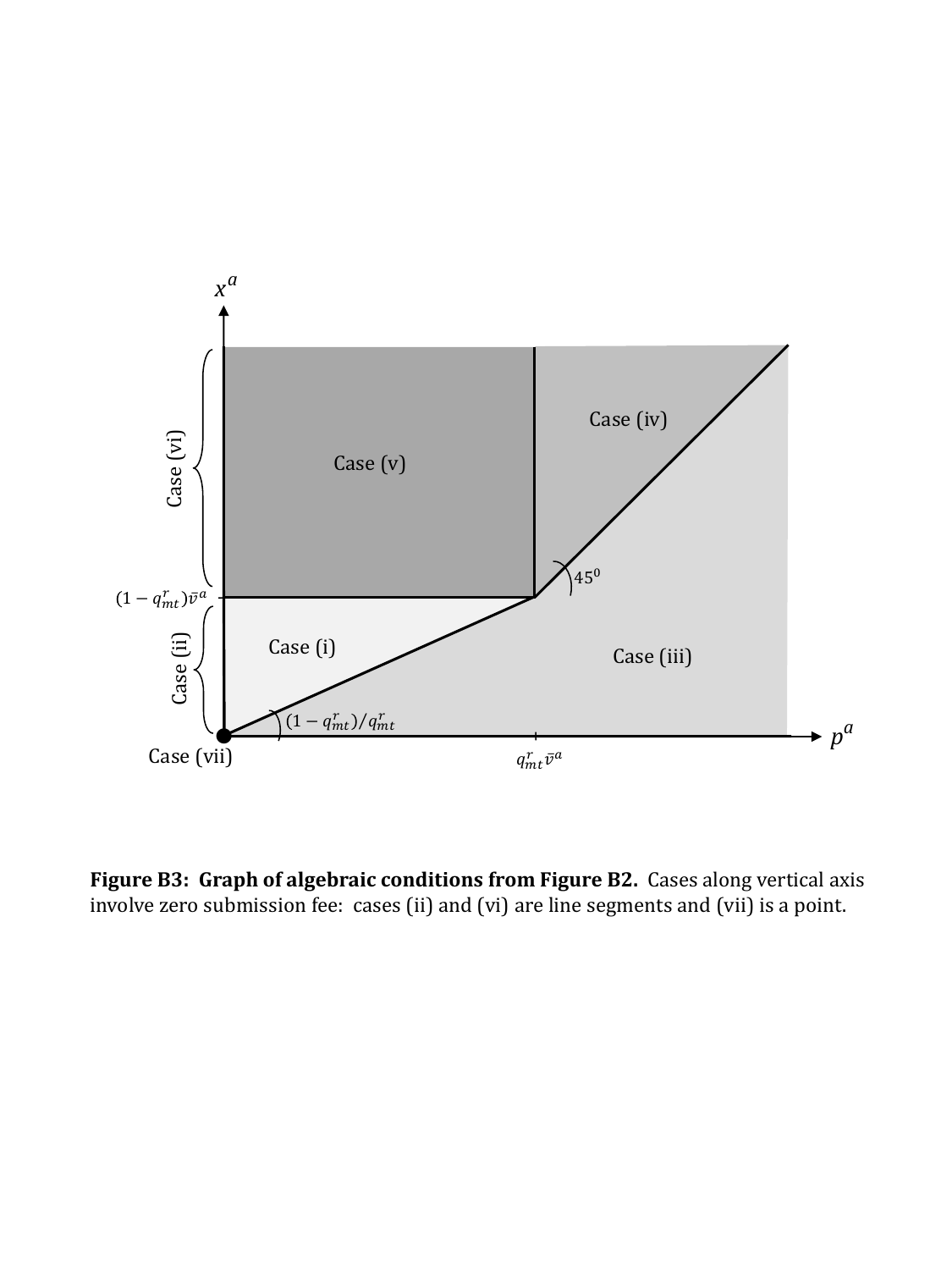$x^a$

Case (vi)

Case (v)

Case (iv)

$45^0$

$(1 - q^r_{mt})\bar{v}^a$

Case (ii)

Case (i)

Case (iii)

$(1 - q^r_{mt})/q^r_{mt}$

Case (vii)

$q^r_{mt}\bar{v}^a$

$p^a$

**Figure B3: Graph of algebraic conditions from Figure B2.** Cases along vertical axis involve zero submission fee: cases (ii) and (vi) are line segments and (vii) is a point.